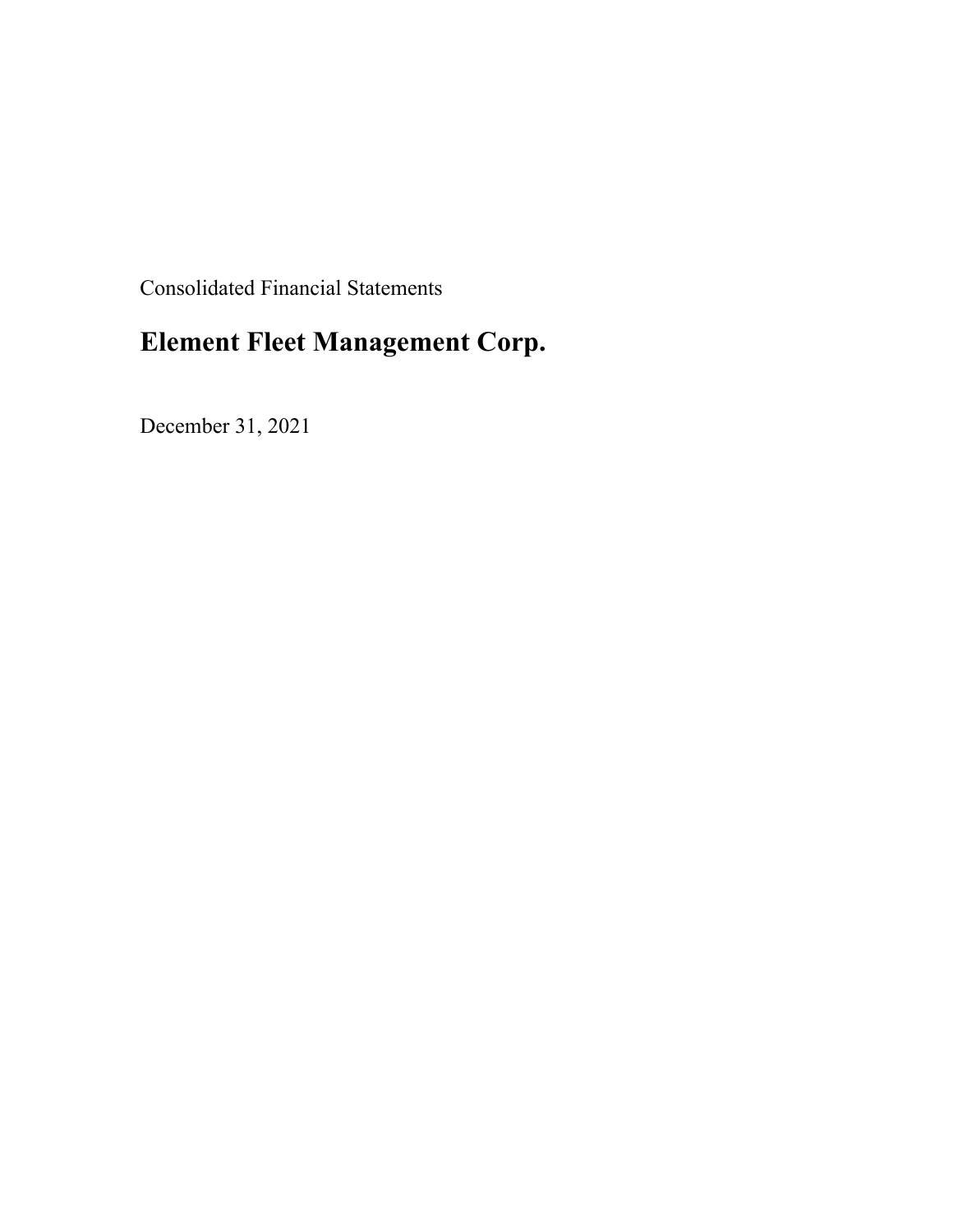Consolidated Financial Statements

# Element Fleet Management Corp.

December 31, 2021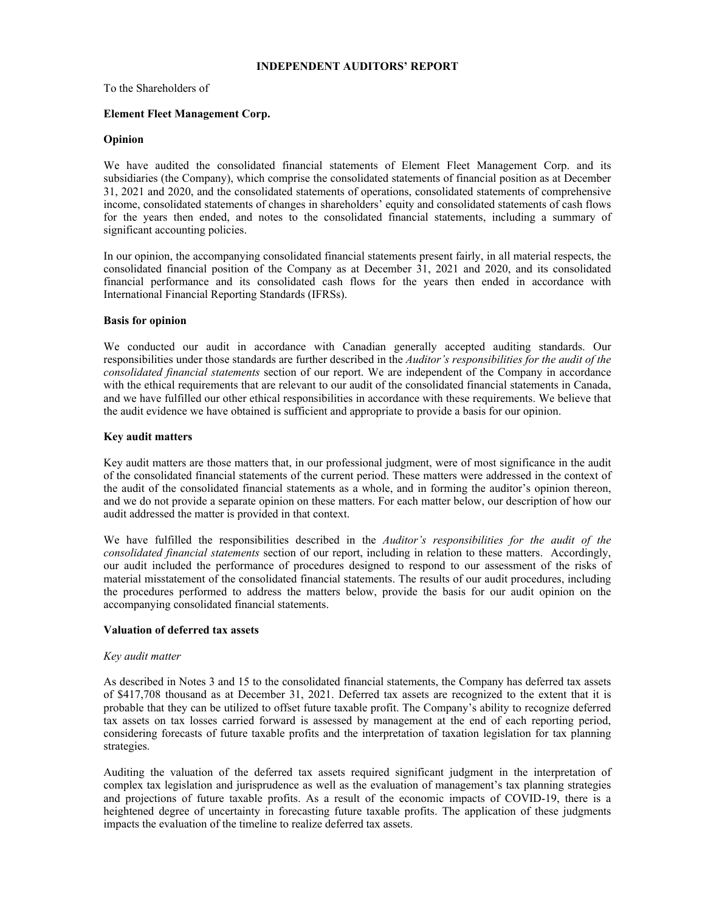# INDEPENDENT AUDITORS' REPORT

To the Shareholders of

**Element Fleet Management Corp.**

## Opinion

We have audited the consolidated financial statements of Element Fleet Management Corp. and its subsidiaries (the Company), which comprise the consolidated statements of financial position as at December 31, 2021 and 2020, and the consolidated statements of operations, consolidated statements of comprehensive income, consolidated statements of changes in shareholders' equity and consolidated statements of cash flows for the years then ended, and notes to the consolidated financial statements, including a summary of significant accounting policies.

In our opinion, the accompanying consolidated financial statements present fairly, in all material respects, the consolidated financial position of the Company as at December 31, 2021 and 2020, and its consolidated financial performance and its consolidated cash flows for the years then ended in accordance with International Financial Reporting Standards (IFRSs).

## Basis for opinion

We conducted our audit in accordance with Canadian generally accepted auditing standards. Our responsibilities under those standards are further described in the *Auditor's responsibilities for the audit of the consolidated financial statements* section of our report. We are independent of the Company in accordance with the ethical requirements that are relevant to our audit of the consolidated financial statements in Canada, and we have fulfilled our other ethical responsibilities in accordance with these requirements. We believe that the audit evidence we have obtained is sufficient and appropriate to provide a basis for our opinion.

## Key audit matters

Key audit matters are those matters that, in our professional judgment, were of most significance in the audit of the consolidated financial statements of the current period. These matters were addressed in the context of the audit of the consolidated financial statements as a whole, and in forming the auditor's opinion thereon, and we do not provide a separate opinion on these matters. For each matter below, our description of how our audit addressed the matter is provided in that context.

We have fulfilled the responsibilities described in the *Auditor's responsibilities for the audit of the consolidated financial statements* section of our report, including in relation to these matters. Accordingly, our audit included the performance of procedures designed to respond to our assessment of the risks of material misstatement of the consolidated financial statements. The results of our audit procedures, including the procedures performed to address the matters below, provide the basis for our audit opinion on the accompanying consolidated financial statements.

### Valuation of deferred tax assets

*Key audit matter*

As described in Notes 3 and 15 to the consolidated financial statements, the Company has deferred tax assets of $417,708 thousand as at December 31, 2021. Deferred tax assets are recognized to the extent that it is probable that they can be utilized to offset future taxable profit. The Company's ability to recognize deferred tax assets on tax losses carried forward is assessed by management at the end of each reporting period, considering forecasts of future taxable profits and the interpretation of taxation legislation for tax planning strategies.

Auditing the valuation of the deferred tax assets required significant judgment in the interpretation of complex tax legislation and jurisprudence as well as the evaluation of management's tax planning strategies and projections of future taxable profits. As a result of the economic impacts of COVID-19, there is a heightened degree of uncertainty in forecasting future taxable profits. The application of these judgments impacts the evaluation of the timeline to realize deferred tax assets.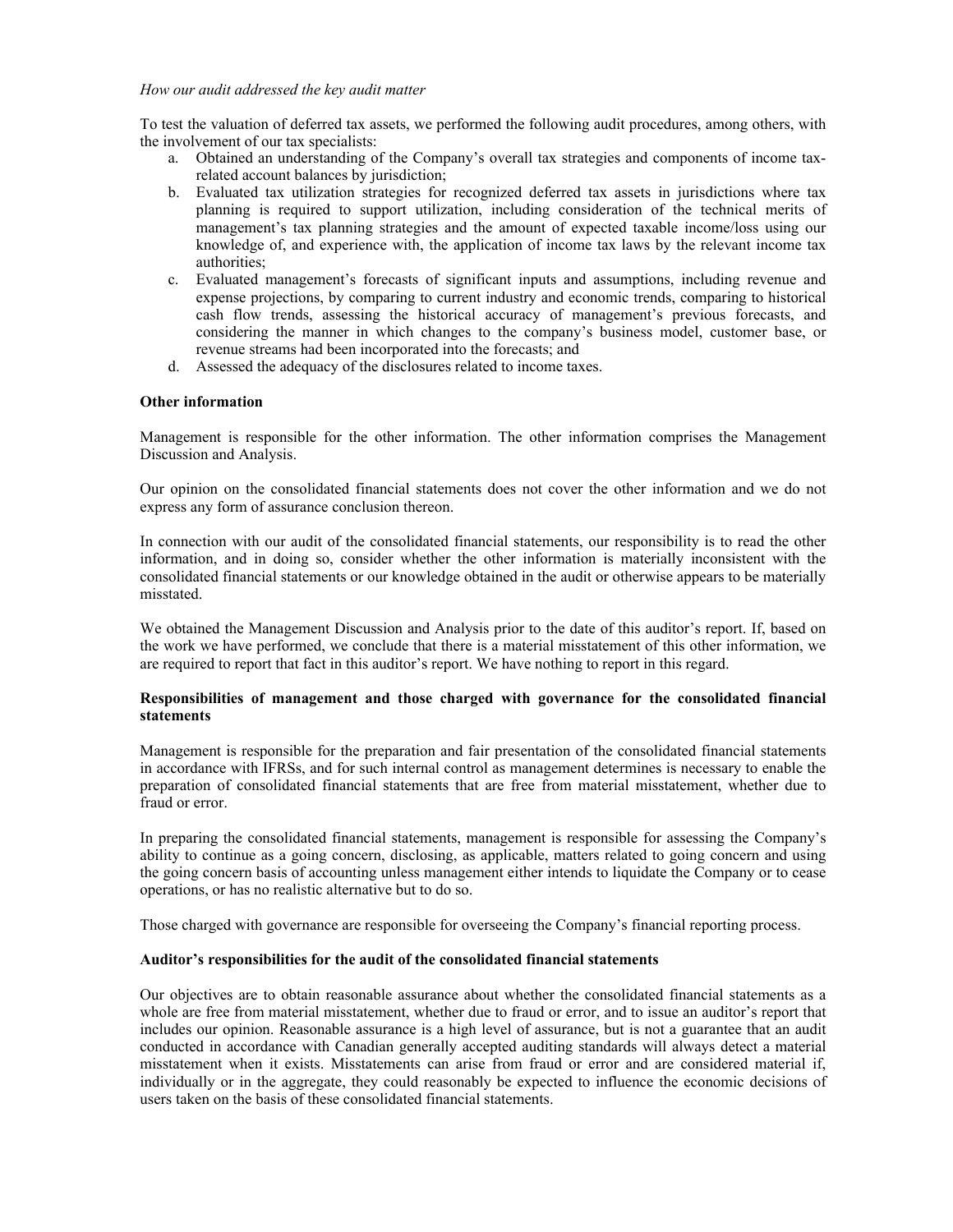*How our audit addressed the key audit matter*

To test the valuation of deferred tax assets, we performed the following audit procedures, among others, with the involvement of our tax specialists:

a. Obtained an understanding of the Company's overall tax strategies and components of income tax-related account balances by jurisdiction;
b. Evaluated tax utilization strategies for recognized deferred tax assets in jurisdictions where tax planning is required to support utilization, including consideration of the technical merits of management's tax planning strategies and the amount of expected taxable income/loss using our knowledge of, and experience with, the application of income tax laws by the relevant income tax authorities;
c. Evaluated management's forecasts of significant inputs and assumptions, including revenue and expense projections, by comparing to current industry and economic trends, comparing to historical cash flow trends, assessing the historical accuracy of management's previous forecasts, and considering the manner in which changes to the company's business model, customer base, or revenue streams had been incorporated into the forecasts; and
d. Assessed the adequacy of the disclosures related to income taxes.

**Other information**

Management is responsible for the other information. The other information comprises the Management Discussion and Analysis.

Our opinion on the consolidated financial statements does not cover the other information and we do not express any form of assurance conclusion thereon.

In connection with our audit of the consolidated financial statements, our responsibility is to read the other information, and in doing so, consider whether the other information is materially inconsistent with the consolidated financial statements or our knowledge obtained in the audit or otherwise appears to be materially misstated.

We obtained the Management Discussion and Analysis prior to the date of this auditor's report. If, based on the work we have performed, we conclude that there is a material misstatement of this other information, we are required to report that fact in this auditor's report. We have nothing to report in this regard.

**Responsibilities of management and those charged with governance for the consolidated financial statements**

Management is responsible for the preparation and fair presentation of the consolidated financial statements in accordance with IFRSs, and for such internal control as management determines is necessary to enable the preparation of consolidated financial statements that are free from material misstatement, whether due to fraud or error.

In preparing the consolidated financial statements, management is responsible for assessing the Company's ability to continue as a going concern, disclosing, as applicable, matters related to going concern and using the going concern basis of accounting unless management either intends to liquidate the Company or to cease operations, or has no realistic alternative but to do so.

Those charged with governance are responsible for overseeing the Company's financial reporting process.

**Auditor's responsibilities for the audit of the consolidated financial statements**

Our objectives are to obtain reasonable assurance about whether the consolidated financial statements as a whole are free from material misstatement, whether due to fraud or error, and to issue an auditor's report that includes our opinion. Reasonable assurance is a high level of assurance, but is not a guarantee that an audit conducted in accordance with Canadian generally accepted auditing standards will always detect a material misstatement when it exists. Misstatements can arise from fraud or error and are considered material if, individually or in the aggregate, they could reasonably be expected to influence the economic decisions of users taken on the basis of these consolidated financial statements.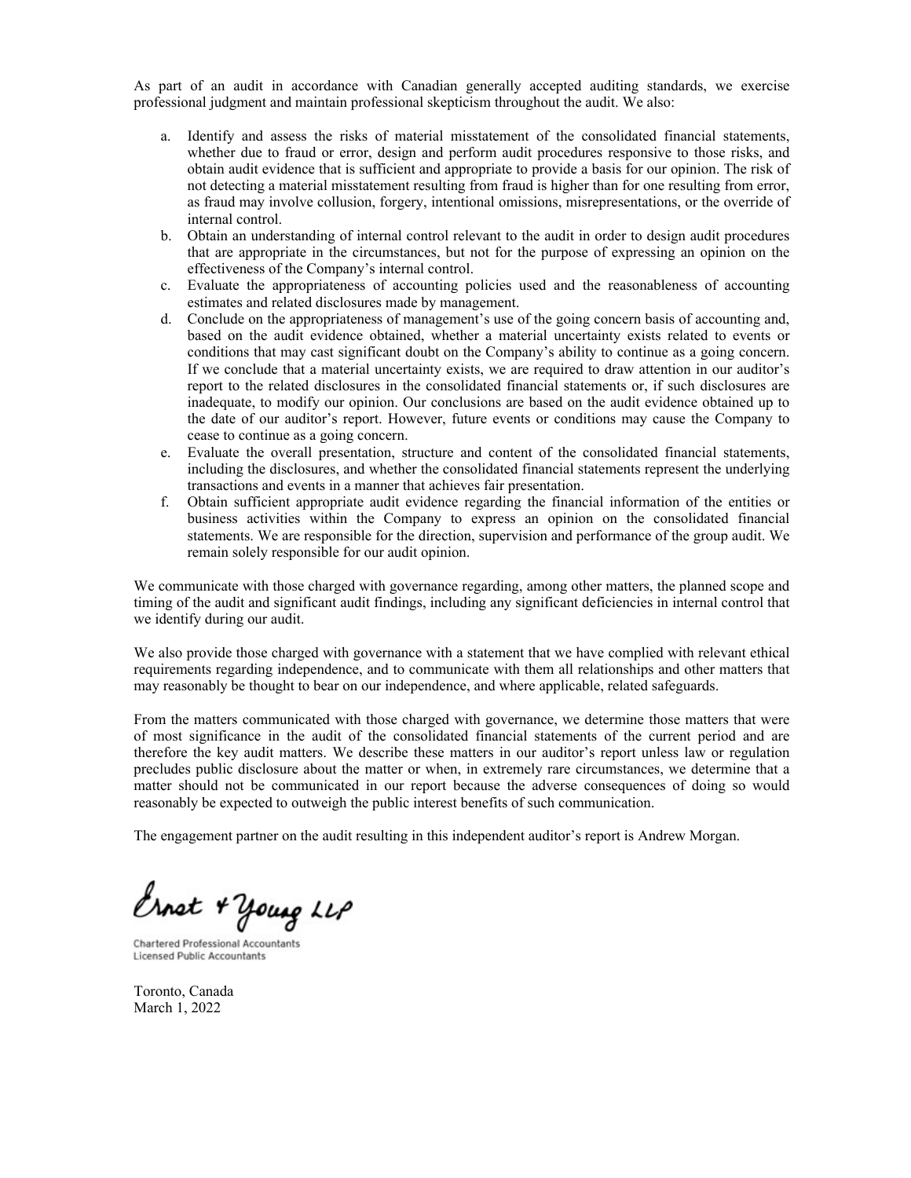As part of an audit in accordance with Canadian generally accepted auditing standards, we exercise professional judgment and maintain professional skepticism throughout the audit. We also:

a. Identify and assess the risks of material misstatement of the consolidated financial statements, whether due to fraud or error, design and perform audit procedures responsive to those risks, and obtain audit evidence that is sufficient and appropriate to provide a basis for our opinion. The risk of not detecting a material misstatement resulting from fraud is higher than for one resulting from error, as fraud may involve collusion, forgery, intentional omissions, misrepresentations, or the override of internal control.
b. Obtain an understanding of internal control relevant to the audit in order to design audit procedures that are appropriate in the circumstances, but not for the purpose of expressing an opinion on the effectiveness of the Company's internal control.
c. Evaluate the appropriateness of accounting policies used and the reasonableness of accounting estimates and related disclosures made by management.
d. Conclude on the appropriateness of management's use of the going concern basis of accounting and, based on the audit evidence obtained, whether a material uncertainty exists related to events or conditions that may cast significant doubt on the Company's ability to continue as a going concern. If we conclude that a material uncertainty exists, we are required to draw attention in our auditor's report to the related disclosures in the consolidated financial statements or, if such disclosures are inadequate, to modify our opinion. Our conclusions are based on the audit evidence obtained up to the date of our auditor's report. However, future events or conditions may cause the Company to cease to continue as a going concern.
e. Evaluate the overall presentation, structure and content of the consolidated financial statements, including the disclosures, and whether the consolidated financial statements represent the underlying transactions and events in a manner that achieves fair presentation.
f. Obtain sufficient appropriate audit evidence regarding the financial information of the entities or business activities within the Company to express an opinion on the consolidated financial statements. We are responsible for the direction, supervision and performance of the group audit. We remain solely responsible for our audit opinion.

We communicate with those charged with governance regarding, among other matters, the planned scope and timing of the audit and significant audit findings, including any significant deficiencies in internal control that we identify during our audit.

We also provide those charged with governance with a statement that we have complied with relevant ethical requirements regarding independence, and to communicate with them all relationships and other matters that may reasonably be thought to bear on our independence, and where applicable, related safeguards.

From the matters communicated with those charged with governance, we determine those matters that were of most significance in the audit of the consolidated financial statements of the current period and are therefore the key audit matters. We describe these matters in our auditor's report unless law or regulation precludes public disclosure about the matter or when, in extremely rare circumstances, we determine that a matter should not be communicated in our report because the adverse consequences of doing so would reasonably be expected to outweigh the public interest benefits of such communication.

The engagement partner on the audit resulting in this independent auditor's report is Andrew Morgan.

Ernst & Young LLP

Chartered Professional Accountants
Licensed Public Accountants

Toronto, Canada
March 1, 2022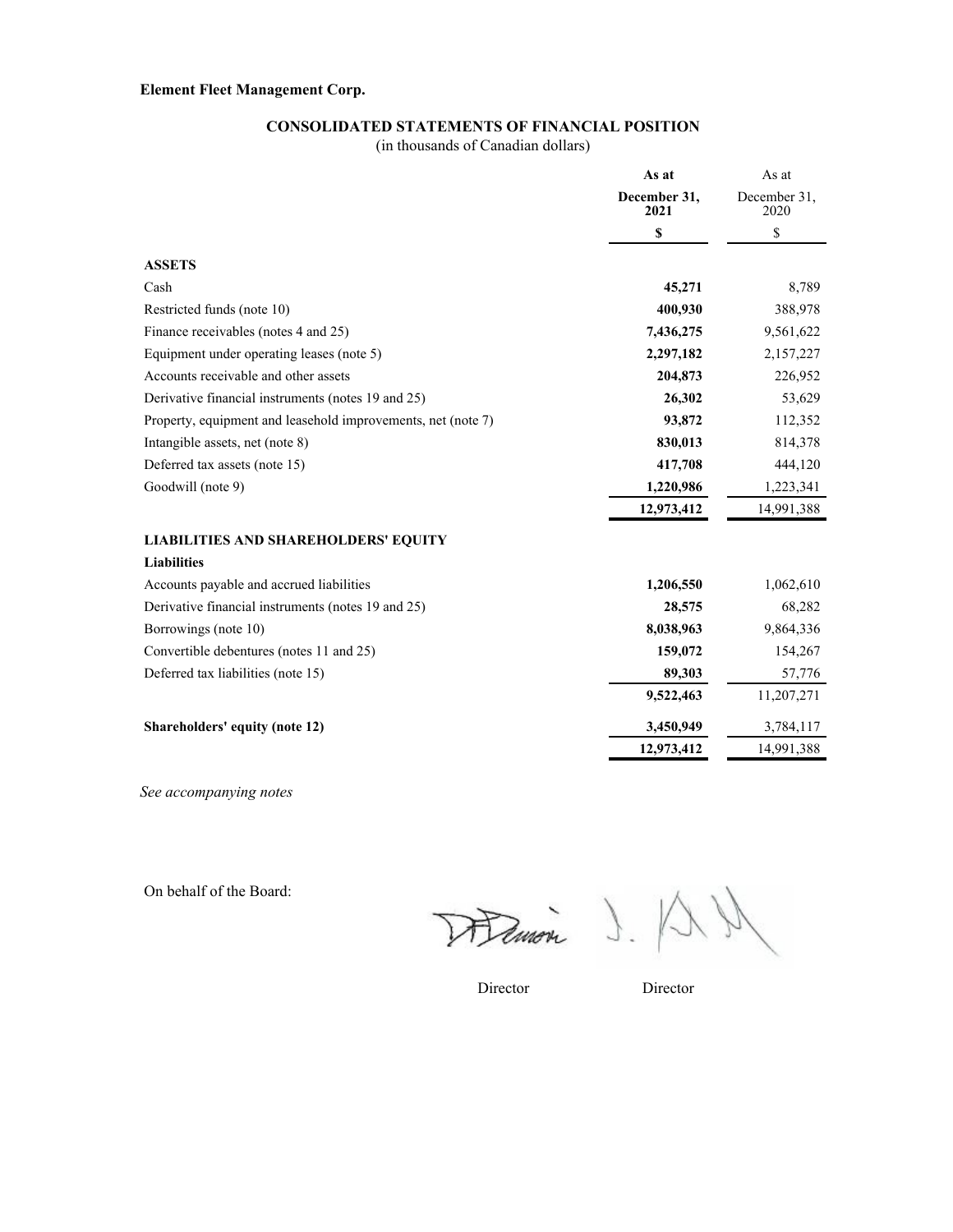**Element Fleet Management Corp.**

## CONSOLIDATED STATEMENTS OF FINANCIAL POSITION

(in thousands of Canadian dollars)

| | **As at December 31, 2021** | As at December 31, 2020 |
|---|---|---|
| | **$** | $ |
| **ASSETS** | | |
| Cash | **45,271** | 8,789 |
| Restricted funds (note 10) | **400,930** | 388,978 |
| Finance receivables (notes 4 and 25) | **7,436,275** | 9,561,622 |
| Equipment under operating leases (note 5) | **2,297,182** | 2,157,227 |
| Accounts receivable and other assets | **204,873** | 226,952 |
| Derivative financial instruments (notes 19 and 25) | **26,302** | 53,629 |
| Property, equipment and leasehold improvements, net (note 7) | **93,872** | 112,352 |
| Intangible assets, net (note 8) | **830,013** | 814,378 |
| Deferred tax assets (note 15) | **417,708** | 444,120 |
| Goodwill (note 9) | **1,220,986** | 1,223,341 |
| | **12,973,412** | 14,991,388 |
| **LIABILITIES AND SHAREHOLDERS' EQUITY** | | |
| **Liabilities** | | |
| Accounts payable and accrued liabilities | **1,206,550** | 1,062,610 |
| Derivative financial instruments (notes 19 and 25) | **28,575** | 68,282 |
| Borrowings (note 10) | **8,038,963** | 9,864,336 |
| Convertible debentures (notes 11 and 25) | **159,072** | 154,267 |
| Deferred tax liabilities (note 15) | **89,303** | 57,776 |
| | **9,522,463** | 11,207,271 |
| **Shareholders' equity (note 12)** | **3,450,949** | 3,784,117 |
| | **12,973,412** | 14,991,388 |

*See accompanying notes*

On behalf of the Board:

Director Director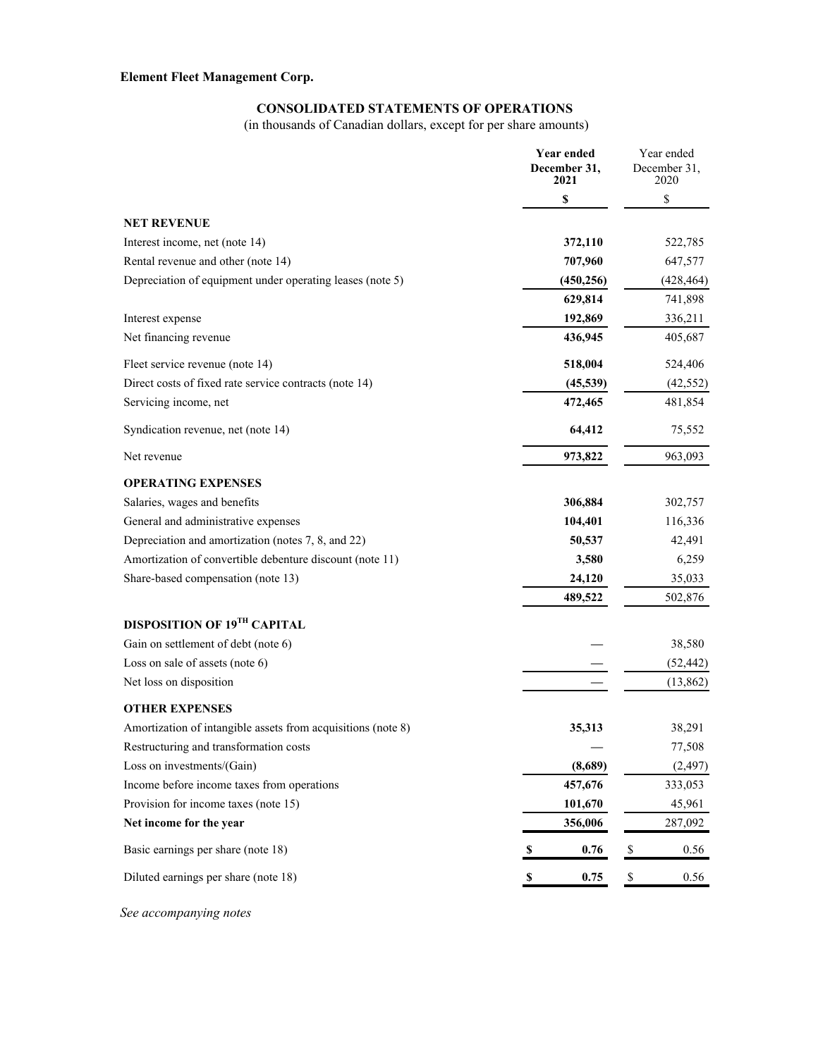**Element Fleet Management Corp.**

## CONSOLIDATED STATEMENTS OF OPERATIONS

(in thousands of Canadian dollars, except for per share amounts)

| | Year ended December 31, 2021 | Year ended December 31, 2020 |
|---|---|---|
| | **$** | $ |
| **NET REVENUE** | | |
| Interest income, net (note 14) | **372,110** | 522,785 |
| Rental revenue and other (note 14) | **707,960** | 647,577 |
| Depreciation of equipment under operating leases (note 5) | **(450,256)** | (428,464) |
| | **629,814** | 741,898 |
| Interest expense | **192,869** | 336,211 |
| Net financing revenue | **436,945** | 405,687 |
| Fleet service revenue (note 14) | **518,004** | 524,406 |
| Direct costs of fixed rate service contracts (note 14) | **(45,539)** | (42,552) |
| Servicing income, net | **472,465** | 481,854 |
| Syndication revenue, net (note 14) | **64,412** | 75,552 |
| Net revenue | **973,822** | 963,093 |
| **OPERATING EXPENSES** | | |
| Salaries, wages and benefits | **306,884** | 302,757 |
| General and administrative expenses | **104,401** | 116,336 |
| Depreciation and amortization (notes 7, 8, and 22) | **50,537** | 42,491 |
| Amortization of convertible debenture discount (note 11) | **3,580** | 6,259 |
| Share-based compensation (note 13) | **24,120** | 35,033 |
| | **489,522** | 502,876 |
| **DISPOSITION OF 19TH CAPITAL** | | |
| Gain on settlement of debt (note 6) | **—** | 38,580 |
| Loss on sale of assets (note 6) | **—** | (52,442) |
| Net loss on disposition | **—** | (13,862) |
| **OTHER EXPENSES** | | |
| Amortization of intangible assets from acquisitions (note 8) | **35,313** | 38,291 |
| Restructuring and transformation costs | **—** | 77,508 |
| Loss on investments/(Gain) | **(8,689)** | (2,497) |
| Income before income taxes from operations | **457,676** | 333,053 |
| Provision for income taxes (note 15) | **101,670** | 45,961 |
| **Net income for the year** | **356,006** | 287,092 |
| Basic earnings per share (note 18) | **$ 0.76** | $ 0.56 |
| Diluted earnings per share (note 18) | **$ 0.75** | $ 0.56 |

*See accompanying notes*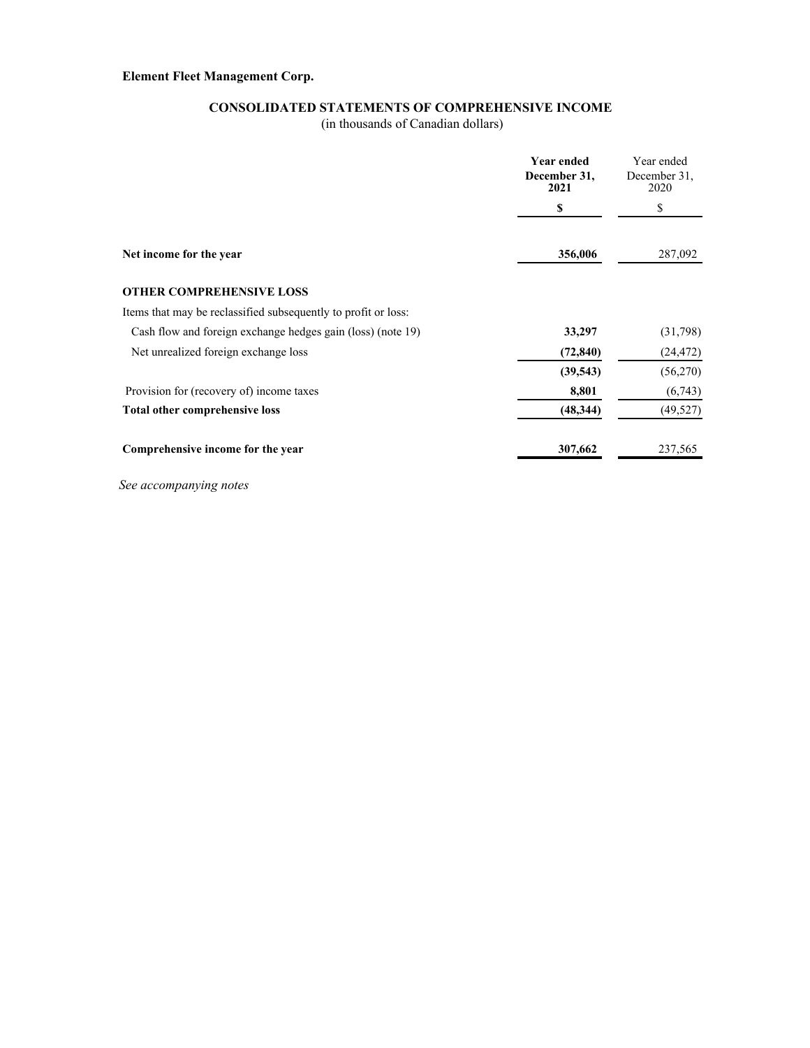**Element Fleet Management Corp.**

**CONSOLIDATED STATEMENTS OF COMPREHENSIVE INCOME**
(in thousands of Canadian dollars)

| | **Year ended December 31, 2021** | Year ended December 31, 2020 |
|---|---|---|
| | **$** | $ |
| **Net income for the year** | **356,006** | 287,092 |
| **OTHER COMPREHENSIVE LOSS** | | |
| Items that may be reclassified subsequently to profit or loss: | | |
| Cash flow and foreign exchange hedges gain (loss) (note 19) | **33,297** | (31,798) |
| Net unrealized foreign exchange loss | **(72,840)** | (24,472) |
| | **(39,543)** | (56,270) |
| Provision for (recovery of) income taxes | **8,801** | (6,743) |
| **Total other comprehensive loss** | **(48,344)** | (49,527) |
| **Comprehensive income for the year** | **307,662** | 237,565 |

*See accompanying notes*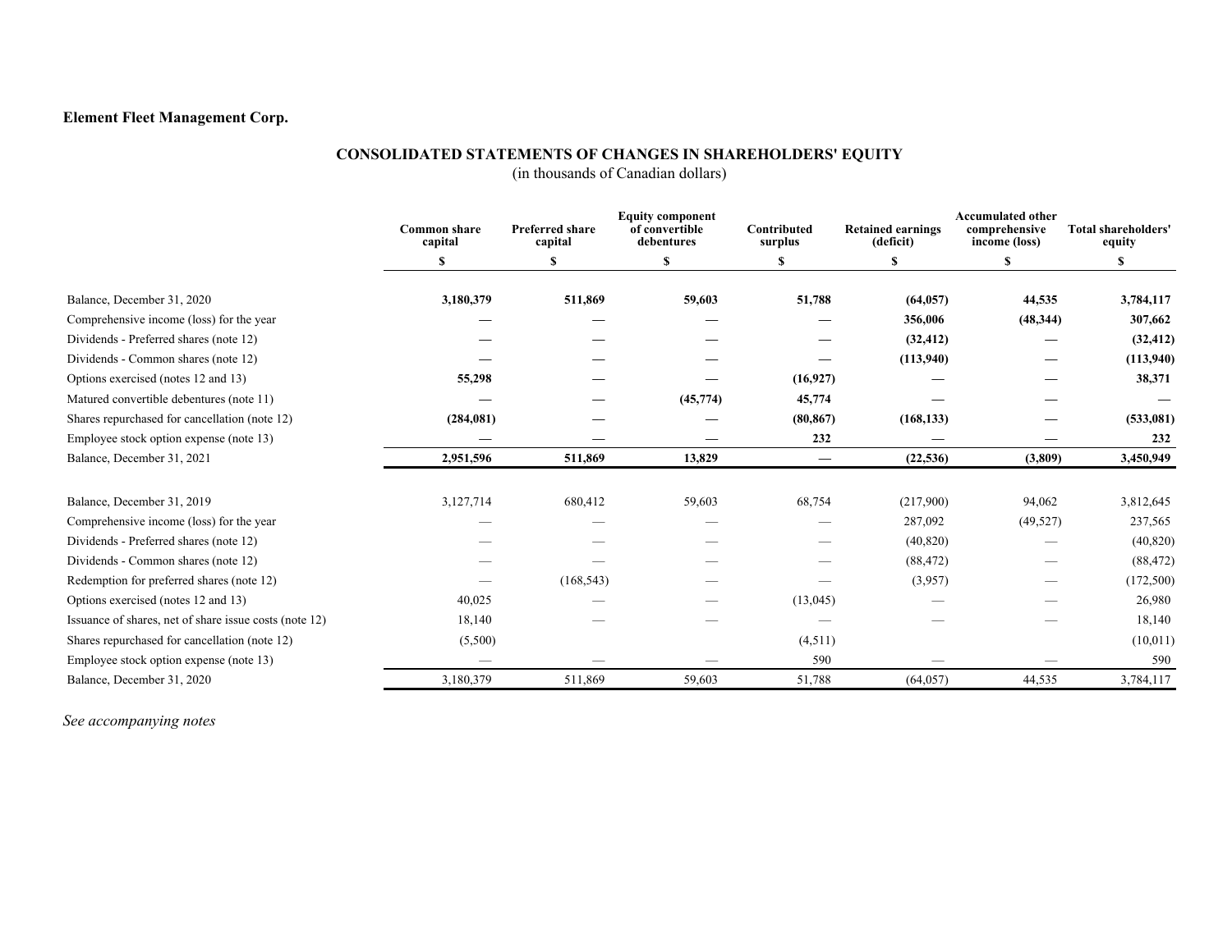**Element Fleet Management Corp.**

## CONSOLIDATED STATEMENTS OF CHANGES IN SHAREHOLDERS' EQUITY

(in thousands of Canadian dollars)

| | Common share capital | Preferred share capital | Equity component of convertible debentures | Contributed surplus | Retained earnings (deficit) | Accumulated other comprehensive income (loss) | Total shareholders' equity |
|---|---|---|---|---|---|---|---|
| | $ | $ | $ | $ | $ | $ | $ |
| Balance, December 31, 2020 | **3,180,379** | **511,869** | **59,603** | **51,788** | **(64,057)** | **44,535** | **3,784,117** |
| Comprehensive income (loss) for the year | **—** | **—** | **—** | **—** | **356,006** | **(48,344)** | **307,662** |
| Dividends - Preferred shares (note 12) | **—** | **—** | **—** | **—** | **(32,412)** | **—** | **(32,412)** |
| Dividends - Common shares (note 12) | **—** | **—** | **—** | **—** | **(113,940)** | **—** | **(113,940)** |
| Options exercised (notes 12 and 13) | **55,298** | **—** | **—** | **(16,927)** | **—** | **—** | **38,371** |
| Matured convertible debentures (note 11) | **—** | **—** | **(45,774)** | **45,774** | **—** | **—** | **—** |
| Shares repurchased for cancellation (note 12) | **(284,081)** | **—** | **—** | **(80,867)** | **(168,133)** | **—** | **(533,081)** |
| Employee stock option expense (note 13) | **—** | **—** | **—** | **232** | **—** | **—** | **232** |
| Balance, December 31, 2021 | **2,951,596** | **511,869** | **13,829** | **—** | **(22,536)** | **(3,809)** | **3,450,949** |
| | | | | | | | |
| Balance, December 31, 2019 | 3,127,714 | 680,412 | 59,603 | 68,754 | (217,900) | 94,062 | 3,812,645 |
| Comprehensive income (loss) for the year | — | — | — | — | 287,092 | (49,527) | 237,565 |
| Dividends - Preferred shares (note 12) | — | — | — | — | (40,820) | — | (40,820) |
| Dividends - Common shares (note 12) | — | — | — | — | (88,472) | — | (88,472) |
| Redemption for preferred shares (note 12) | — | (168,543) | — | — | (3,957) | — | (172,500) |
| Options exercised (notes 12 and 13) | 40,025 | — | — | (13,045) | — | — | 26,980 |
| Issuance of shares, net of share issue costs (note 12) | 18,140 | — | — | — | — | — | 18,140 |
| Shares repurchased for cancellation (note 12) | (5,500) | | | (4,511) | | | (10,011) |
| Employee stock option expense (note 13) | — | — | — | 590 | — | — | 590 |
| Balance, December 31, 2020 | 3,180,379 | 511,869 | 59,603 | 51,788 | (64,057) | 44,535 | 3,784,117 |

*See accompanying notes*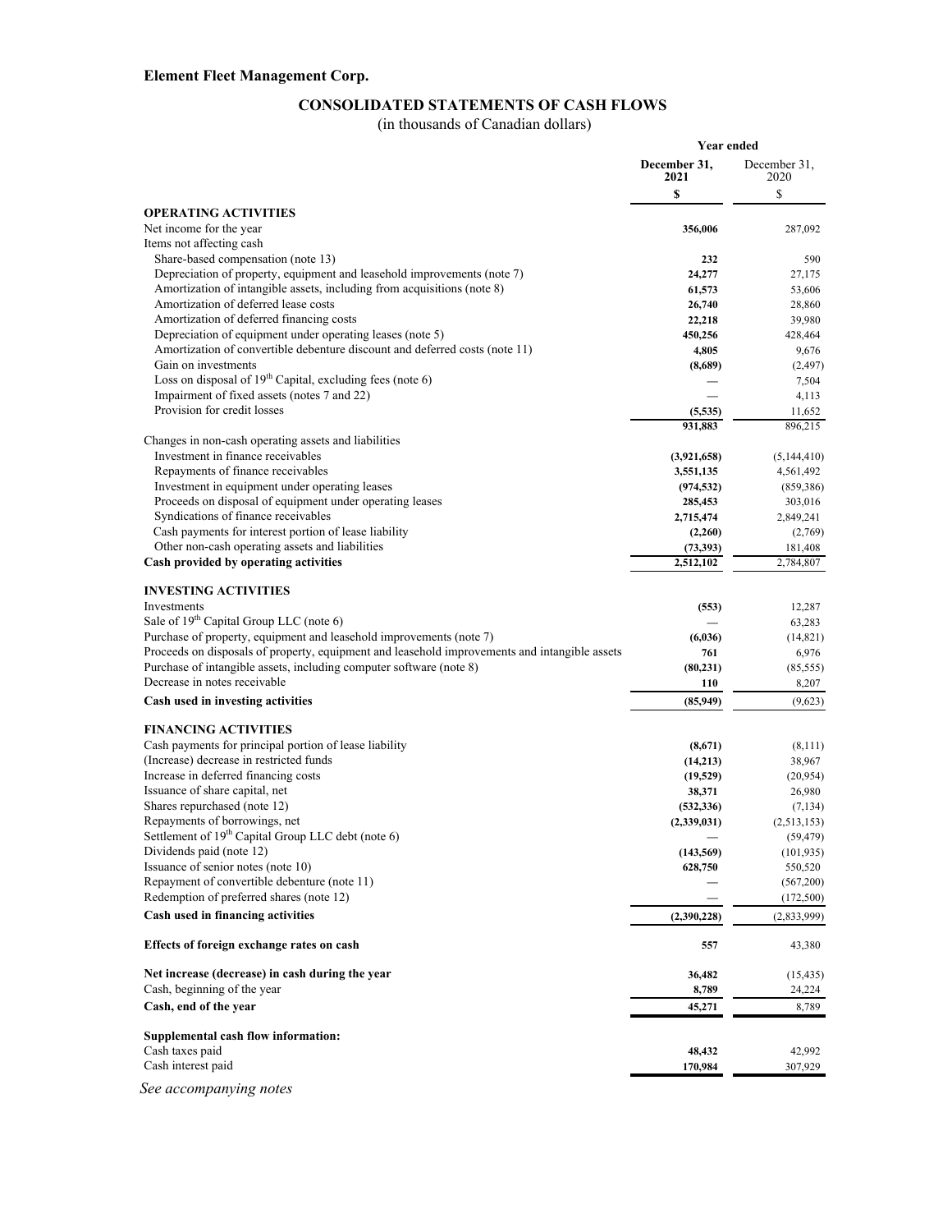**Element Fleet Management Corp.**

## CONSOLIDATED STATEMENTS OF CASH FLOWS

(in thousands of Canadian dollars)

| | Year ended | |
|---|---|---|
| | **December 31, 2021** | December 31, 2020 |
| | **$** | $ |
| **OPERATING ACTIVITIES** | | |
| Net income for the year | **356,006** | 287,092 |
| Items not affecting cash | | |
| Share-based compensation (note 13) | **232** | 590 |
| Depreciation of property, equipment and leasehold improvements (note 7) | **24,277** | 27,175 |
| Amortization of intangible assets, including from acquisitions (note 8) | **61,573** | 53,606 |
| Amortization of deferred lease costs | **26,740** | 28,860 |
| Amortization of deferred financing costs | **22,218** | 39,980 |
| Depreciation of equipment under operating leases (note 5) | **450,256** | 428,464 |
| Amortization of convertible debenture discount and deferred costs (note 11) | **4,805** | 9,676 |
| Gain on investments | **(8,689)** | (2,497) |
| Loss on disposal of 19th Capital, excluding fees (note 6) | **—** | 7,504 |
| Impairment of fixed assets (notes 7 and 22) | **—** | 4,113 |
| Provision for credit losses | **(5,535)** | 11,652 |
| | **931,883** | 896,215 |
| Changes in non-cash operating assets and liabilities | | |
| Investment in finance receivables | **(3,921,658)** | (5,144,410) |
| Repayments of finance receivables | **3,551,135** | 4,561,492 |
| Investment in equipment under operating leases | **(974,532)** | (859,386) |
| Proceeds on disposal of equipment under operating leases | **285,453** | 303,016 |
| Syndications of finance receivables | **2,715,474** | 2,849,241 |
| Cash payments for interest portion of lease liability | **(2,260)** | (2,769) |
| Other non-cash operating assets and liabilities | **(73,393)** | 181,408 |
| **Cash provided by operating activities** | **2,512,102** | 2,784,807 |
| **INVESTING ACTIVITIES** | | |
| Investments | **(553)** | 12,287 |
| Sale of 19th Capital Group LLC (note 6) | **—** | 63,283 |
| Purchase of property, equipment and leasehold improvements (note 7) | **(6,036)** | (14,821) |
| Proceeds on disposals of property, equipment and leasehold improvements and intangible assets | **761** | 6,976 |
| Purchase of intangible assets, including computer software (note 8) | **(80,231)** | (85,555) |
| Decrease in notes receivable | **110** | 8,207 |
| **Cash used in investing activities** | **(85,949)** | (9,623) |
| **FINANCING ACTIVITIES** | | |
| Cash payments for principal portion of lease liability | **(8,671)** | (8,111) |
| (Increase) decrease in restricted funds | **(14,213)** | 38,967 |
| Increase in deferred financing costs | **(19,529)** | (20,954) |
| Issuance of share capital, net | **38,371** | 26,980 |
| Shares repurchased (note 12) | **(532,336)** | (7,134) |
| Repayments of borrowings, net | **(2,339,031)** | (2,513,153) |
| Settlement of 19th Capital Group LLC debt (note 6) | **—** | (59,479) |
| Dividends paid (note 12) | **(143,569)** | (101,935) |
| Issuance of senior notes (note 10) | **628,750** | 550,520 |
| Repayment of convertible debenture (note 11) | **—** | (567,200) |
| Redemption of preferred shares (note 12) | **—** | (172,500) |
| **Cash used in financing activities** | **(2,390,228)** | (2,833,999) |
| **Effects of foreign exchange rates on cash** | **557** | 43,380 |
| **Net increase (decrease) in cash during the year** | **36,482** | (15,435) |
| Cash, beginning of the year | **8,789** | 24,224 |
| **Cash, end of the year** | **45,271** | 8,789 |
| **Supplemental cash flow information:** | | |
| Cash taxes paid | **48,432** | 42,992 |
| Cash interest paid | **170,984** | 307,929 |

*See accompanying notes*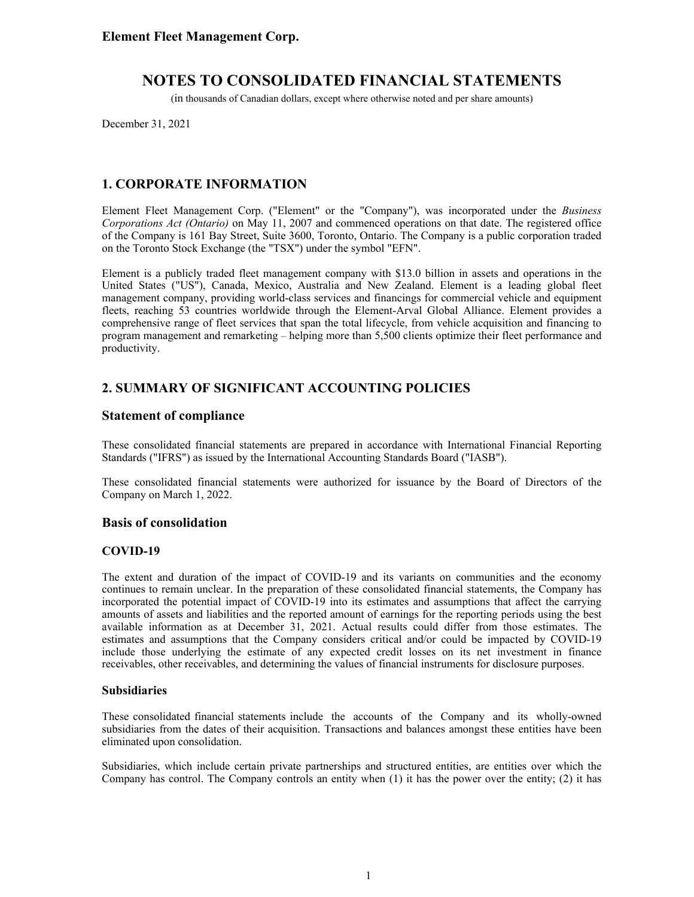# NOTES TO CONSOLIDATED FINANCIAL STATEMENTS

(in thousands of Canadian dollars, except where otherwise noted and per share amounts)

December 31, 2021

## 1. CORPORATE INFORMATION

Element Fleet Management Corp. ("Element" or the "Company"), was incorporated under the *Business Corporations Act (Ontario)* on May 11, 2007 and commenced operations on that date. The registered office of the Company is 161 Bay Street, Suite 3600, Toronto, Ontario. The Company is a public corporation traded on the Toronto Stock Exchange (the "TSX") under the symbol "EFN".

Element is a publicly traded fleet management company with $13.0 billion in assets and operations in the United States ("US"), Canada, Mexico, Australia and New Zealand. Element is a leading global fleet management company, providing world-class services and financings for commercial vehicle and equipment fleets, reaching 53 countries worldwide through the Element-Arval Global Alliance. Element provides a comprehensive range of fleet services that span the total lifecycle, from vehicle acquisition and financing to program management and remarketing – helping more than 5,500 clients optimize their fleet performance and productivity.

## 2. SUMMARY OF SIGNIFICANT ACCOUNTING POLICIES

### Statement of compliance

These consolidated financial statements are prepared in accordance with International Financial Reporting Standards ("IFRS") as issued by the International Accounting Standards Board ("IASB").

These consolidated financial statements were authorized for issuance by the Board of Directors of the Company on March 1, 2022.

### Basis of consolidation

#### COVID-19

The extent and duration of the impact of COVID-19 and its variants on communities and the economy continues to remain unclear. In the preparation of these consolidated financial statements, the Company has incorporated the potential impact of COVID-19 into its estimates and assumptions that affect the carrying amounts of assets and liabilities and the reported amount of earnings for the reporting periods using the best available information as at December 31, 2021. Actual results could differ from those estimates. The estimates and assumptions that the Company considers critical and/or could be impacted by COVID-19 include those underlying the estimate of any expected credit losses on its net investment in finance receivables, other receivables, and determining the values of financial instruments for disclosure purposes.

#### Subsidiaries

These consolidated financial statements include the accounts of the Company and its wholly-owned subsidiaries from the dates of their acquisition. Transactions and balances amongst these entities have been eliminated upon consolidation.

Subsidiaries, which include certain private partnerships and structured entities, are entities over which the Company has control. The Company controls an entity when (1) it has the power over the entity; (2) it has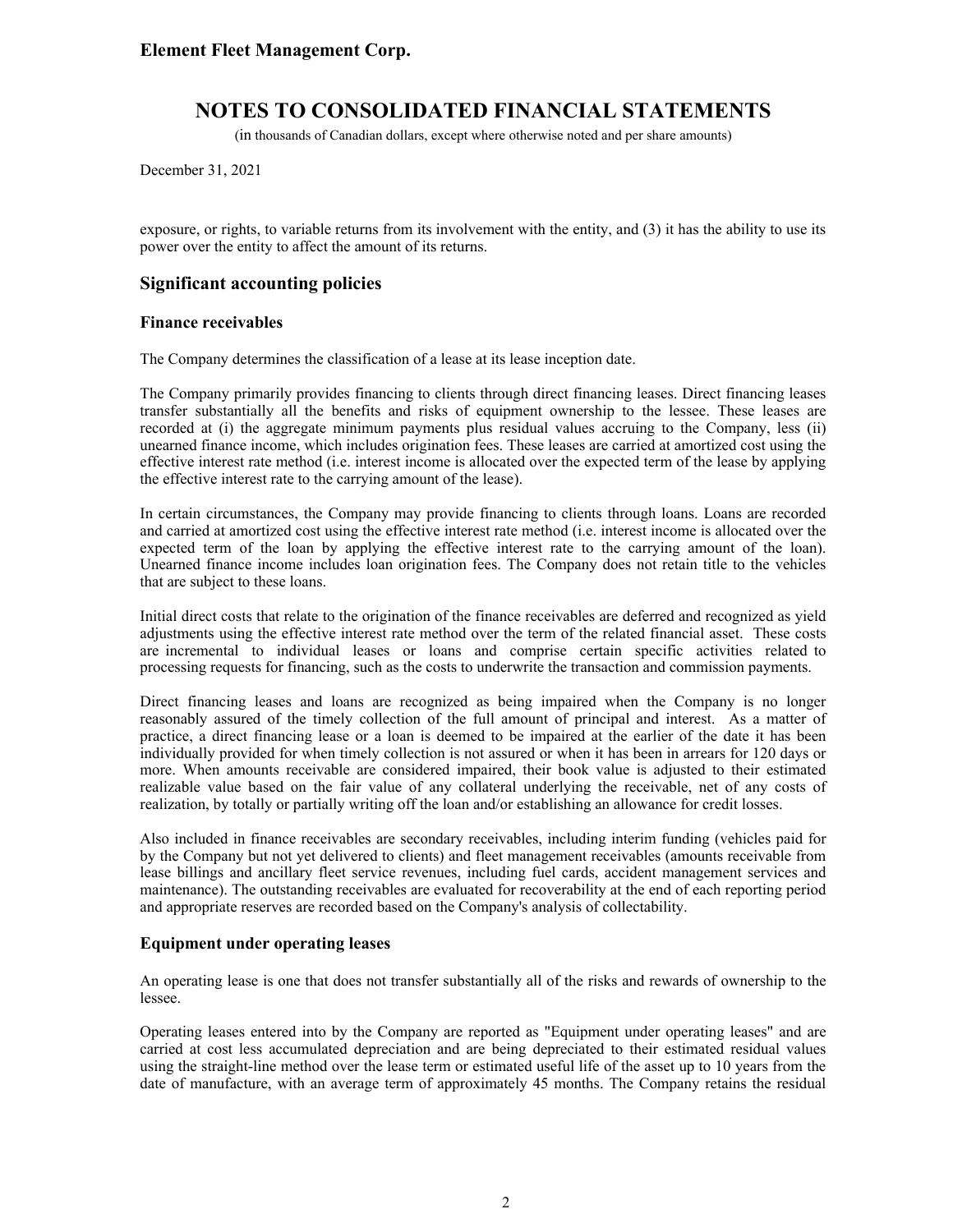exposure, or rights, to variable returns from its involvement with the entity, and (3) it has the ability to use its power over the entity to affect the amount of its returns.

## Significant accounting policies

### Finance receivables

The Company determines the classification of a lease at its lease inception date.

The Company primarily provides financing to clients through direct financing leases. Direct financing leases transfer substantially all the benefits and risks of equipment ownership to the lessee. These leases are recorded at (i) the aggregate minimum payments plus residual values accruing to the Company, less (ii) unearned finance income, which includes origination fees. These leases are carried at amortized cost using the effective interest rate method (i.e. interest income is allocated over the expected term of the lease by applying the effective interest rate to the carrying amount of the lease).

In certain circumstances, the Company may provide financing to clients through loans. Loans are recorded and carried at amortized cost using the effective interest rate method (i.e. interest income is allocated over the expected term of the loan by applying the effective interest rate to the carrying amount of the loan). Unearned finance income includes loan origination fees. The Company does not retain title to the vehicles that are subject to these loans.

Initial direct costs that relate to the origination of the finance receivables are deferred and recognized as yield adjustments using the effective interest rate method over the term of the related financial asset. These costs are incremental to individual leases or loans and comprise certain specific activities related to processing requests for financing, such as the costs to underwrite the transaction and commission payments.

Direct financing leases and loans are recognized as being impaired when the Company is no longer reasonably assured of the timely collection of the full amount of principal and interest. As a matter of practice, a direct financing lease or a loan is deemed to be impaired at the earlier of the date it has been individually provided for when timely collection is not assured or when it has been in arrears for 120 days or more. When amounts receivable are considered impaired, their book value is adjusted to their estimated realizable value based on the fair value of any collateral underlying the receivable, net of any costs of realization, by totally or partially writing off the loan and/or establishing an allowance for credit losses.

Also included in finance receivables are secondary receivables, including interim funding (vehicles paid for by the Company but not yet delivered to clients) and fleet management receivables (amounts receivable from lease billings and ancillary fleet service revenues, including fuel cards, accident management services and maintenance). The outstanding receivables are evaluated for recoverability at the end of each reporting period and appropriate reserves are recorded based on the Company's analysis of collectability.

### Equipment under operating leases

An operating lease is one that does not transfer substantially all of the risks and rewards of ownership to the lessee.

Operating leases entered into by the Company are reported as "Equipment under operating leases" and are carried at cost less accumulated depreciation and are being depreciated to their estimated residual values using the straight-line method over the lease term or estimated useful life of the asset up to 10 years from the date of manufacture, with an average term of approximately 45 months. The Company retains the residual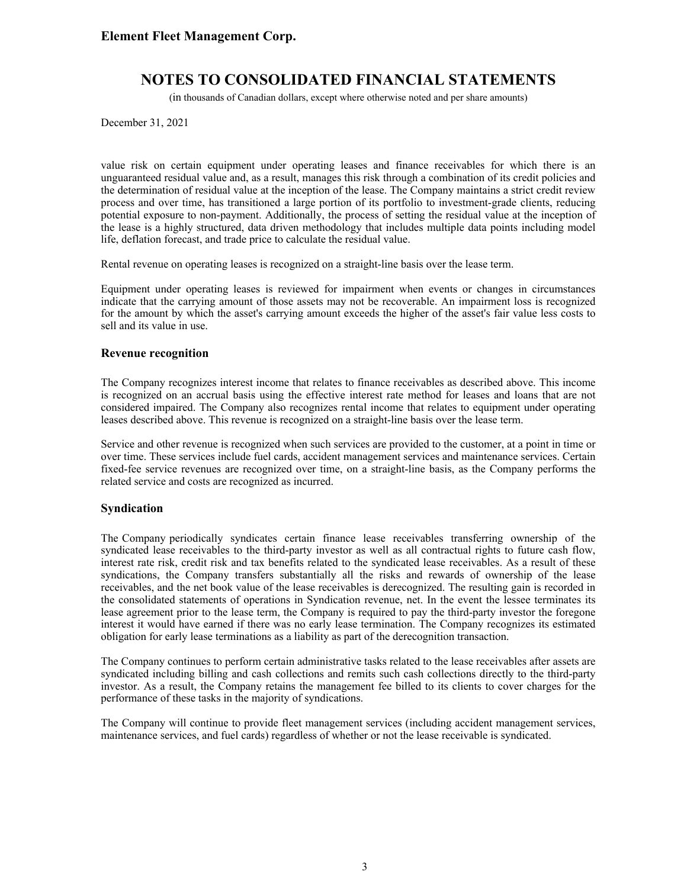value risk on certain equipment under operating leases and finance receivables for which there is an unguaranteed residual value and, as a result, manages this risk through a combination of its credit policies and the determination of residual value at the inception of the lease. The Company maintains a strict credit review process and over time, has transitioned a large portion of its portfolio to investment-grade clients, reducing potential exposure to non-payment. Additionally, the process of setting the residual value at the inception of the lease is a highly structured, data driven methodology that includes multiple data points including model life, deflation forecast, and trade price to calculate the residual value.

Rental revenue on operating leases is recognized on a straight-line basis over the lease term.

Equipment under operating leases is reviewed for impairment when events or changes in circumstances indicate that the carrying amount of those assets may not be recoverable. An impairment loss is recognized for the amount by which the asset's carrying amount exceeds the higher of the asset's fair value less costs to sell and its value in use.

### Revenue recognition

The Company recognizes interest income that relates to finance receivables as described above. This income is recognized on an accrual basis using the effective interest rate method for leases and loans that are not considered impaired. The Company also recognizes rental income that relates to equipment under operating leases described above. This revenue is recognized on a straight-line basis over the lease term.

Service and other revenue is recognized when such services are provided to the customer, at a point in time or over time. These services include fuel cards, accident management services and maintenance services. Certain fixed-fee service revenues are recognized over time, on a straight-line basis, as the Company performs the related service and costs are recognized as incurred.

### Syndication

The Company periodically syndicates certain finance lease receivables transferring ownership of the syndicated lease receivables to the third-party investor as well as all contractual rights to future cash flow, interest rate risk, credit risk and tax benefits related to the syndicated lease receivables. As a result of these syndications, the Company transfers substantially all the risks and rewards of ownership of the lease receivables, and the net book value of the lease receivables is derecognized. The resulting gain is recorded in the consolidated statements of operations in Syndication revenue, net. In the event the lessee terminates its lease agreement prior to the lease term, the Company is required to pay the third-party investor the foregone interest it would have earned if there was no early lease termination. The Company recognizes its estimated obligation for early lease terminations as a liability as part of the derecognition transaction.

The Company continues to perform certain administrative tasks related to the lease receivables after assets are syndicated including billing and cash collections and remits such cash collections directly to the third-party investor. As a result, the Company retains the management fee billed to its clients to cover charges for the performance of these tasks in the majority of syndications.

The Company will continue to provide fleet management services (including accident management services, maintenance services, and fuel cards) regardless of whether or not the lease receivable is syndicated.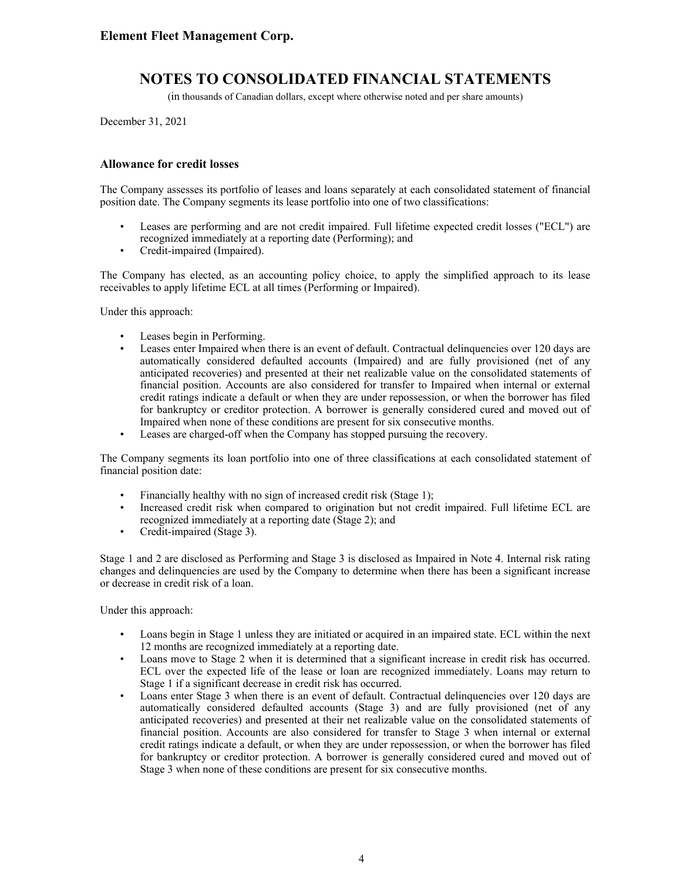### Allowance for credit losses

The Company assesses its portfolio of leases and loans separately at each consolidated statement of financial position date. The Company segments its lease portfolio into one of two classifications:

- Leases are performing and are not credit impaired. Full lifetime expected credit losses ("ECL") are recognized immediately at a reporting date (Performing); and
- Credit-impaired (Impaired).

The Company has elected, as an accounting policy choice, to apply the simplified approach to its lease receivables to apply lifetime ECL at all times (Performing or Impaired).

Under this approach:

- Leases begin in Performing.
- Leases enter Impaired when there is an event of default. Contractual delinquencies over 120 days are automatically considered defaulted accounts (Impaired) and are fully provisioned (net of any anticipated recoveries) and presented at their net realizable value on the consolidated statements of financial position. Accounts are also considered for transfer to Impaired when internal or external credit ratings indicate a default or when they are under repossession, or when the borrower has filed for bankruptcy or creditor protection. A borrower is generally considered cured and moved out of Impaired when none of these conditions are present for six consecutive months.
- Leases are charged-off when the Company has stopped pursuing the recovery.

The Company segments its loan portfolio into one of three classifications at each consolidated statement of financial position date:

- Financially healthy with no sign of increased credit risk (Stage 1);
- Increased credit risk when compared to origination but not credit impaired. Full lifetime ECL are recognized immediately at a reporting date (Stage 2); and
- Credit-impaired (Stage 3).

Stage 1 and 2 are disclosed as Performing and Stage 3 is disclosed as Impaired in Note 4. Internal risk rating changes and delinquencies are used by the Company to determine when there has been a significant increase or decrease in credit risk of a loan.

Under this approach:

- Loans begin in Stage 1 unless they are initiated or acquired in an impaired state. ECL within the next 12 months are recognized immediately at a reporting date.
- Loans move to Stage 2 when it is determined that a significant increase in credit risk has occurred. ECL over the expected life of the lease or loan are recognized immediately. Loans may return to Stage 1 if a significant decrease in credit risk has occurred.
- Loans enter Stage 3 when there is an event of default. Contractual delinquencies over 120 days are automatically considered defaulted accounts (Stage 3) and are fully provisioned (net of any anticipated recoveries) and presented at their net realizable value on the consolidated statements of financial position. Accounts are also considered for transfer to Stage 3 when internal or external credit ratings indicate a default, or when they are under repossession, or when the borrower has filed for bankruptcy or creditor protection. A borrower is generally considered cured and moved out of Stage 3 when none of these conditions are present for six consecutive months.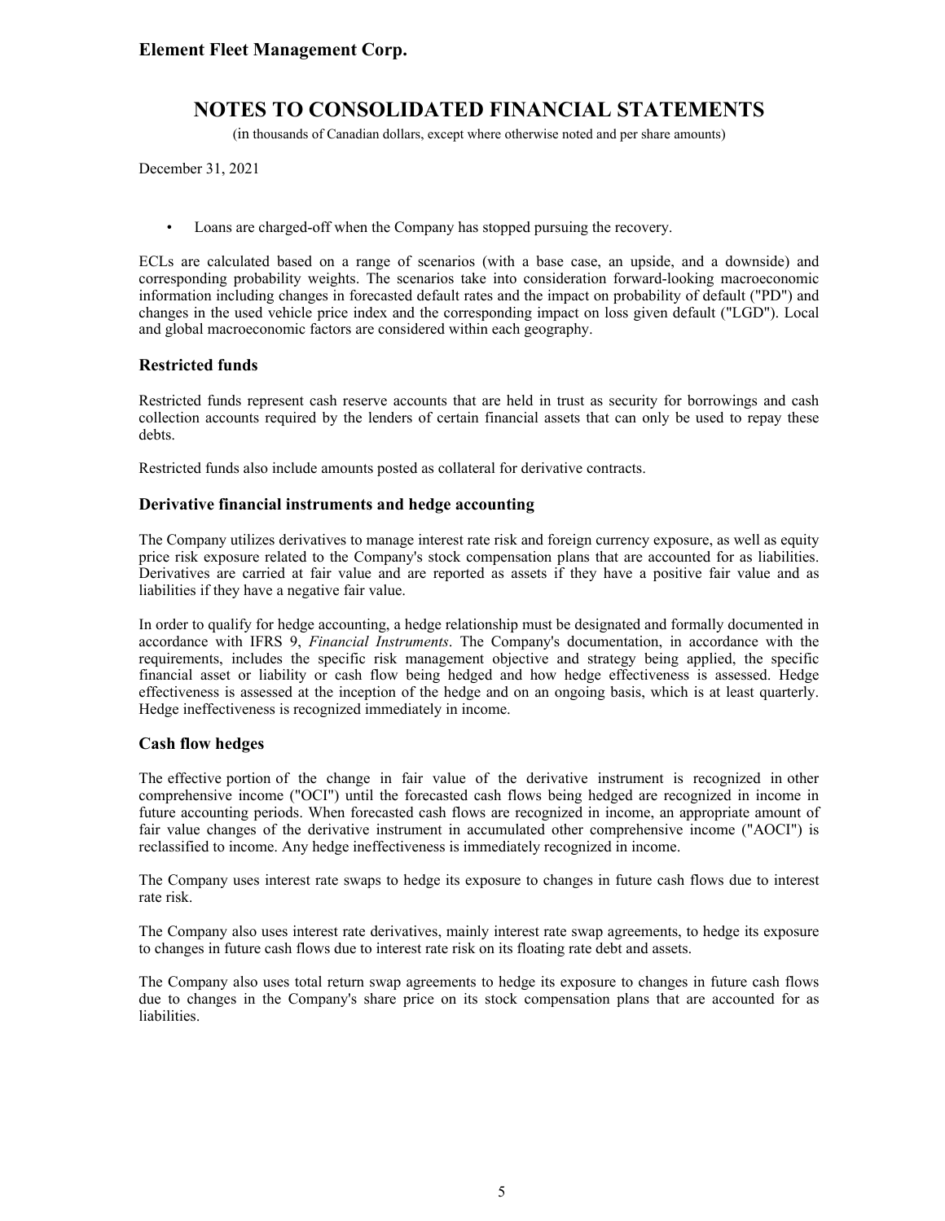- Loans are charged-off when the Company has stopped pursuing the recovery.

ECLs are calculated based on a range of scenarios (with a base case, an upside, and a downside) and corresponding probability weights. The scenarios take into consideration forward-looking macroeconomic information including changes in forecasted default rates and the impact on probability of default ("PD") and changes in the used vehicle price index and the corresponding impact on loss given default ("LGD"). Local and global macroeconomic factors are considered within each geography.

### Restricted funds

Restricted funds represent cash reserve accounts that are held in trust as security for borrowings and cash collection accounts required by the lenders of certain financial assets that can only be used to repay these debts.

Restricted funds also include amounts posted as collateral for derivative contracts.

### Derivative financial instruments and hedge accounting

The Company utilizes derivatives to manage interest rate risk and foreign currency exposure, as well as equity price risk exposure related to the Company's stock compensation plans that are accounted for as liabilities. Derivatives are carried at fair value and are reported as assets if they have a positive fair value and as liabilities if they have a negative fair value.

In order to qualify for hedge accounting, a hedge relationship must be designated and formally documented in accordance with IFRS 9, *Financial Instruments*. The Company's documentation, in accordance with the requirements, includes the specific risk management objective and strategy being applied, the specific financial asset or liability or cash flow being hedged and how hedge effectiveness is assessed. Hedge effectiveness is assessed at the inception of the hedge and on an ongoing basis, which is at least quarterly. Hedge ineffectiveness is recognized immediately in income.

### Cash flow hedges

The effective portion of the change in fair value of the derivative instrument is recognized in other comprehensive income ("OCI") until the forecasted cash flows being hedged are recognized in income in future accounting periods. When forecasted cash flows are recognized in income, an appropriate amount of fair value changes of the derivative instrument in accumulated other comprehensive income ("AOCI") is reclassified to income. Any hedge ineffectiveness is immediately recognized in income.

The Company uses interest rate swaps to hedge its exposure to changes in future cash flows due to interest rate risk.

The Company also uses interest rate derivatives, mainly interest rate swap agreements, to hedge its exposure to changes in future cash flows due to interest rate risk on its floating rate debt and assets.

The Company also uses total return swap agreements to hedge its exposure to changes in future cash flows due to changes in the Company's share price on its stock compensation plans that are accounted for as liabilities.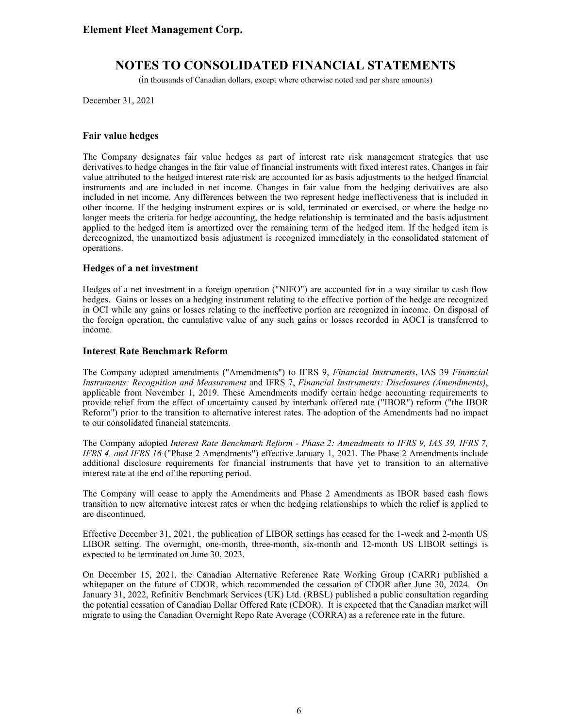## Fair value hedges

The Company designates fair value hedges as part of interest rate risk management strategies that use derivatives to hedge changes in the fair value of financial instruments with fixed interest rates. Changes in fair value attributed to the hedged interest rate risk are accounted for as basis adjustments to the hedged financial instruments and are included in net income. Changes in fair value from the hedging derivatives are also included in net income. Any differences between the two represent hedge ineffectiveness that is included in other income. If the hedging instrument expires or is sold, terminated or exercised, or where the hedge no longer meets the criteria for hedge accounting, the hedge relationship is terminated and the basis adjustment applied to the hedged item is amortized over the remaining term of the hedged item. If the hedged item is derecognized, the unamortized basis adjustment is recognized immediately in the consolidated statement of operations.

## Hedges of a net investment

Hedges of a net investment in a foreign operation ("NIFO") are accounted for in a way similar to cash flow hedges. Gains or losses on a hedging instrument relating to the effective portion of the hedge are recognized in OCI while any gains or losses relating to the ineffective portion are recognized in income. On disposal of the foreign operation, the cumulative value of any such gains or losses recorded in AOCI is transferred to income.

## Interest Rate Benchmark Reform

The Company adopted amendments ("Amendments") to IFRS 9, *Financial Instruments*, IAS 39 *Financial Instruments: Recognition and Measurement* and IFRS 7, *Financial Instruments: Disclosures (Amendments)*, applicable from November 1, 2019. These Amendments modify certain hedge accounting requirements to provide relief from the effect of uncertainty caused by interbank offered rate ("IBOR") reform ("the IBOR Reform") prior to the transition to alternative interest rates. The adoption of the Amendments had no impact to our consolidated financial statements.

The Company adopted *Interest Rate Benchmark Reform - Phase 2: Amendments to IFRS 9, IAS 39, IFRS 7, IFRS 4, and IFRS 16* ("Phase 2 Amendments") effective January 1, 2021. The Phase 2 Amendments include additional disclosure requirements for financial instruments that have yet to transition to an alternative interest rate at the end of the reporting period.

The Company will cease to apply the Amendments and Phase 2 Amendments as IBOR based cash flows transition to new alternative interest rates or when the hedging relationships to which the relief is applied to are discontinued.

Effective December 31, 2021, the publication of LIBOR settings has ceased for the 1-week and 2-month US LIBOR setting. The overnight, one-month, three-month, six-month and 12-month US LIBOR settings is expected to be terminated on June 30, 2023.

On December 15, 2021, the Canadian Alternative Reference Rate Working Group (CARR) published a whitepaper on the future of CDOR, which recommended the cessation of CDOR after June 30, 2024. On January 31, 2022, Refinitiv Benchmark Services (UK) Ltd. (RBSL) published a public consultation regarding the potential cessation of Canadian Dollar Offered Rate (CDOR). It is expected that the Canadian market will migrate to using the Canadian Overnight Repo Rate Average (CORRA) as a reference rate in the future.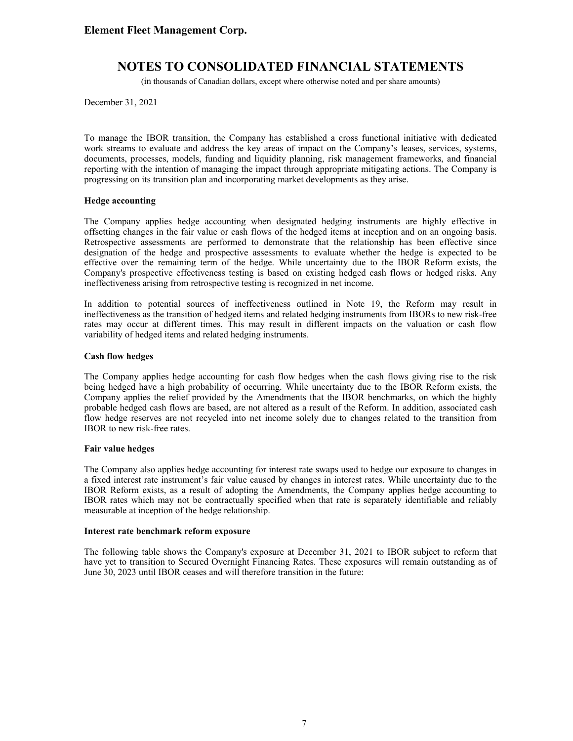To manage the IBOR transition, the Company has established a cross functional initiative with dedicated work streams to evaluate and address the key areas of impact on the Company's leases, services, systems, documents, processes, models, funding and liquidity planning, risk management frameworks, and financial reporting with the intention of managing the impact through appropriate mitigating actions. The Company is progressing on its transition plan and incorporating market developments as they arise.

**Hedge accounting**

The Company applies hedge accounting when designated hedging instruments are highly effective in offsetting changes in the fair value or cash flows of the hedged items at inception and on an ongoing basis. Retrospective assessments are performed to demonstrate that the relationship has been effective since designation of the hedge and prospective assessments to evaluate whether the hedge is expected to be effective over the remaining term of the hedge. While uncertainty due to the IBOR Reform exists, the Company's prospective effectiveness testing is based on existing hedged cash flows or hedged risks. Any ineffectiveness arising from retrospective testing is recognized in net income.

In addition to potential sources of ineffectiveness outlined in Note 19, the Reform may result in ineffectiveness as the transition of hedged items and related hedging instruments from IBORs to new risk-free rates may occur at different times. This may result in different impacts on the valuation or cash flow variability of hedged items and related hedging instruments.

**Cash flow hedges**

The Company applies hedge accounting for cash flow hedges when the cash flows giving rise to the risk being hedged have a high probability of occurring. While uncertainty due to the IBOR Reform exists, the Company applies the relief provided by the Amendments that the IBOR benchmarks, on which the highly probable hedged cash flows are based, are not altered as a result of the Reform. In addition, associated cash flow hedge reserves are not recycled into net income solely due to changes related to the transition from IBOR to new risk-free rates.

**Fair value hedges**

The Company also applies hedge accounting for interest rate swaps used to hedge our exposure to changes in a fixed interest rate instrument's fair value caused by changes in interest rates. While uncertainty due to the IBOR Reform exists, as a result of adopting the Amendments, the Company applies hedge accounting to IBOR rates which may not be contractually specified when that rate is separately identifiable and reliably measurable at inception of the hedge relationship.

**Interest rate benchmark reform exposure**

The following table shows the Company's exposure at December 31, 2021 to IBOR subject to reform that have yet to transition to Secured Overnight Financing Rates. These exposures will remain outstanding as of June 30, 2023 until IBOR ceases and will therefore transition in the future: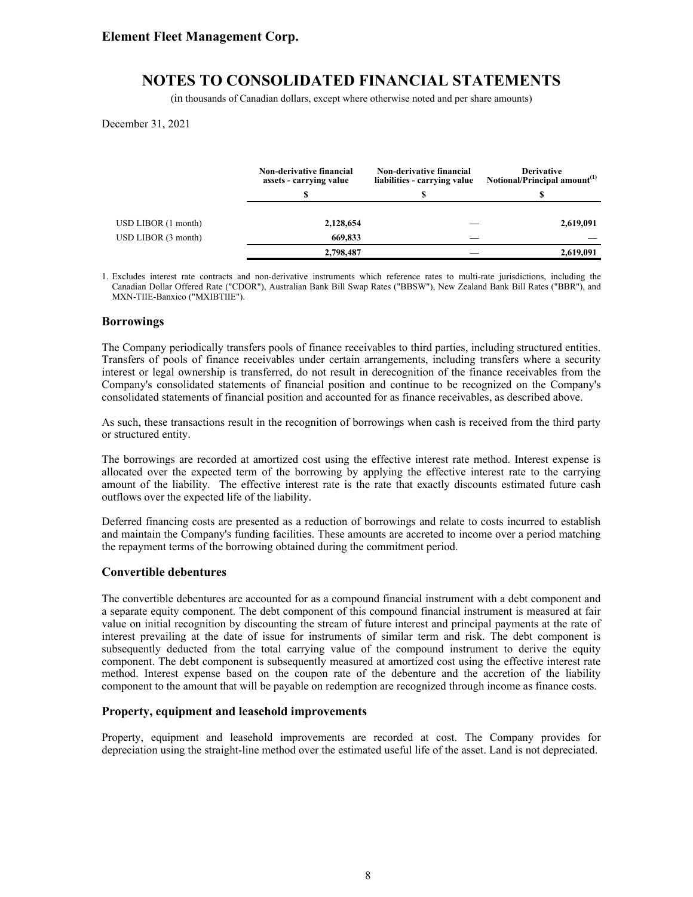| | Non-derivative financial assets - carrying value | Non-derivative financial liabilities - carrying value | Derivative Notional/Principal amount[(1)] |
|---|---|---|---|
| | $ | $ | $ |
| USD LIBOR (1 month) | 2,128,654 | — | 2,619,091 |
| USD LIBOR (3 month) | 669,833 | — | — |
| | 2,798,487 | — | 2,619,091 |

1. Excludes interest rate contracts and non-derivative instruments which reference rates to multi-rate jurisdictions, including the Canadian Dollar Offered Rate ("CDOR"), Australian Bank Bill Swap Rates ("BBSW"), New Zealand Bank Bill Rates ("BBR"), and MXN-TIIE-Banxico ("MXIBTIIE").

## Borrowings

The Company periodically transfers pools of finance receivables to third parties, including structured entities. Transfers of pools of finance receivables under certain arrangements, including transfers where a security interest or legal ownership is transferred, do not result in derecognition of the finance receivables from the Company's consolidated statements of financial position and continue to be recognized on the Company's consolidated statements of financial position and accounted for as finance receivables, as described above.

As such, these transactions result in the recognition of borrowings when cash is received from the third party or structured entity.

The borrowings are recorded at amortized cost using the effective interest rate method. Interest expense is allocated over the expected term of the borrowing by applying the effective interest rate to the carrying amount of the liability. The effective interest rate is the rate that exactly discounts estimated future cash outflows over the expected life of the liability.

Deferred financing costs are presented as a reduction of borrowings and relate to costs incurred to establish and maintain the Company's funding facilities. These amounts are accreted to income over a period matching the repayment terms of the borrowing obtained during the commitment period.

## Convertible debentures

The convertible debentures are accounted for as a compound financial instrument with a debt component and a separate equity component. The debt component of this compound financial instrument is measured at fair value on initial recognition by discounting the stream of future interest and principal payments at the rate of interest prevailing at the date of issue for instruments of similar term and risk. The debt component is subsequently deducted from the total carrying value of the compound instrument to derive the equity component. The debt component is subsequently measured at amortized cost using the effective interest rate method. Interest expense based on the coupon rate of the debenture and the accretion of the liability component to the amount that will be payable on redemption are recognized through income as finance costs.

## Property, equipment and leasehold improvements

Property, equipment and leasehold improvements are recorded at cost. The Company provides for depreciation using the straight-line method over the estimated useful life of the asset. Land is not depreciated.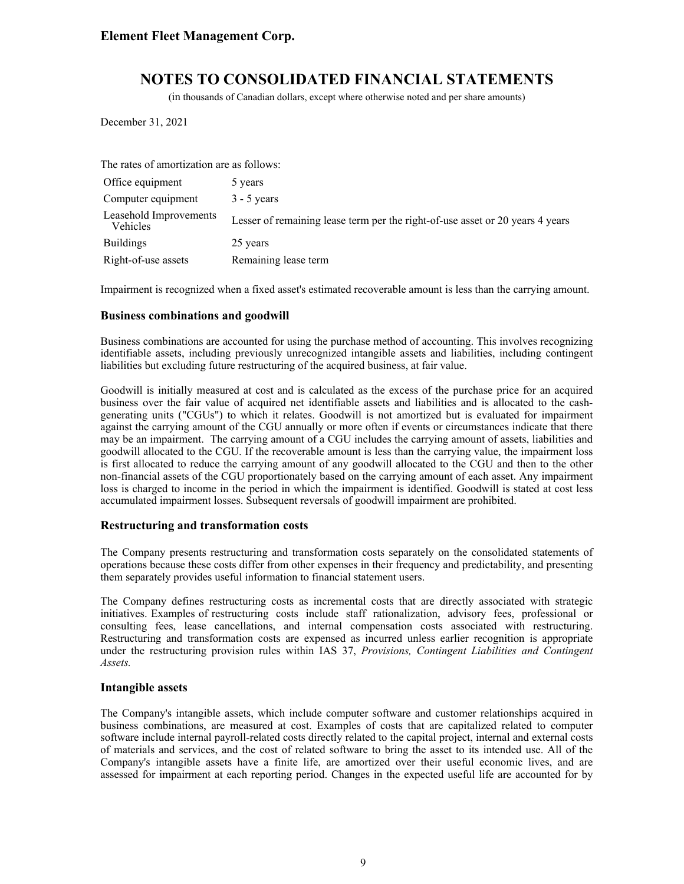The rates of amortization are as follows:

| | |
|---|---|
| Office equipment | 5 years |
| Computer equipment | 3 - 5 years |
| Leasehold Improvements Vehicles | Lesser of remaining lease term per the right-of-use asset or 20 years 4 years |
| Buildings | 25 years |
| Right-of-use assets | Remaining lease term |

Impairment is recognized when a fixed asset's estimated recoverable amount is less than the carrying amount.

### Business combinations and goodwill

Business combinations are accounted for using the purchase method of accounting. This involves recognizing identifiable assets, including previously unrecognized intangible assets and liabilities, including contingent liabilities but excluding future restructuring of the acquired business, at fair value.

Goodwill is initially measured at cost and is calculated as the excess of the purchase price for an acquired business over the fair value of acquired net identifiable assets and liabilities and is allocated to the cash-generating units ("CGUs") to which it relates. Goodwill is not amortized but is evaluated for impairment against the carrying amount of the CGU annually or more often if events or circumstances indicate that there may be an impairment. The carrying amount of a CGU includes the carrying amount of assets, liabilities and goodwill allocated to the CGU. If the recoverable amount is less than the carrying value, the impairment loss is first allocated to reduce the carrying amount of any goodwill allocated to the CGU and then to the other non-financial assets of the CGU proportionately based on the carrying amount of each asset. Any impairment loss is charged to income in the period in which the impairment is identified. Goodwill is stated at cost less accumulated impairment losses. Subsequent reversals of goodwill impairment are prohibited.

### Restructuring and transformation costs

The Company presents restructuring and transformation costs separately on the consolidated statements of operations because these costs differ from other expenses in their frequency and predictability, and presenting them separately provides useful information to financial statement users.

The Company defines restructuring costs as incremental costs that are directly associated with strategic initiatives. Examples of restructuring costs include staff rationalization, advisory fees, professional or consulting fees, lease cancellations, and internal compensation costs associated with restructuring. Restructuring and transformation costs are expensed as incurred unless earlier recognition is appropriate under the restructuring provision rules within IAS 37, *Provisions, Contingent Liabilities and Contingent Assets.*

### Intangible assets

The Company's intangible assets, which include computer software and customer relationships acquired in business combinations, are measured at cost. Examples of costs that are capitalized related to computer software include internal payroll-related costs directly related to the capital project, internal and external costs of materials and services, and the cost of related software to bring the asset to its intended use. All of the Company's intangible assets have a finite life, are amortized over their useful economic lives, and are assessed for impairment at each reporting period. Changes in the expected useful life are accounted for by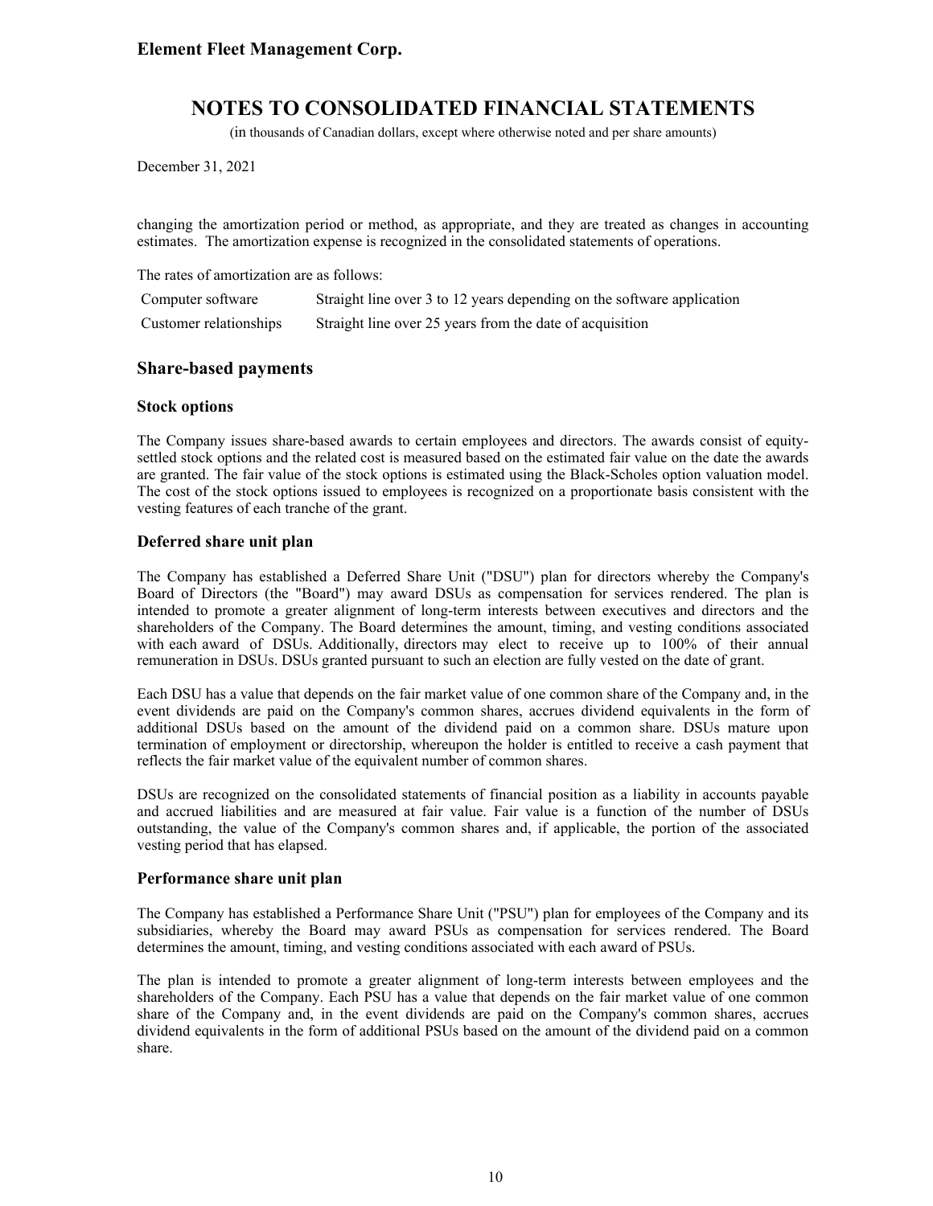changing the amortization period or method, as appropriate, and they are treated as changes in accounting estimates. The amortization expense is recognized in the consolidated statements of operations.

The rates of amortization are as follows:

| | |
|---|---|
| Computer software | Straight line over 3 to 12 years depending on the software application |
| Customer relationships | Straight line over 25 years from the date of acquisition |

## Share-based payments

### Stock options

The Company issues share-based awards to certain employees and directors. The awards consist of equity-settled stock options and the related cost is measured based on the estimated fair value on the date the awards are granted. The fair value of the stock options is estimated using the Black-Scholes option valuation model. The cost of the stock options issued to employees is recognized on a proportionate basis consistent with the vesting features of each tranche of the grant.

### Deferred share unit plan

The Company has established a Deferred Share Unit ("DSU") plan for directors whereby the Company's Board of Directors (the "Board") may award DSUs as compensation for services rendered. The plan is intended to promote a greater alignment of long-term interests between executives and directors and the shareholders of the Company. The Board determines the amount, timing, and vesting conditions associated with each award of DSUs. Additionally, directors may elect to receive up to 100% of their annual remuneration in DSUs. DSUs granted pursuant to such an election are fully vested on the date of grant.

Each DSU has a value that depends on the fair market value of one common share of the Company and, in the event dividends are paid on the Company's common shares, accrues dividend equivalents in the form of additional DSUs based on the amount of the dividend paid on a common share. DSUs mature upon termination of employment or directorship, whereupon the holder is entitled to receive a cash payment that reflects the fair market value of the equivalent number of common shares.

DSUs are recognized on the consolidated statements of financial position as a liability in accounts payable and accrued liabilities and are measured at fair value. Fair value is a function of the number of DSUs outstanding, the value of the Company's common shares and, if applicable, the portion of the associated vesting period that has elapsed.

### Performance share unit plan

The Company has established a Performance Share Unit ("PSU") plan for employees of the Company and its subsidiaries, whereby the Board may award PSUs as compensation for services rendered. The Board determines the amount, timing, and vesting conditions associated with each award of PSUs.

The plan is intended to promote a greater alignment of long-term interests between employees and the shareholders of the Company. Each PSU has a value that depends on the fair market value of one common share of the Company and, in the event dividends are paid on the Company's common shares, accrues dividend equivalents in the form of additional PSUs based on the amount of the dividend paid on a common share.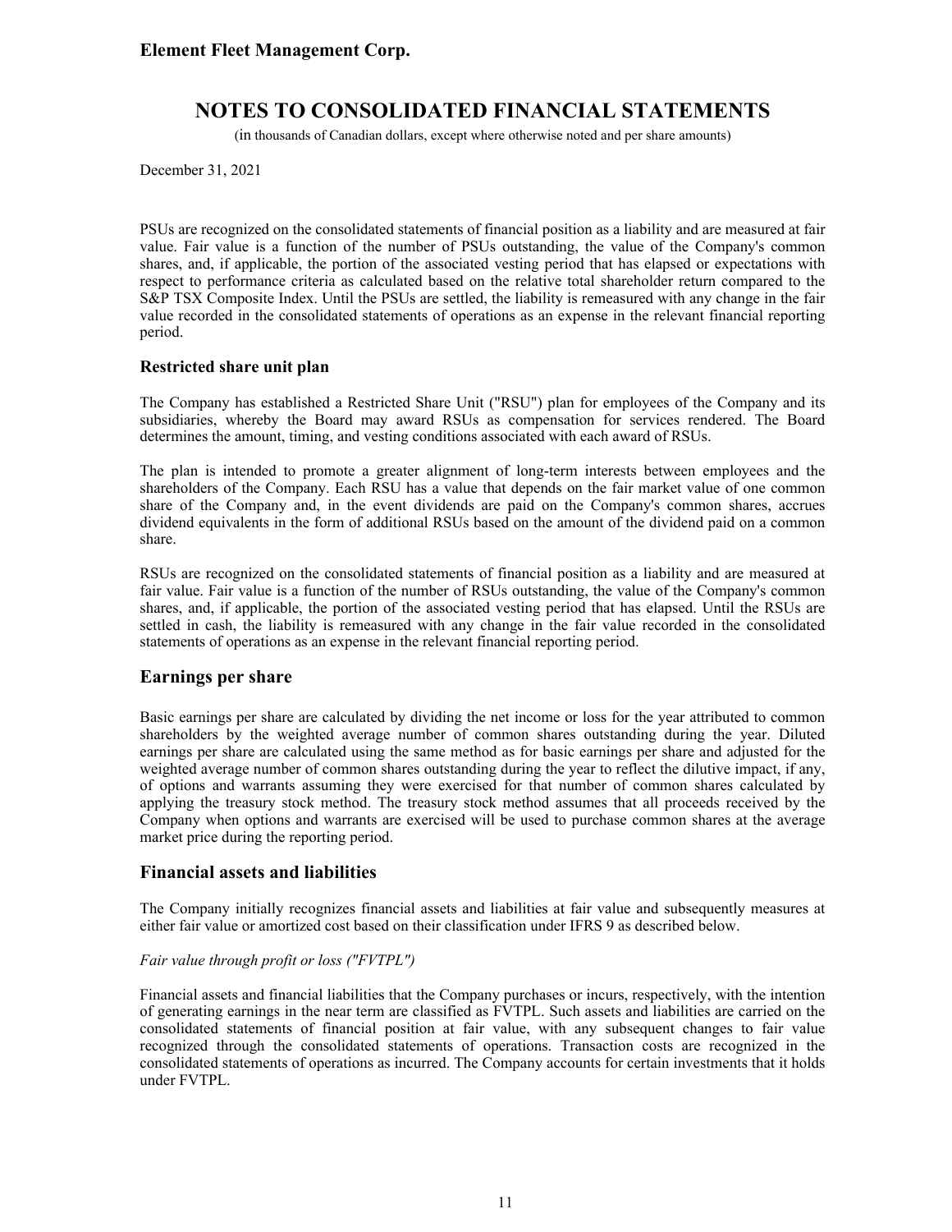PSUs are recognized on the consolidated statements of financial position as a liability and are measured at fair value. Fair value is a function of the number of PSUs outstanding, the value of the Company's common shares, and, if applicable, the portion of the associated vesting period that has elapsed or expectations with respect to performance criteria as calculated based on the relative total shareholder return compared to the S&P TSX Composite Index. Until the PSUs are settled, the liability is remeasured with any change in the fair value recorded in the consolidated statements of operations as an expense in the relevant financial reporting period.

### Restricted share unit plan

The Company has established a Restricted Share Unit ("RSU") plan for employees of the Company and its subsidiaries, whereby the Board may award RSUs as compensation for services rendered. The Board determines the amount, timing, and vesting conditions associated with each award of RSUs.

The plan is intended to promote a greater alignment of long-term interests between employees and the shareholders of the Company. Each RSU has a value that depends on the fair market value of one common share of the Company and, in the event dividends are paid on the Company's common shares, accrues dividend equivalents in the form of additional RSUs based on the amount of the dividend paid on a common share.

RSUs are recognized on the consolidated statements of financial position as a liability and are measured at fair value. Fair value is a function of the number of RSUs outstanding, the value of the Company's common shares, and, if applicable, the portion of the associated vesting period that has elapsed. Until the RSUs are settled in cash, the liability is remeasured with any change in the fair value recorded in the consolidated statements of operations as an expense in the relevant financial reporting period.

## Earnings per share

Basic earnings per share are calculated by dividing the net income or loss for the year attributed to common shareholders by the weighted average number of common shares outstanding during the year. Diluted earnings per share are calculated using the same method as for basic earnings per share and adjusted for the weighted average number of common shares outstanding during the year to reflect the dilutive impact, if any, of options and warrants assuming they were exercised for that number of common shares calculated by applying the treasury stock method. The treasury stock method assumes that all proceeds received by the Company when options and warrants are exercised will be used to purchase common shares at the average market price during the reporting period.

## Financial assets and liabilities

The Company initially recognizes financial assets and liabilities at fair value and subsequently measures at either fair value or amortized cost based on their classification under IFRS 9 as described below.

*Fair value through profit or loss ("FVTPL")*

Financial assets and financial liabilities that the Company purchases or incurs, respectively, with the intention of generating earnings in the near term are classified as FVTPL. Such assets and liabilities are carried on the consolidated statements of financial position at fair value, with any subsequent changes to fair value recognized through the consolidated statements of operations. Transaction costs are recognized in the consolidated statements of operations as incurred. The Company accounts for certain investments that it holds under FVTPL.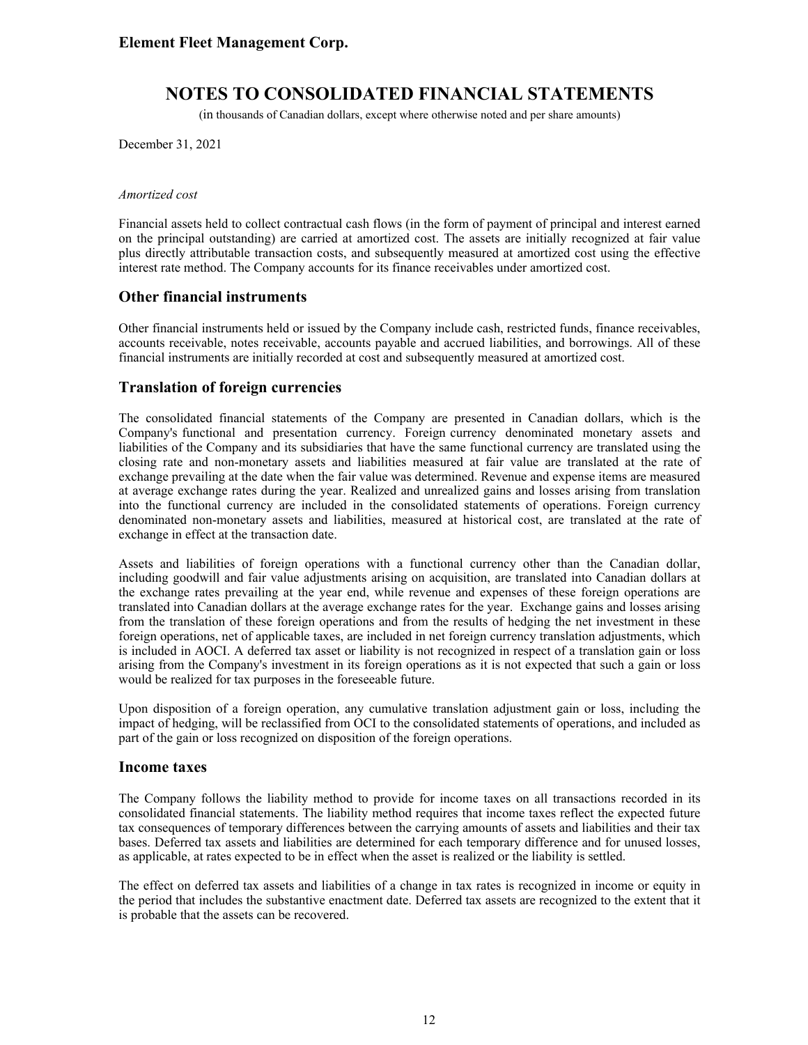*Amortized cost*

Financial assets held to collect contractual cash flows (in the form of payment of principal and interest earned on the principal outstanding) are carried at amortized cost. The assets are initially recognized at fair value plus directly attributable transaction costs, and subsequently measured at amortized cost using the effective interest rate method. The Company accounts for its finance receivables under amortized cost.

## Other financial instruments

Other financial instruments held or issued by the Company include cash, restricted funds, finance receivables, accounts receivable, notes receivable, accounts payable and accrued liabilities, and borrowings. All of these financial instruments are initially recorded at cost and subsequently measured at amortized cost.

## Translation of foreign currencies

The consolidated financial statements of the Company are presented in Canadian dollars, which is the Company's functional and presentation currency. Foreign currency denominated monetary assets and liabilities of the Company and its subsidiaries that have the same functional currency are translated using the closing rate and non-monetary assets and liabilities measured at fair value are translated at the rate of exchange prevailing at the date when the fair value was determined. Revenue and expense items are measured at average exchange rates during the year. Realized and unrealized gains and losses arising from translation into the functional currency are included in the consolidated statements of operations. Foreign currency denominated non-monetary assets and liabilities, measured at historical cost, are translated at the rate of exchange in effect at the transaction date.

Assets and liabilities of foreign operations with a functional currency other than the Canadian dollar, including goodwill and fair value adjustments arising on acquisition, are translated into Canadian dollars at the exchange rates prevailing at the year end, while revenue and expenses of these foreign operations are translated into Canadian dollars at the average exchange rates for the year. Exchange gains and losses arising from the translation of these foreign operations and from the results of hedging the net investment in these foreign operations, net of applicable taxes, are included in net foreign currency translation adjustments, which is included in AOCI. A deferred tax asset or liability is not recognized in respect of a translation gain or loss arising from the Company's investment in its foreign operations as it is not expected that such a gain or loss would be realized for tax purposes in the foreseeable future.

Upon disposition of a foreign operation, any cumulative translation adjustment gain or loss, including the impact of hedging, will be reclassified from OCI to the consolidated statements of operations, and included as part of the gain or loss recognized on disposition of the foreign operations.

## Income taxes

The Company follows the liability method to provide for income taxes on all transactions recorded in its consolidated financial statements. The liability method requires that income taxes reflect the expected future tax consequences of temporary differences between the carrying amounts of assets and liabilities and their tax bases. Deferred tax assets and liabilities are determined for each temporary difference and for unused losses, as applicable, at rates expected to be in effect when the asset is realized or the liability is settled.

The effect on deferred tax assets and liabilities of a change in tax rates is recognized in income or equity in the period that includes the substantive enactment date. Deferred tax assets are recognized to the extent that it is probable that the assets can be recovered.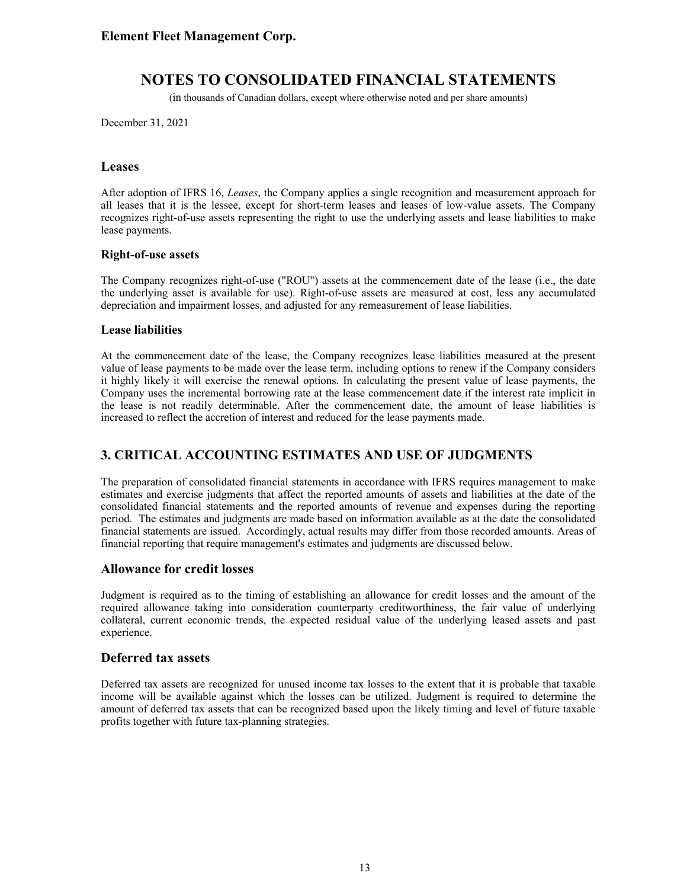### Leases

After adoption of IFRS 16, *Leases*, the Company applies a single recognition and measurement approach for all leases that it is the lessee, except for short-term leases and leases of low-value assets. The Company recognizes right-of-use assets representing the right to use the underlying assets and lease liabilities to make lease payments.

#### Right-of-use assets

The Company recognizes right-of-use ("ROU") assets at the commencement date of the lease (i.e., the date the underlying asset is available for use). Right-of-use assets are measured at cost, less any accumulated depreciation and impairment losses, and adjusted for any remeasurement of lease liabilities.

#### Lease liabilities

At the commencement date of the lease, the Company recognizes lease liabilities measured at the present value of lease payments to be made over the lease term, including options to renew if the Company considers it highly likely it will exercise the renewal options. In calculating the present value of lease payments, the Company uses the incremental borrowing rate at the lease commencement date if the interest rate implicit in the lease is not readily determinable. After the commencement date, the amount of lease liabilities is increased to reflect the accretion of interest and reduced for the lease payments made.

## 3. CRITICAL ACCOUNTING ESTIMATES AND USE OF JUDGMENTS

The preparation of consolidated financial statements in accordance with IFRS requires management to make estimates and exercise judgments that affect the reported amounts of assets and liabilities at the date of the consolidated financial statements and the reported amounts of revenue and expenses during the reporting period. The estimates and judgments are made based on information available as at the date the consolidated financial statements are issued. Accordingly, actual results may differ from those recorded amounts. Areas of financial reporting that require management's estimates and judgments are discussed below.

### Allowance for credit losses

Judgment is required as to the timing of establishing an allowance for credit losses and the amount of the required allowance taking into consideration counterparty creditworthiness, the fair value of underlying collateral, current economic trends, the expected residual value of the underlying leased assets and past experience.

### Deferred tax assets

Deferred tax assets are recognized for unused income tax losses to the extent that it is probable that taxable income will be available against which the losses can be utilized. Judgment is required to determine the amount of deferred tax assets that can be recognized based upon the likely timing and level of future taxable profits together with future tax-planning strategies.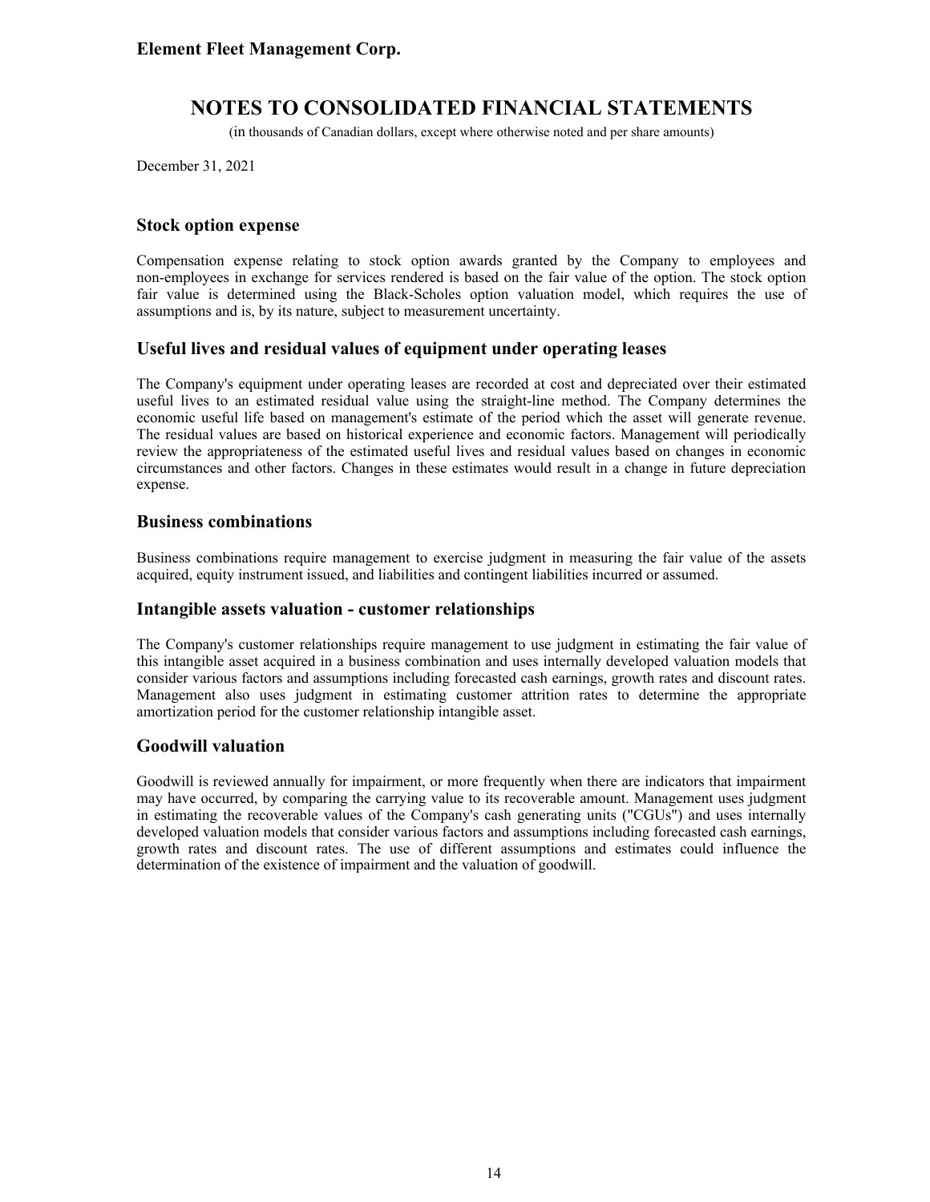### Stock option expense

Compensation expense relating to stock option awards granted by the Company to employees and non-employees in exchange for services rendered is based on the fair value of the option. The stock option fair value is determined using the Black-Scholes option valuation model, which requires the use of assumptions and is, by its nature, subject to measurement uncertainty.

### Useful lives and residual values of equipment under operating leases

The Company's equipment under operating leases are recorded at cost and depreciated over their estimated useful lives to an estimated residual value using the straight-line method. The Company determines the economic useful life based on management's estimate of the period which the asset will generate revenue. The residual values are based on historical experience and economic factors. Management will periodically review the appropriateness of the estimated useful lives and residual values based on changes in economic circumstances and other factors. Changes in these estimates would result in a change in future depreciation expense.

### Business combinations

Business combinations require management to exercise judgment in measuring the fair value of the assets acquired, equity instrument issued, and liabilities and contingent liabilities incurred or assumed.

### Intangible assets valuation - customer relationships

The Company's customer relationships require management to use judgment in estimating the fair value of this intangible asset acquired in a business combination and uses internally developed valuation models that consider various factors and assumptions including forecasted cash earnings, growth rates and discount rates. Management also uses judgment in estimating customer attrition rates to determine the appropriate amortization period for the customer relationship intangible asset.

### Goodwill valuation

Goodwill is reviewed annually for impairment, or more frequently when there are indicators that impairment may have occurred, by comparing the carrying value to its recoverable amount. Management uses judgment in estimating the recoverable values of the Company's cash generating units ("CGUs") and uses internally developed valuation models that consider various factors and assumptions including forecasted cash earnings, growth rates and discount rates. The use of different assumptions and estimates could influence the determination of the existence of impairment and the valuation of goodwill.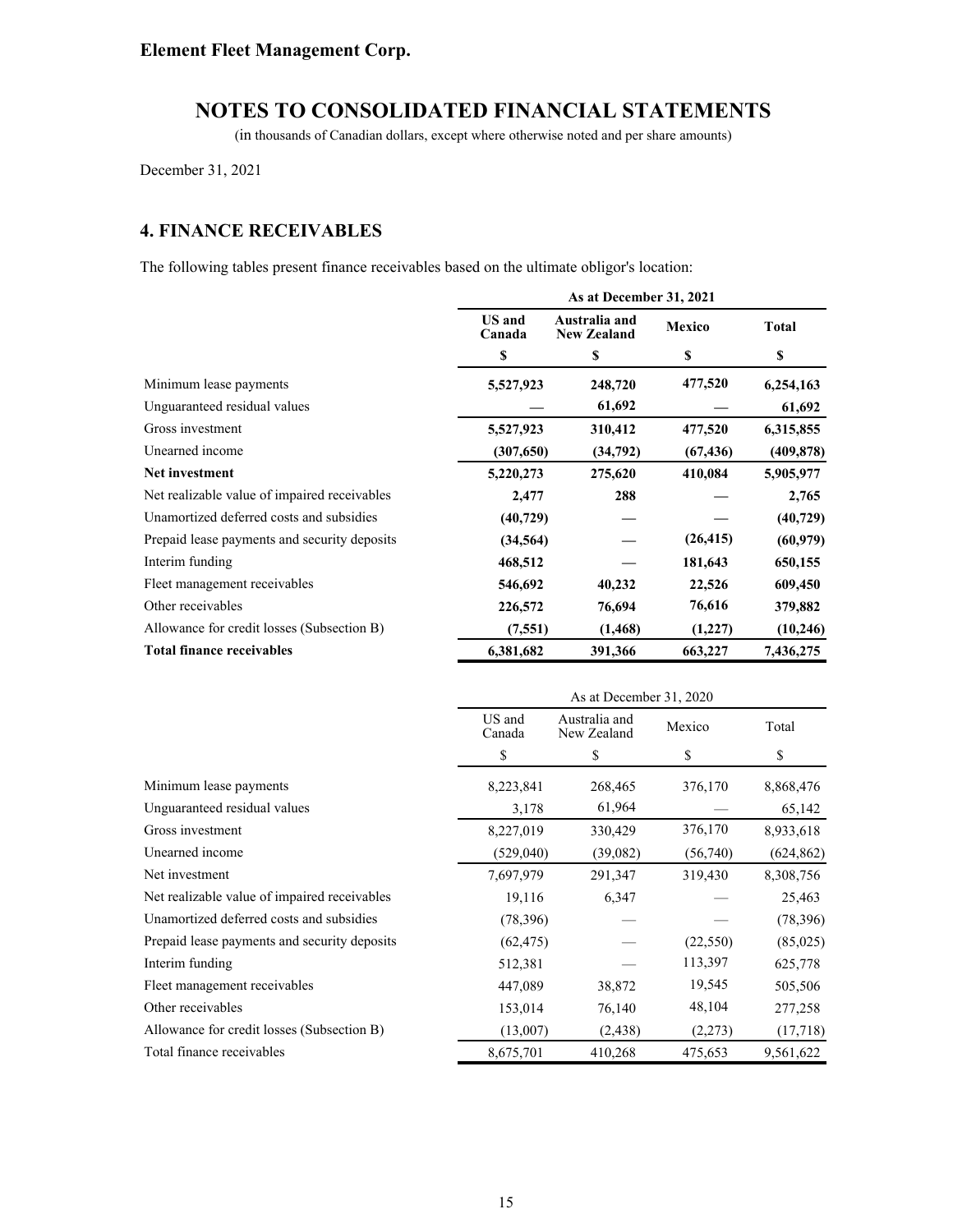**Element Fleet Management Corp.**

# NOTES TO CONSOLIDATED FINANCIAL STATEMENTS

(in thousands of Canadian dollars, except where otherwise noted and per share amounts)

December 31, 2021

## 4. FINANCE RECEIVABLES

The following tables present finance receivables based on the ultimate obligor's location:

| | **As at December 31, 2021** | | | |
|---|---|---|---|---|
| | **US and Canada** | **Australia and New Zealand** | **Mexico** | **Total** |
| | **$** | **$** | **$** | **$** |
| Minimum lease payments | **5,527,923** | **248,720** | **477,520** | **6,254,163** |
| Unguaranteed residual values | **—** | **61,692** | **—** | **61,692** |
| Gross investment | **5,527,923** | **310,412** | **477,520** | **6,315,855** |
| Unearned income | **(307,650)** | **(34,792)** | **(67,436)** | **(409,878)** |
| **Net investment** | **5,220,273** | **275,620** | **410,084** | **5,905,977** |
| Net realizable value of impaired receivables | **2,477** | **288** | **—** | **2,765** |
| Unamortized deferred costs and subsidies | **(40,729)** | **—** | **—** | **(40,729)** |
| Prepaid lease payments and security deposits | **(34,564)** | **—** | **(26,415)** | **(60,979)** |
| Interim funding | **468,512** | **—** | **181,643** | **650,155** |
| Fleet management receivables | **546,692** | **40,232** | **22,526** | **609,450** |
| Other receivables | **226,572** | **76,694** | **76,616** | **379,882** |
| Allowance for credit losses (Subsection B) | **(7,551)** | **(1,468)** | **(1,227)** | **(10,246)** |
| **Total finance receivables** | **6,381,682** | **391,366** | **663,227** | **7,436,275** |

| | As at December 31, 2020 | | | |
|---|---|---|---|---|
| | US and Canada | Australia and New Zealand | Mexico | Total |
| | $ | $ | $ | $ |
| Minimum lease payments | 8,223,841 | 268,465 | 376,170 | 8,868,476 |
| Unguaranteed residual values | 3,178 | 61,964 | — | 65,142 |
| Gross investment | 8,227,019 | 330,429 | 376,170 | 8,933,618 |
| Unearned income | (529,040) | (39,082) | (56,740) | (624,862) |
| Net investment | 7,697,979 | 291,347 | 319,430 | 8,308,756 |
| Net realizable value of impaired receivables | 19,116 | 6,347 | — | 25,463 |
| Unamortized deferred costs and subsidies | (78,396) | — | — | (78,396) |
| Prepaid lease payments and security deposits | (62,475) | — | (22,550) | (85,025) |
| Interim funding | 512,381 | — | 113,397 | 625,778 |
| Fleet management receivables | 447,089 | 38,872 | 19,545 | 505,506 |
| Other receivables | 153,014 | 76,140 | 48,104 | 277,258 |
| Allowance for credit losses (Subsection B) | (13,007) | (2,438) | (2,273) | (17,718) |
| Total finance receivables | 8,675,701 | 410,268 | 475,653 | 9,561,622 |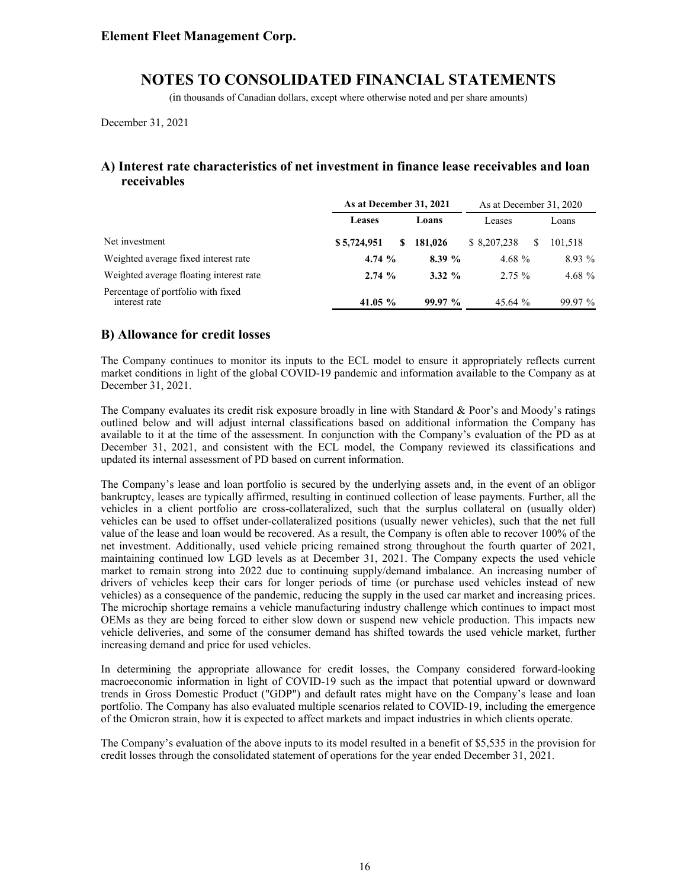## A) Interest rate characteristics of net investment in finance lease receivables and loan receivables

| | As at December 31, 2021 | | As at December 31, 2020 | |
|---|---|---|---|---|
| | **Leases** | **Loans** | Leases | Loans |
| Net investment | **$ 5,724,951** | **$ 181,026** | $ 8,207,238 | $ 101,518 |
| Weighted average fixed interest rate | **4.74 %** | **8.39 %** | 4.68 % | 8.93 % |
| Weighted average floating interest rate | **2.74 %** | **3.32 %** | 2.75 % | 4.68 % |
| Percentage of portfolio with fixed interest rate | **41.05 %** | **99.97 %** | 45.64 % | 99.97 % |

## B) Allowance for credit losses

The Company continues to monitor its inputs to the ECL model to ensure it appropriately reflects current market conditions in light of the global COVID-19 pandemic and information available to the Company as at December 31, 2021.

The Company evaluates its credit risk exposure broadly in line with Standard & Poor's and Moody's ratings outlined below and will adjust internal classifications based on additional information the Company has available to it at the time of the assessment. In conjunction with the Company's evaluation of the PD as at December 31, 2021, and consistent with the ECL model, the Company reviewed its classifications and updated its internal assessment of PD based on current information.

The Company's lease and loan portfolio is secured by the underlying assets and, in the event of an obligor bankruptcy, leases are typically affirmed, resulting in continued collection of lease payments. Further, all the vehicles in a client portfolio are cross-collateralized, such that the surplus collateral on (usually older) vehicles can be used to offset under-collateralized positions (usually newer vehicles), such that the net full value of the lease and loan would be recovered. As a result, the Company is often able to recover 100% of the net investment. Additionally, used vehicle pricing remained strong throughout the fourth quarter of 2021, maintaining continued low LGD levels as at December 31, 2021. The Company expects the used vehicle market to remain strong into 2022 due to continuing supply/demand imbalance. An increasing number of drivers of vehicles keep their cars for longer periods of time (or purchase used vehicles instead of new vehicles) as a consequence of the pandemic, reducing the supply in the used car market and increasing prices. The microchip shortage remains a vehicle manufacturing industry challenge which continues to impact most OEMs as they are being forced to either slow down or suspend new vehicle production. This impacts new vehicle deliveries, and some of the consumer demand has shifted towards the used vehicle market, further increasing demand and price for used vehicles.

In determining the appropriate allowance for credit losses, the Company considered forward-looking macroeconomic information in light of COVID-19 such as the impact that potential upward or downward trends in Gross Domestic Product ("GDP") and default rates might have on the Company's lease and loan portfolio. The Company has also evaluated multiple scenarios related to COVID-19, including the emergence of the Omicron strain, how it is expected to affect markets and impact industries in which clients operate.

The Company's evaluation of the above inputs to its model resulted in a benefit of $5,535 in the provision for credit losses through the consolidated statement of operations for the year ended December 31, 2021.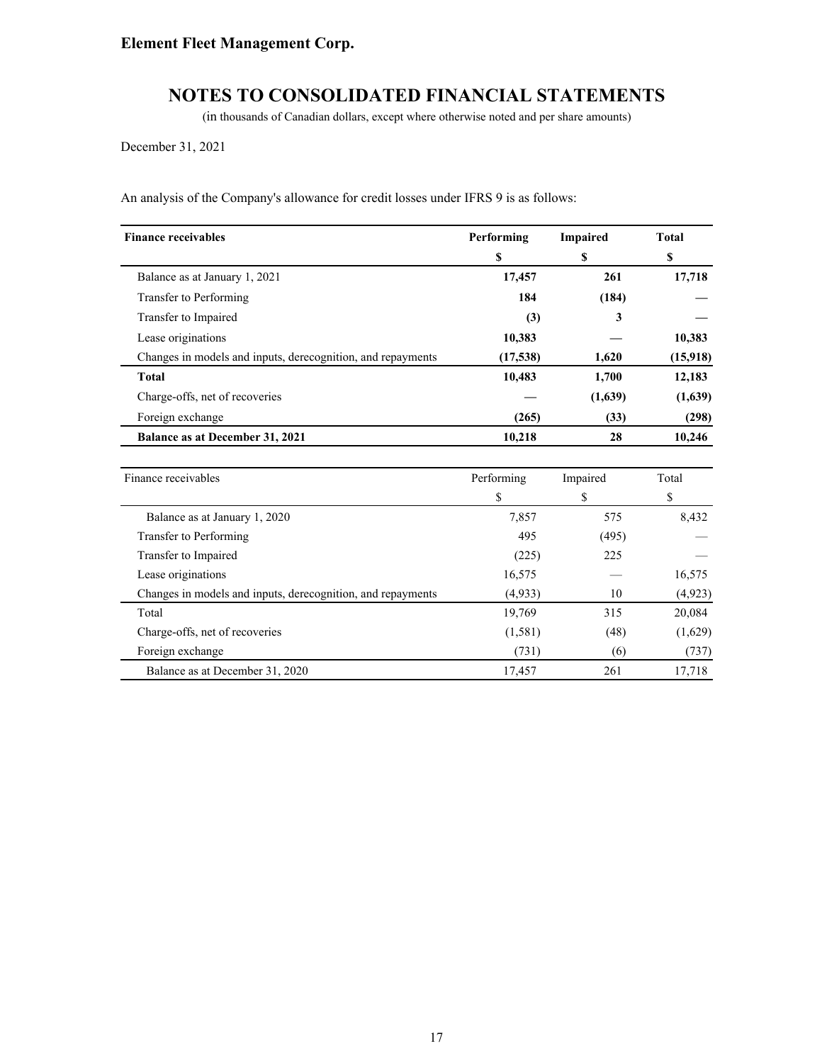An analysis of the Company's allowance for credit losses under IFRS 9 is as follows:

| **Finance receivables** | **Performing** | **Impaired** | **Total** |
|---|---|---|---|
| | **$** | **$** | **$** |
| Balance as at January 1, 2021 | **17,457** | **261** | **17,718** |
| Transfer to Performing | **184** | **(184)** | **—** |
| Transfer to Impaired | **(3)** | **3** | **—** |
| Lease originations | **10,383** | **—** | **10,383** |
| Changes in models and inputs, derecognition, and repayments | **(17,538)** | **1,620** | **(15,918)** |
| **Total** | **10,483** | **1,700** | **12,183** |
| Charge-offs, net of recoveries | **—** | **(1,639)** | **(1,639)** |
| Foreign exchange | **(265)** | **(33)** | **(298)** |
| **Balance as at December 31, 2021** | **10,218** | **28** | **10,246** |

| Finance receivables | Performing | Impaired | Total |
|---|---|---|---|
| | $ | $ | $ |
| Balance as at January 1, 2020 | 7,857 | 575 | 8,432 |
| Transfer to Performing | 495 | (495) | — |
| Transfer to Impaired | (225) | 225 | — |
| Lease originations | 16,575 | — | 16,575 |
| Changes in models and inputs, derecognition, and repayments | (4,933) | 10 | (4,923) |
| Total | 19,769 | 315 | 20,084 |
| Charge-offs, net of recoveries | (1,581) | (48) | (1,629) |
| Foreign exchange | (731) | (6) | (737) |
| Balance as at December 31, 2020 | 17,457 | 261 | 17,718 |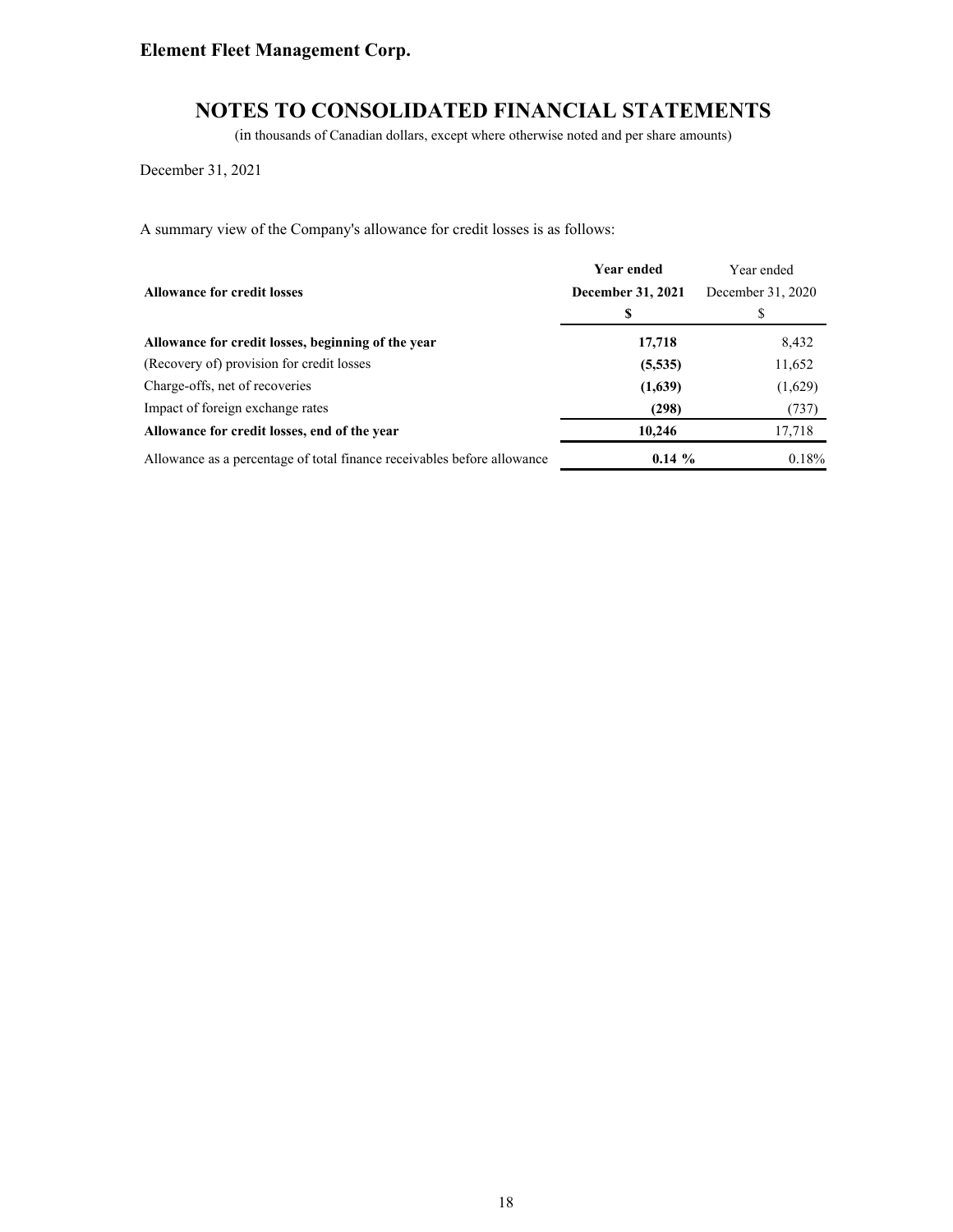A summary view of the Company's allowance for credit losses is as follows:

| Allowance for credit losses | Year ended December 31, 2021 | Year ended December 31, 2020 |
|---|---|---|
| | **$** | $ |
| **Allowance for credit losses, beginning of the year** | **17,718** | 8,432 |
| (Recovery of) provision for credit losses | **(5,535)** | 11,652 |
| Charge-offs, net of recoveries | **(1,639)** | (1,629) |
| Impact of foreign exchange rates | **(298)** | (737) |
| **Allowance for credit losses, end of the year** | **10,246** | 17,718 |
| Allowance as a percentage of total finance receivables before allowance | **0.14 %** | 0.18% |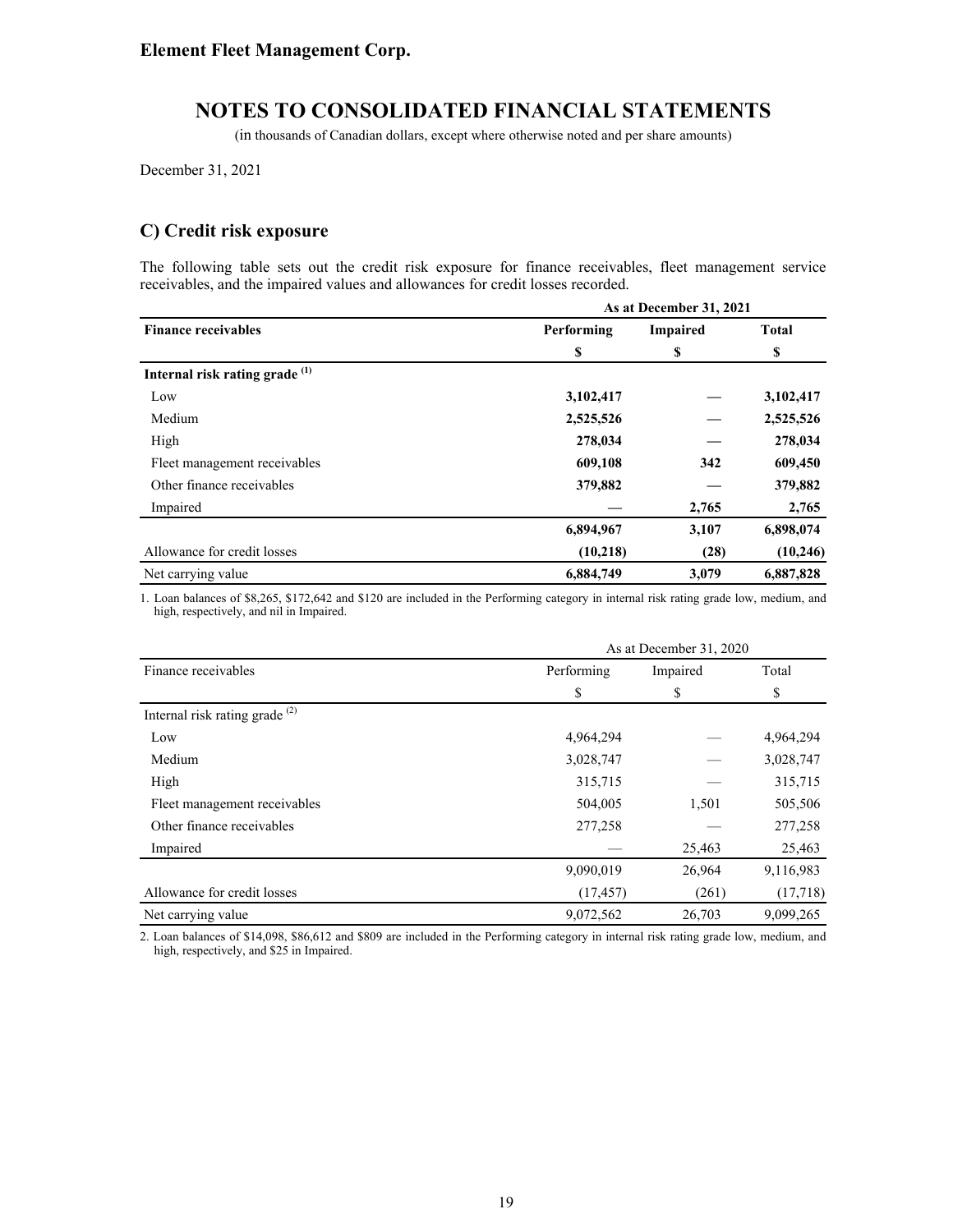## C) Credit risk exposure

The following table sets out the credit risk exposure for finance receivables, fleet management service receivables, and the impaired values and allowances for credit losses recorded.

| | As at December 31, 2021 | | |
|---|---|---|---|
| **Finance receivables** | **Performing** | **Impaired** | **Total** |
| | **$** | **$** | **$** |
| **Internal risk rating grade [(1)]** | | | |
| Low | **3,102,417** | **—** | **3,102,417** |
| Medium | **2,525,526** | **—** | **2,525,526** |
| High | **278,034** | **—** | **278,034** |
| Fleet management receivables | **609,108** | **342** | **609,450** |
| Other finance receivables | **379,882** | **—** | **379,882** |
| Impaired | **—** | **2,765** | **2,765** |
| | **6,894,967** | **3,107** | **6,898,074** |
| Allowance for credit losses | **(10,218)** | **(28)** | **(10,246)** |
| Net carrying value | **6,884,749** | **3,079** | **6,887,828** |

1. Loan balances of $8,265, $172,642 and $120 are included in the Performing category in internal risk rating grade low, medium, and high, respectively, and nil in Impaired.

| | As at December 31, 2020 | | |
|---|---|---|---|
| Finance receivables | Performing | Impaired | Total |
| | $ | $ | $ |
| Internal risk rating grade [(2)] | | | |
| Low | 4,964,294 | — | 4,964,294 |
| Medium | 3,028,747 | — | 3,028,747 |
| High | 315,715 | — | 315,715 |
| Fleet management receivables | 504,005 | 1,501 | 505,506 |
| Other finance receivables | 277,258 | — | 277,258 |
| Impaired | — | 25,463 | 25,463 |
| | 9,090,019 | 26,964 | 9,116,983 |
| Allowance for credit losses | (17,457) | (261) | (17,718) |
| Net carrying value | 9,072,562 | 26,703 | 9,099,265 |

2. Loan balances of $14,098, $86,612 and $809 are included in the Performing category in internal risk rating grade low, medium, and high, respectively, and $25 in Impaired.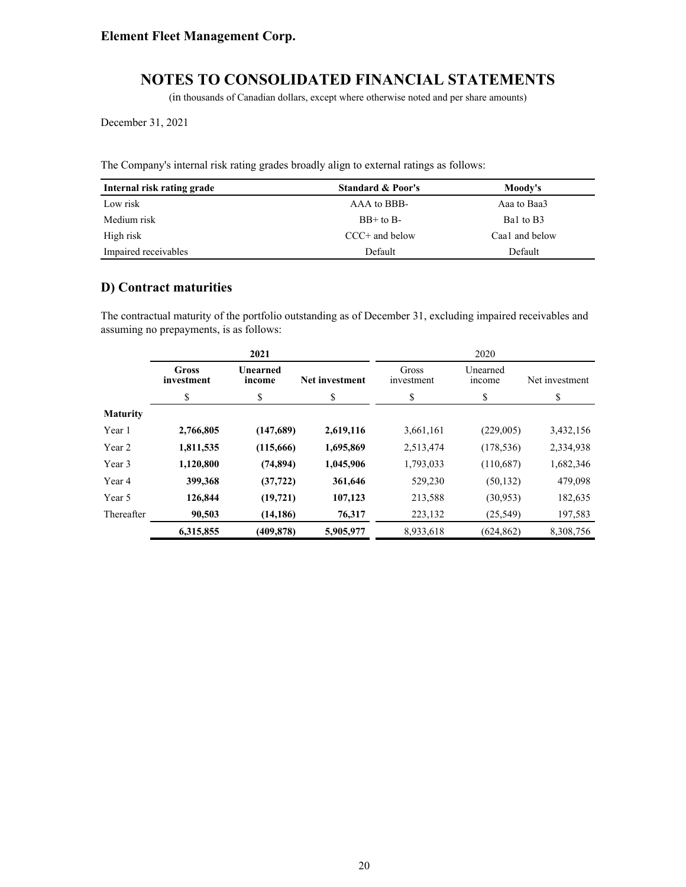The Company's internal risk rating grades broadly align to external ratings as follows:

| Internal risk rating grade | Standard & Poor's | Moody's |
| --- | --- | --- |
| Low risk | AAA to BBB- | Aaa to Baa3 |
| Medium risk | BB+ to B- | Ba1 to B3 |
| High risk | CCC+ and below | Caa1 and below |
| Impaired receivables | Default | Default |

## D) Contract maturities

The contractual maturity of the portfolio outstanding as of December 31, excluding impaired receivables and assuming no prepayments, is as follows:

| | **2021** | | | 2020 | | |
| --- | --- | --- | --- | --- | --- | --- |
| | **Gross investment** | **Unearned income** | **Net investment** | Gross investment | Unearned income | Net investment |
| | $ | $ | $ | $ | $ | $ |
| **Maturity** | | | | | | |
| Year 1 | **2,766,805** | **(147,689)** | **2,619,116** | 3,661,161 | (229,005) | 3,432,156 |
| Year 2 | **1,811,535** | **(115,666)** | **1,695,869** | 2,513,474 | (178,536) | 2,334,938 |
| Year 3 | **1,120,800** | **(74,894)** | **1,045,906** | 1,793,033 | (110,687) | 1,682,346 |
| Year 4 | **399,368** | **(37,722)** | **361,646** | 529,230 | (50,132) | 479,098 |
| Year 5 | **126,844** | **(19,721)** | **107,123** | 213,588 | (30,953) | 182,635 |
| Thereafter | **90,503** | **(14,186)** | **76,317** | 223,132 | (25,549) | 197,583 |
| | **6,315,855** | **(409,878)** | **5,905,977** | 8,933,618 | (624,862) | 8,308,756 |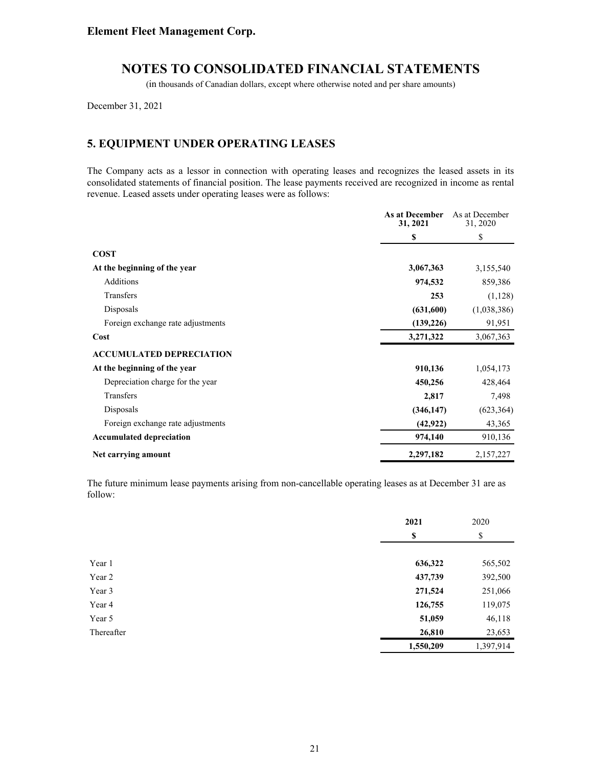**Element Fleet Management Corp.**

# NOTES TO CONSOLIDATED FINANCIAL STATEMENTS

(in thousands of Canadian dollars, except where otherwise noted and per share amounts)

December 31, 2021

## 5. EQUIPMENT UNDER OPERATING LEASES

The Company acts as a lessor in connection with operating leases and recognizes the leased assets in its consolidated statements of financial position. The lease payments received are recognized in income as rental revenue. Leased assets under operating leases were as follows:

| | **As at December 31, 2021** | As at December 31, 2020 |
|---|---|---|
| | **$** | $ |
| **COST** | | |
| **At the beginning of the year** | **3,067,363** | 3,155,540 |
| Additions | **974,532** | 859,386 |
| Transfers | **253** | (1,128) |
| Disposals | **(631,600)** | (1,038,386) |
| Foreign exchange rate adjustments | **(139,226)** | 91,951 |
| **Cost** | **3,271,322** | 3,067,363 |
| **ACCUMULATED DEPRECIATION** | | |
| **At the beginning of the year** | **910,136** | 1,054,173 |
| Depreciation charge for the year | **450,256** | 428,464 |
| Transfers | **2,817** | 7,498 |
| Disposals | **(346,147)** | (623,364) |
| Foreign exchange rate adjustments | **(42,922)** | 43,365 |
| **Accumulated depreciation** | **974,140** | 910,136 |
| **Net carrying amount** | **2,297,182** | 2,157,227 |

The future minimum lease payments arising from non-cancellable operating leases as at December 31 are as follow:

| | **2021** | 2020 |
|---|---|---|
| | **$** | $ |
| Year 1 | **636,322** | 565,502 |
| Year 2 | **437,739** | 392,500 |
| Year 3 | **271,524** | 251,066 |
| Year 4 | **126,755** | 119,075 |
| Year 5 | **51,059** | 46,118 |
| Thereafter | **26,810** | 23,653 |
| | **1,550,209** | 1,397,914 |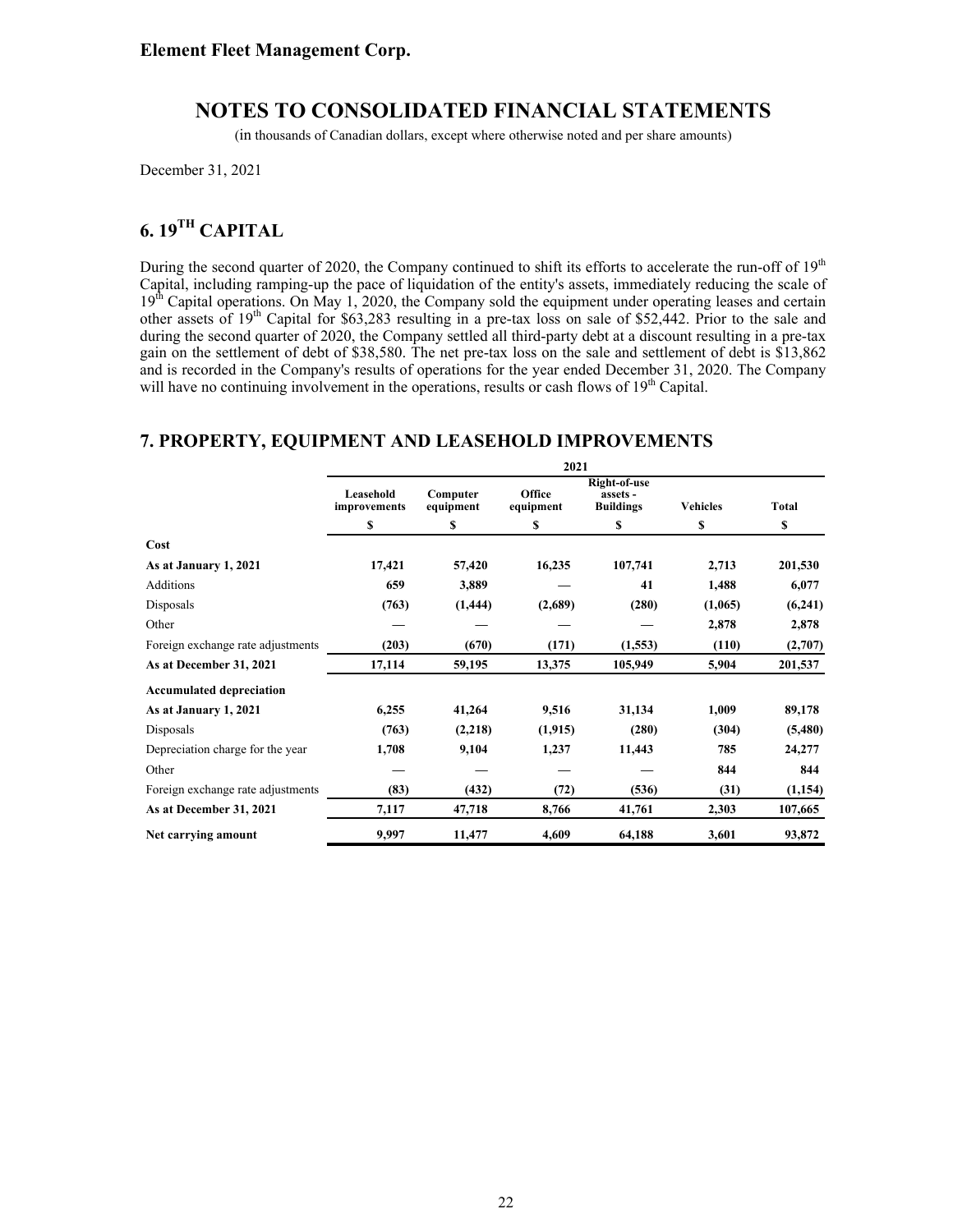Element Fleet Management Corp.

# NOTES TO CONSOLIDATED FINANCIAL STATEMENTS

(in thousands of Canadian dollars, except where otherwise noted and per share amounts)

December 31, 2021

## 6. 19TH CAPITAL

During the second quarter of 2020, the Company continued to shift its efforts to accelerate the run-off of 19th Capital, including ramping-up the pace of liquidation of the entity's assets, immediately reducing the scale of 19th Capital operations. On May 1, 2020, the Company sold the equipment under operating leases and certain other assets of 19th Capital for $63,283 resulting in a pre-tax loss on sale of $52,442. Prior to the sale and during the second quarter of 2020, the Company settled all third-party debt at a discount resulting in a pre-tax gain on the settlement of debt of $38,580. The net pre-tax loss on the sale and settlement of debt is $13,862 and is recorded in the Company's results of operations for the year ended December 31, 2020. The Company will have no continuing involvement in the operations, results or cash flows of 19th Capital.

## 7. PROPERTY, EQUIPMENT AND LEASEHOLD IMPROVEMENTS

| | 2021 | | | | | |
|---|---|---|---|---|---|---|
| | **Leasehold improvements** | **Computer equipment** | **Office equipment** | **Right-of-use assets - Buildings** | **Vehicles** | **Total** |
| | **$** | **$** | **$** | **$** | **$** | **$** |
| **Cost** | | | | | | |
| **As at January 1, 2021** | **17,421** | **57,420** | **16,235** | **107,741** | **2,713** | **201,530** |
| Additions | **659** | **3,889** | **—** | **41** | **1,488** | **6,077** |
| Disposals | **(763)** | **(1,444)** | **(2,689)** | **(280)** | **(1,065)** | **(6,241)** |
| Other | **—** | **—** | **—** | **—** | **2,878** | **2,878** |
| Foreign exchange rate adjustments | **(203)** | **(670)** | **(171)** | **(1,553)** | **(110)** | **(2,707)** |
| **As at December 31, 2021** | **17,114** | **59,195** | **13,375** | **105,949** | **5,904** | **201,537** |
| **Accumulated depreciation** | | | | | | |
| **As at January 1, 2021** | **6,255** | **41,264** | **9,516** | **31,134** | **1,009** | **89,178** |
| Disposals | **(763)** | **(2,218)** | **(1,915)** | **(280)** | **(304)** | **(5,480)** |
| Depreciation charge for the year | **1,708** | **9,104** | **1,237** | **11,443** | **785** | **24,277** |
| Other | **—** | **—** | **—** | **—** | **844** | **844** |
| Foreign exchange rate adjustments | **(83)** | **(432)** | **(72)** | **(536)** | **(31)** | **(1,154)** |
| **As at December 31, 2021** | **7,117** | **47,718** | **8,766** | **41,761** | **2,303** | **107,665** |
| **Net carrying amount** | **9,997** | **11,477** | **4,609** | **64,188** | **3,601** | **93,872** |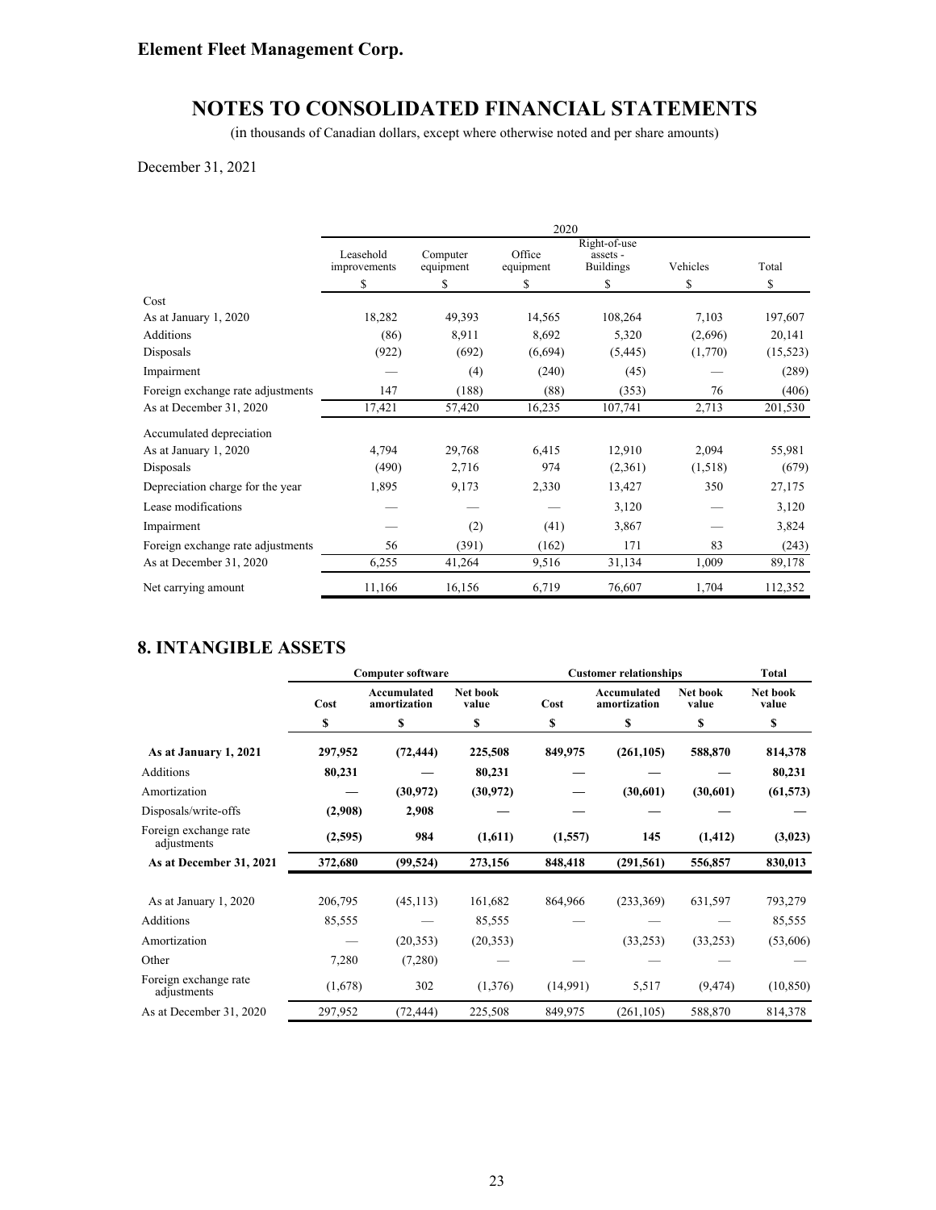**Element Fleet Management Corp.**

# NOTES TO CONSOLIDATED FINANCIAL STATEMENTS

(in thousands of Canadian dollars, except where otherwise noted and per share amounts)

December 31, 2021

| | 2020 | | | | | |
|---|---|---|---|---|---|---|
| | Leasehold improvements | Computer equipment | Office equipment | Right-of-use assets - Buildings | Vehicles | Total |
| | $ | $ | $ | $ | $ | $ |
| Cost | | | | | | |
| As at January 1, 2020 | 18,282 | 49,393 | 14,565 | 108,264 | 7,103 | 197,607 |
| Additions | (86) | 8,911 | 8,692 | 5,320 | (2,696) | 20,141 |
| Disposals | (922) | (692) | (6,694) | (5,445) | (1,770) | (15,523) |
| Impairment | — | (4) | (240) | (45) | — | (289) |
| Foreign exchange rate adjustments | 147 | (188) | (88) | (353) | 76 | (406) |
| As at December 31, 2020 | 17,421 | 57,420 | 16,235 | 107,741 | 2,713 | 201,530 |
| Accumulated depreciation | | | | | | |
| As at January 1, 2020 | 4,794 | 29,768 | 6,415 | 12,910 | 2,094 | 55,981 |
| Disposals | (490) | 2,716 | 974 | (2,361) | (1,518) | (679) |
| Depreciation charge for the year | 1,895 | 9,173 | 2,330 | 13,427 | 350 | 27,175 |
| Lease modifications | — | — | — | 3,120 | — | 3,120 |
| Impairment | — | (2) | (41) | 3,867 | — | 3,824 |
| Foreign exchange rate adjustments | 56 | (391) | (162) | 171 | 83 | (243) |
| As at December 31, 2020 | 6,255 | 41,264 | 9,516 | 31,134 | 1,009 | 89,178 |
| Net carrying amount | 11,166 | 16,156 | 6,719 | 76,607 | 1,704 | 112,352 |

## 8. INTANGIBLE ASSETS

| | Computer software | | | Customer relationships | | | Total |
|---|---|---|---|---|---|---|---|
| | Cost | Accumulated amortization | Net book value | Cost | Accumulated amortization | Net book value | Net book value |
| | $ | $ | $ | $ | $ | $ | $ |
| **As at January 1, 2021** | **297,952** | **(72,444)** | **225,508** | **849,975** | **(261,105)** | **588,870** | **814,378** |
| Additions | **80,231** | **—** | **80,231** | **—** | **—** | **—** | **80,231** |
| Amortization | **—** | **(30,972)** | **(30,972)** | **—** | **(30,601)** | **(30,601)** | **(61,573)** |
| Disposals/write-offs | **(2,908)** | **2,908** | **—** | **—** | **—** | **—** | **—** |
| Foreign exchange rate adjustments | **(2,595)** | **984** | **(1,611)** | **(1,557)** | **145** | **(1,412)** | **(3,023)** |
| **As at December 31, 2021** | **372,680** | **(99,524)** | **273,156** | **848,418** | **(291,561)** | **556,857** | **830,013** |
| As at January 1, 2020 | 206,795 | (45,113) | 161,682 | 864,966 | (233,369) | 631,597 | 793,279 |
| Additions | 85,555 | — | 85,555 | — | — | — | 85,555 |
| Amortization | — | (20,353) | (20,353) | | (33,253) | (33,253) | (53,606) |
| Other | 7,280 | (7,280) | — | — | — | — | — |
| Foreign exchange rate adjustments | (1,678) | 302 | (1,376) | (14,991) | 5,517 | (9,474) | (10,850) |
| As at December 31, 2020 | 297,952 | (72,444) | 225,508 | 849,975 | (261,105) | 588,870 | 814,378 |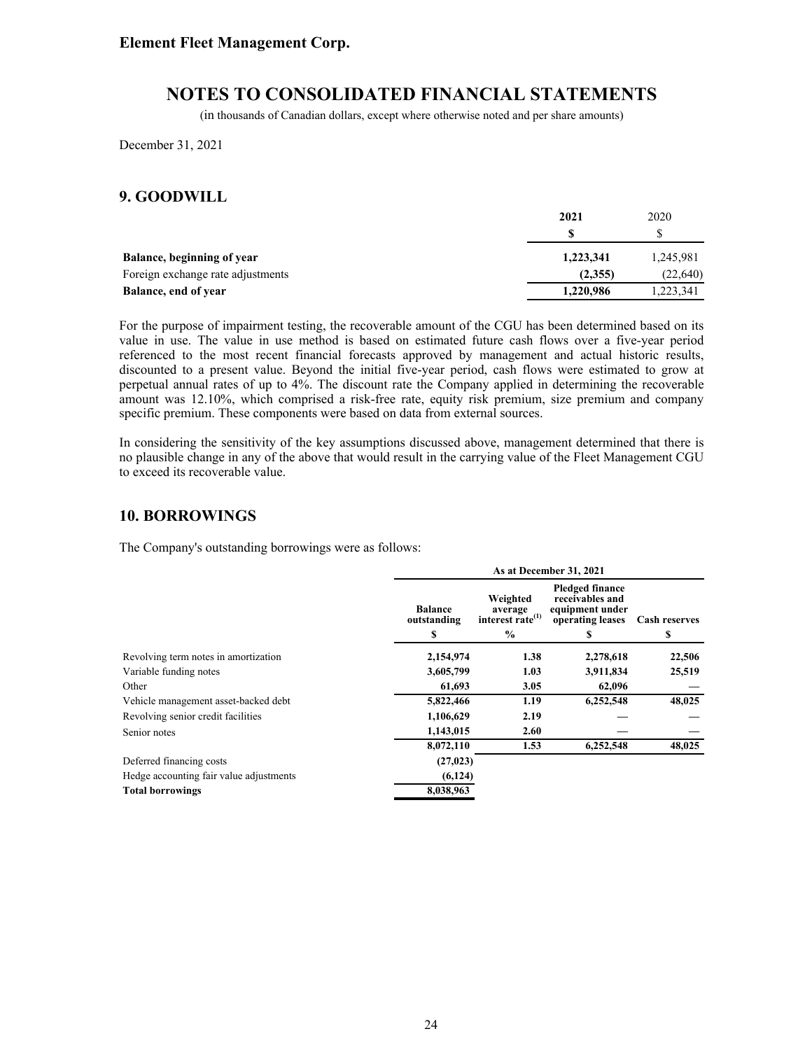Element Fleet Management Corp.

# NOTES TO CONSOLIDATED FINANCIAL STATEMENTS

(in thousands of Canadian dollars, except where otherwise noted and per share amounts)

December 31, 2021

## 9. GOODWILL

| | 2021 | 2020 |
|---|---|---|
| | $ | $ |
| **Balance, beginning of year** | **1,223,341** | 1,245,981 |
| Foreign exchange rate adjustments | **(2,355)** | (22,640) |
| **Balance, end of year** | **1,220,986** | 1,223,341 |

For the purpose of impairment testing, the recoverable amount of the CGU has been determined based on its value in use. The value in use method is based on estimated future cash flows over a five-year period referenced to the most recent financial forecasts approved by management and actual historic results, discounted to a present value. Beyond the initial five-year period, cash flows were estimated to grow at perpetual annual rates of up to 4%. The discount rate the Company applied in determining the recoverable amount was 12.10%, which comprised a risk-free rate, equity risk premium, size premium and company specific premium. These components were based on data from external sources.

In considering the sensitivity of the key assumptions discussed above, management determined that there is no plausible change in any of the above that would result in the carrying value of the Fleet Management CGU to exceed its recoverable value.

## 10. BORROWINGS

The Company's outstanding borrowings were as follows:

| | As at December 31, 2021 | | | |
|---|---|---|---|---|
| | Balance outstanding | Weighted average interest rate[1] | Pledged finance receivables and equipment under operating leases | Cash reserves |
| | $ | % | $ | $ |
| Revolving term notes in amortization | **2,154,974** | **1.38** | **2,278,618** | **22,506** |
| Variable funding notes | **3,605,799** | **1.03** | **3,911,834** | **25,519** |
| Other | **61,693** | **3.05** | **62,096** | **—** |
| Vehicle management asset-backed debt | **5,822,466** | **1.19** | **6,252,548** | **48,025** |
| Revolving senior credit facilities | **1,106,629** | **2.19** | **—** | **—** |
| Senior notes | **1,143,015** | **2.60** | **—** | **—** |
| | **8,072,110** | **1.53** | **6,252,548** | **48,025** |
| Deferred financing costs | **(27,023)** | | | |
| Hedge accounting fair value adjustments | **(6,124)** | | | |
| **Total borrowings** | **8,038,963** | | | |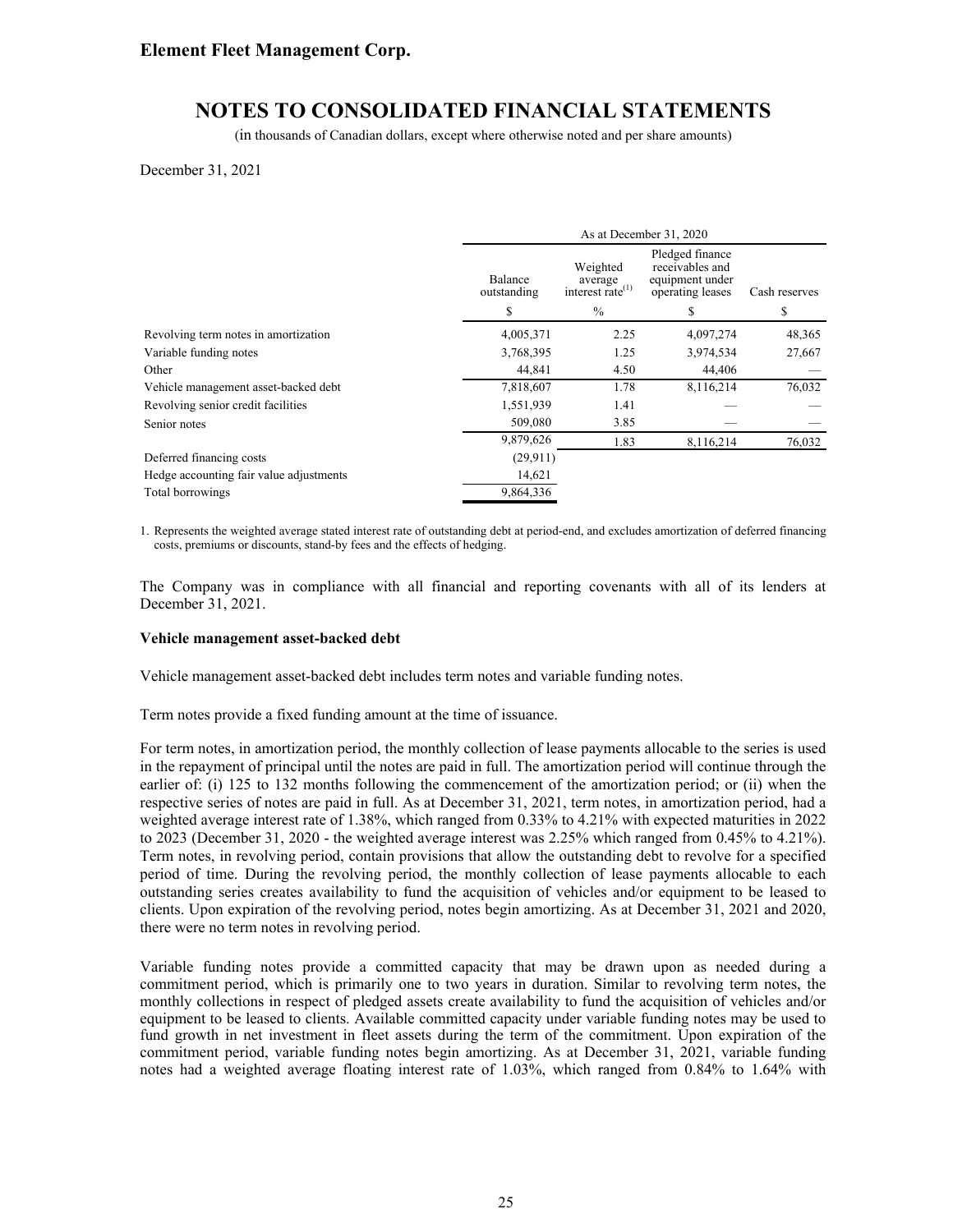Element Fleet Management Corp.

# NOTES TO CONSOLIDATED FINANCIAL STATEMENTS

(in thousands of Canadian dollars, except where otherwise noted and per share amounts)

December 31, 2021

| | As at December 31, 2020 | | | |
|---|---|---|---|---|
| | Balance outstanding | Weighted average interest rate[(1)] | Pledged finance receivables and equipment under operating leases | Cash reserves |
| | $ | % | $ | $ |
| Revolving term notes in amortization | 4,005,371 | 2.25 | 4,097,274 | 48,365 |
| Variable funding notes | 3,768,395 | 1.25 | 3,974,534 | 27,667 |
| Other | 44,841 | 4.50 | 44,406 | — |
| Vehicle management asset-backed debt | 7,818,607 | 1.78 | 8,116,214 | 76,032 |
| Revolving senior credit facilities | 1,551,939 | 1.41 | — | — |
| Senior notes | 509,080 | 3.85 | — | — |
| | 9,879,626 | 1.83 | 8,116,214 | 76,032 |
| Deferred financing costs | (29,911) | | | |
| Hedge accounting fair value adjustments | 14,621 | | | |
| Total borrowings | 9,864,336 | | | |

1. Represents the weighted average stated interest rate of outstanding debt at period-end, and excludes amortization of deferred financing costs, premiums or discounts, stand-by fees and the effects of hedging.

The Company was in compliance with all financial and reporting covenants with all of its lenders at December 31, 2021.

**Vehicle management asset-backed debt**

Vehicle management asset-backed debt includes term notes and variable funding notes.

Term notes provide a fixed funding amount at the time of issuance.

For term notes, in amortization period, the monthly collection of lease payments allocable to the series is used in the repayment of principal until the notes are paid in full. The amortization period will continue through the earlier of: (i) 125 to 132 months following the commencement of the amortization period; or (ii) when the respective series of notes are paid in full. As at December 31, 2021, term notes, in amortization period, had a weighted average interest rate of 1.38%, which ranged from 0.33% to 4.21% with expected maturities in 2022 to 2023 (December 31, 2020 - the weighted average interest was 2.25% which ranged from 0.45% to 4.21%). Term notes, in revolving period, contain provisions that allow the outstanding debt to revolve for a specified period of time. During the revolving period, the monthly collection of lease payments allocable to each outstanding series creates availability to fund the acquisition of vehicles and/or equipment to be leased to clients. Upon expiration of the revolving period, notes begin amortizing. As at December 31, 2021 and 2020, there were no term notes in revolving period.

Variable funding notes provide a committed capacity that may be drawn upon as needed during a commitment period, which is primarily one to two years in duration. Similar to revolving term notes, the monthly collections in respect of pledged assets create availability to fund the acquisition of vehicles and/or equipment to be leased to clients. Available committed capacity under variable funding notes may be used to fund growth in net investment in fleet assets during the term of the commitment. Upon expiration of the commitment period, variable funding notes begin amortizing. As at December 31, 2021, variable funding notes had a weighted average floating interest rate of 1.03%, which ranged from 0.84% to 1.64% with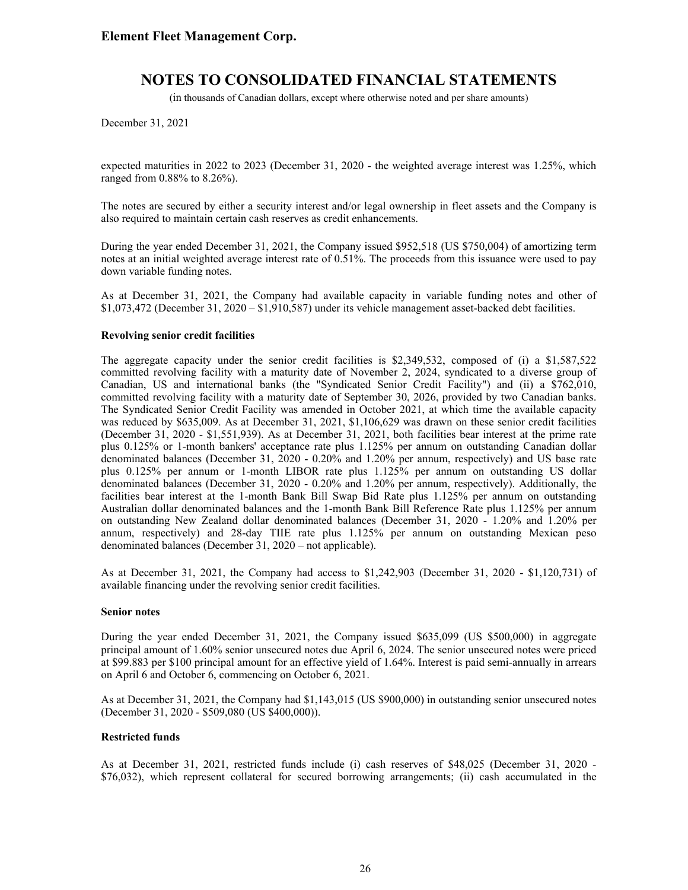expected maturities in 2022 to 2023 (December 31, 2020 - the weighted average interest was 1.25%, which ranged from 0.88% to 8.26%).

The notes are secured by either a security interest and/or legal ownership in fleet assets and the Company is also required to maintain certain cash reserves as credit enhancements.

During the year ended December 31, 2021, the Company issued $952,518 (US $750,004) of amortizing term notes at an initial weighted average interest rate of 0.51%. The proceeds from this issuance were used to pay down variable funding notes.

As at December 31, 2021, the Company had available capacity in variable funding notes and other of $1,073,472 (December 31, 2020 – $1,910,587) under its vehicle management asset-backed debt facilities.

**Revolving senior credit facilities**

The aggregate capacity under the senior credit facilities is $2,349,532, composed of (i) a $1,587,522 committed revolving facility with a maturity date of November 2, 2024, syndicated to a diverse group of Canadian, US and international banks (the "Syndicated Senior Credit Facility") and (ii) a $762,010, committed revolving facility with a maturity date of September 30, 2026, provided by two Canadian banks. The Syndicated Senior Credit Facility was amended in October 2021, at which time the available capacity was reduced by $635,009. As at December 31, 2021, $1,106,629 was drawn on these senior credit facilities (December 31, 2020 - $1,551,939). As at December 31, 2021, both facilities bear interest at the prime rate plus 0.125% or 1-month bankers' acceptance rate plus 1.125% per annum on outstanding Canadian dollar denominated balances (December 31, 2020 - 0.20% and 1.20% per annum, respectively) and US base rate plus 0.125% per annum or 1-month LIBOR rate plus 1.125% per annum on outstanding US dollar denominated balances (December 31, 2020 - 0.20% and 1.20% per annum, respectively). Additionally, the facilities bear interest at the 1-month Bank Bill Swap Bid Rate plus 1.125% per annum on outstanding Australian dollar denominated balances and the 1-month Bank Bill Reference Rate plus 1.125% per annum on outstanding New Zealand dollar denominated balances (December 31, 2020 - 1.20% and 1.20% per annum, respectively) and 28-day TIIE rate plus 1.125% per annum on outstanding Mexican peso denominated balances (December 31, 2020 – not applicable).

As at December 31, 2021, the Company had access to $1,242,903 (December 31, 2020 - $1,120,731) of available financing under the revolving senior credit facilities.

**Senior notes**

During the year ended December 31, 2021, the Company issued $635,099 (US $500,000) in aggregate principal amount of 1.60% senior unsecured notes due April 6, 2024. The senior unsecured notes were priced at $99.883 per $100 principal amount for an effective yield of 1.64%. Interest is paid semi-annually in arrears on April 6 and October 6, commencing on October 6, 2021.

As at December 31, 2021, the Company had $1,143,015 (US $900,000) in outstanding senior unsecured notes (December 31, 2020 - $509,080 (US $400,000)).

**Restricted funds**

As at December 31, 2021, restricted funds include (i) cash reserves of $48,025 (December 31, 2020 - $76,032), which represent collateral for secured borrowing arrangements; (ii) cash accumulated in the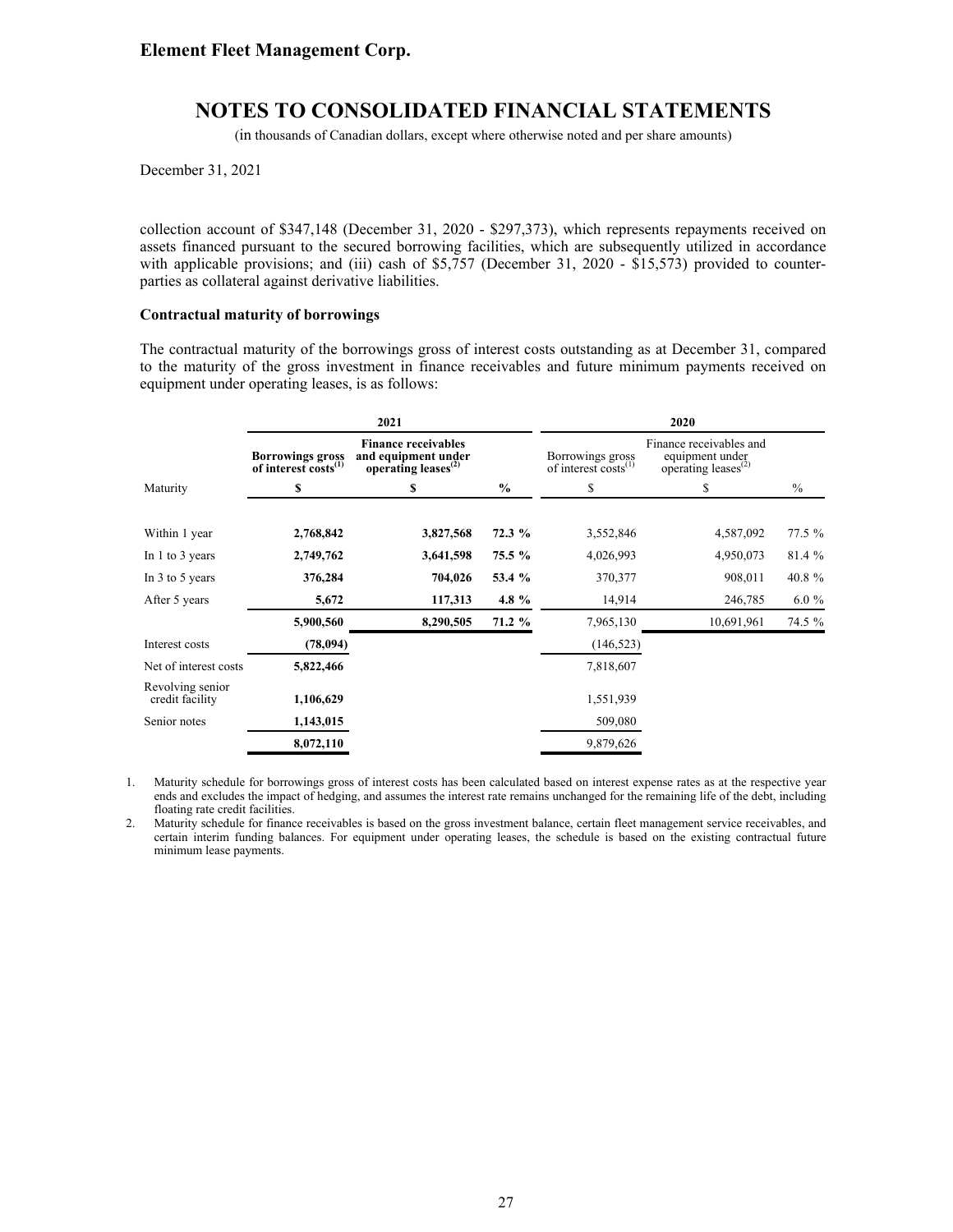collection account of $347,148 (December 31, 2020 - $297,373), which represents repayments received on assets financed pursuant to the secured borrowing facilities, which are subsequently utilized in accordance with applicable provisions; and (iii) cash of $5,757 (December 31, 2020 - $15,573) provided to counter-parties as collateral against derivative liabilities.

**Contractual maturity of borrowings**

The contractual maturity of the borrowings gross of interest costs outstanding as at December 31, compared to the maturity of the gross investment in finance receivables and future minimum payments received on equipment under operating leases, is as follows:

| | **2021** | | | 2020 | | |
|---|---|---|---|---|---|---|
| | **Borrowings gross of interest costs[1]** | **Finance receivables and equipment under operating leases[2]** | | Borrowings gross of interest costs[1] | Finance receivables and equipment under operating leases[2] | |
| Maturity | **$** | **$** | **%** | $ | $ | % |
| Within 1 year | **2,768,842** | **3,827,568** | **72.3 %** | 3,552,846 | 4,587,092 | 77.5 % |
| In 1 to 3 years | **2,749,762** | **3,641,598** | **75.5 %** | 4,026,993 | 4,950,073 | 81.4 % |
| In 3 to 5 years | **376,284** | **704,026** | **53.4 %** | 370,377 | 908,011 | 40.8 % |
| After 5 years | **5,672** | **117,313** | **4.8 %** | 14,914 | 246,785 | 6.0 % |
| | **5,900,560** | **8,290,505** | **71.2 %** | 7,965,130 | 10,691,961 | 74.5 % |
| Interest costs | **(78,094)** | | | (146,523) | | |
| Net of interest costs | **5,822,466** | | | 7,818,607 | | |
| Revolving senior credit facility | **1,106,629** | | | 1,551,939 | | |
| Senior notes | **1,143,015** | | | 509,080 | | |
| | **8,072,110** | | | 9,879,626 | | |

1. Maturity schedule for borrowings gross of interest costs has been calculated based on interest expense rates as at the respective year ends and excludes the impact of hedging, and assumes the interest rate remains unchanged for the remaining life of the debt, including floating rate credit facilities.
2. Maturity schedule for finance receivables is based on the gross investment balance, certain fleet management service receivables, and certain interim funding balances. For equipment under operating leases, the schedule is based on the existing contractual future minimum lease payments.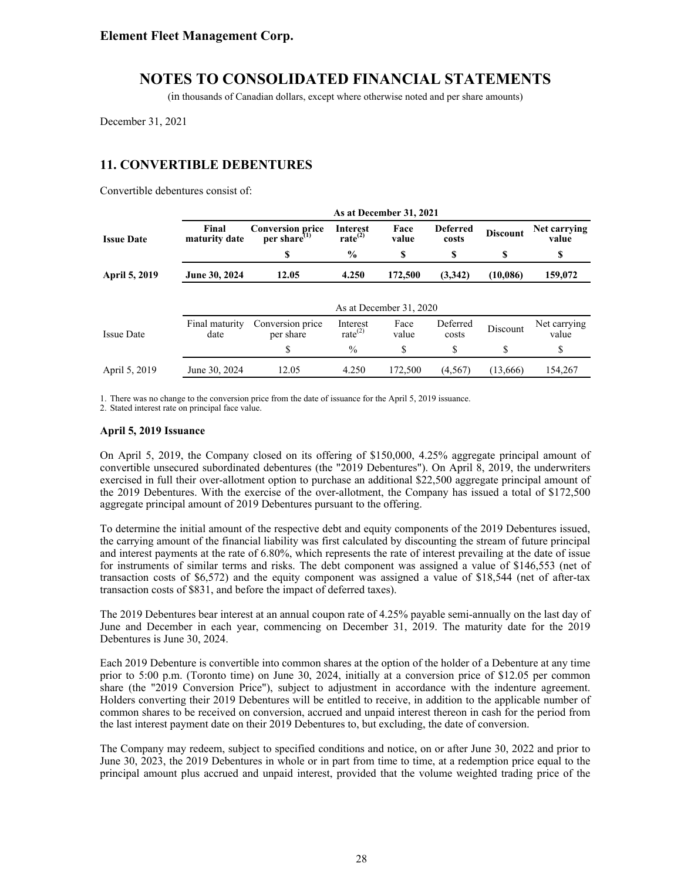**Element Fleet Management Corp.**

# NOTES TO CONSOLIDATED FINANCIAL STATEMENTS

(in thousands of Canadian dollars, except where otherwise noted and per share amounts)

December 31, 2021

## 11. CONVERTIBLE DEBENTURES

Convertible debentures consist of:

| | **As at December 31, 2021** | | | | | | |
|---|---|---|---|---|---|---|---|
| **Issue Date** | **Final maturity date** | **Conversion price per share[1]** | **Interest rate[2]** | **Face value** | **Deferred costs** | **Discount** | **Net carrying value** |
| | | **$** | **%** | **$** | **$** | **$** | **$** |
| **April 5, 2019** | **June 30, 2024** | **12.05** | **4.250** | **172,500** | **(3,342)** | **(10,086)** | **159,072** |

| | As at December 31, 2020 | | | | | | |
|---|---|---|---|---|---|---|---|
| Issue Date | Final maturity date | Conversion price per share | Interest rate[2] | Face value | Deferred costs | Discount | Net carrying value |
| | | $ | % | $ | $ | $ | $ |
| April 5, 2019 | June 30, 2024 | 12.05 | 4.250 | 172,500 | (4,567) | (13,666) | 154,267 |

1. There was no change to the conversion price from the date of issuance for the April 5, 2019 issuance.
2. Stated interest rate on principal face value.

**April 5, 2019 Issuance**

On April 5, 2019, the Company closed on its offering of $150,000, 4.25% aggregate principal amount of convertible unsecured subordinated debentures (the "2019 Debentures"). On April 8, 2019, the underwriters exercised in full their over-allotment option to purchase an additional $22,500 aggregate principal amount of the 2019 Debentures. With the exercise of the over-allotment, the Company has issued a total of $172,500 aggregate principal amount of 2019 Debentures pursuant to the offering.

To determine the initial amount of the respective debt and equity components of the 2019 Debentures issued, the carrying amount of the financial liability was first calculated by discounting the stream of future principal and interest payments at the rate of 6.80%, which represents the rate of interest prevailing at the date of issue for instruments of similar terms and risks. The debt component was assigned a value of $146,553 (net of transaction costs of $6,572) and the equity component was assigned a value of $18,544 (net of after-tax transaction costs of $831, and before the impact of deferred taxes).

The 2019 Debentures bear interest at an annual coupon rate of 4.25% payable semi-annually on the last day of June and December in each year, commencing on December 31, 2019. The maturity date for the 2019 Debentures is June 30, 2024.

Each 2019 Debenture is convertible into common shares at the option of the holder of a Debenture at any time prior to 5:00 p.m. (Toronto time) on June 30, 2024, initially at a conversion price of $12.05 per common share (the "2019 Conversion Price"), subject to adjustment in accordance with the indenture agreement. Holders converting their 2019 Debentures will be entitled to receive, in addition to the applicable number of common shares to be received on conversion, accrued and unpaid interest thereon in cash for the period from the last interest payment date on their 2019 Debentures to, but excluding, the date of conversion.

The Company may redeem, subject to specified conditions and notice, on or after June 30, 2022 and prior to June 30, 2023, the 2019 Debentures in whole or in part from time to time, at a redemption price equal to the principal amount plus accrued and unpaid interest, provided that the volume weighted trading price of the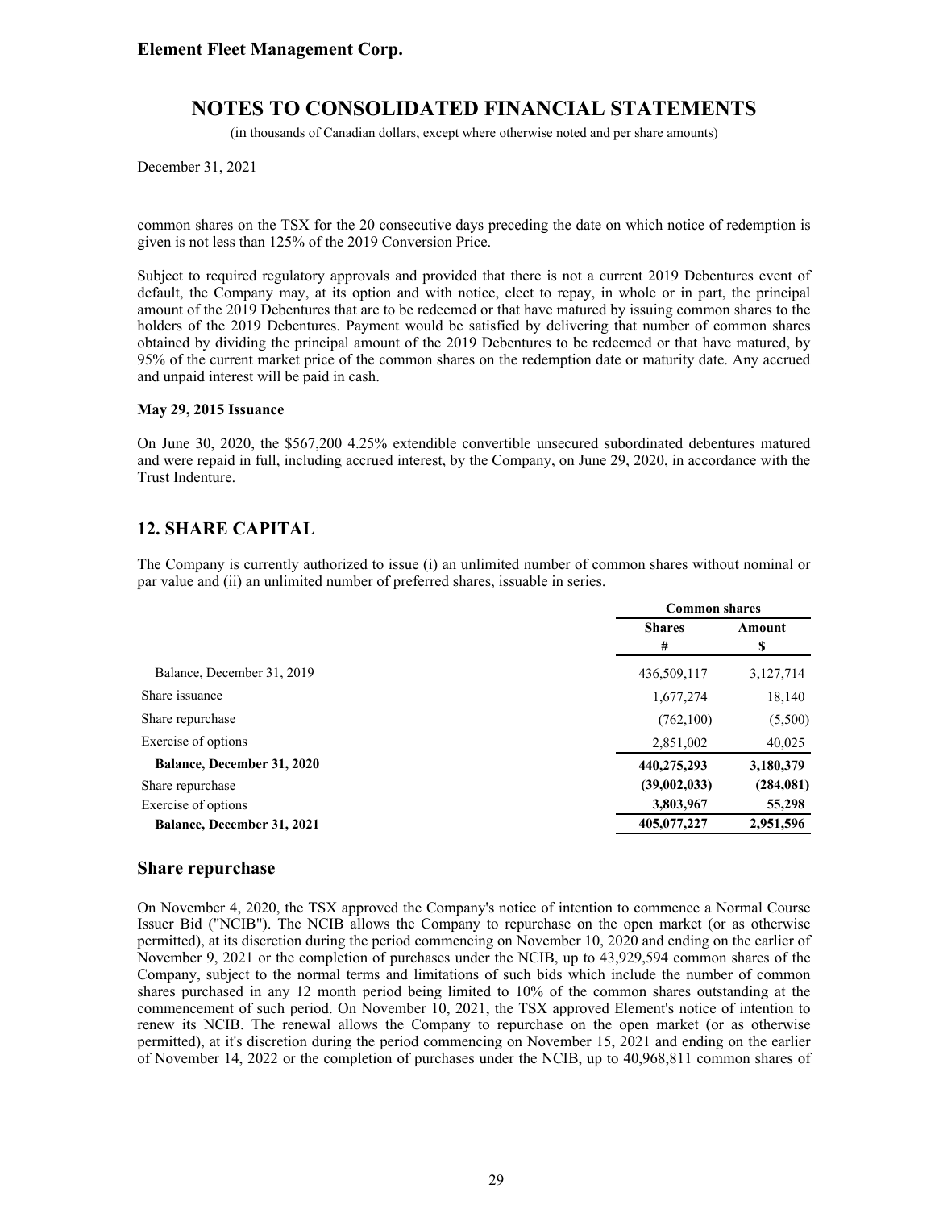common shares on the TSX for the 20 consecutive days preceding the date on which notice of redemption is given is not less than 125% of the 2019 Conversion Price.

Subject to required regulatory approvals and provided that there is not a current 2019 Debentures event of default, the Company may, at its option and with notice, elect to repay, in whole or in part, the principal amount of the 2019 Debentures that are to be redeemed or that have matured by issuing common shares to the holders of the 2019 Debentures. Payment would be satisfied by delivering that number of common shares obtained by dividing the principal amount of the 2019 Debentures to be redeemed or that have matured, by 95% of the current market price of the common shares on the redemption date or maturity date. Any accrued and unpaid interest will be paid in cash.

**May 29, 2015 Issuance**

On June 30, 2020, the $567,200 4.25% extendible convertible unsecured subordinated debentures matured and were repaid in full, including accrued interest, by the Company, on June 29, 2020, in accordance with the Trust Indenture.

## 12. SHARE CAPITAL

The Company is currently authorized to issue (i) an unlimited number of common shares without nominal or par value and (ii) an unlimited number of preferred shares, issuable in series.

| | Common shares | |
|---|---|---|
| | Shares | Amount |
| | # | $ |
| Balance, December 31, 2019 | 436,509,117 | 3,127,714 |
| Share issuance | 1,677,274 | 18,140 |
| Share repurchase | (762,100) | (5,500) |
| Exercise of options | 2,851,002 | 40,025 |
| **Balance, December 31, 2020** | **440,275,293** | **3,180,379** |
| Share repurchase | **(39,002,033)** | **(284,081)** |
| Exercise of options | **3,803,967** | **55,298** |
| **Balance, December 31, 2021** | **405,077,227** | **2,951,596** |

## Share repurchase

On November 4, 2020, the TSX approved the Company's notice of intention to commence a Normal Course Issuer Bid ("NCIB"). The NCIB allows the Company to repurchase on the open market (or as otherwise permitted), at its discretion during the period commencing on November 10, 2020 and ending on the earlier of November 9, 2021 or the completion of purchases under the NCIB, up to 43,929,594 common shares of the Company, subject to the normal terms and limitations of such bids which include the number of common shares purchased in any 12 month period being limited to 10% of the common shares outstanding at the commencement of such period. On November 10, 2021, the TSX approved Element's notice of intention to renew its NCIB. The renewal allows the Company to repurchase on the open market (or as otherwise permitted), at it's discretion during the period commencing on November 15, 2021 and ending on the earlier of November 14, 2022 or the completion of purchases under the NCIB, up to 40,968,811 common shares of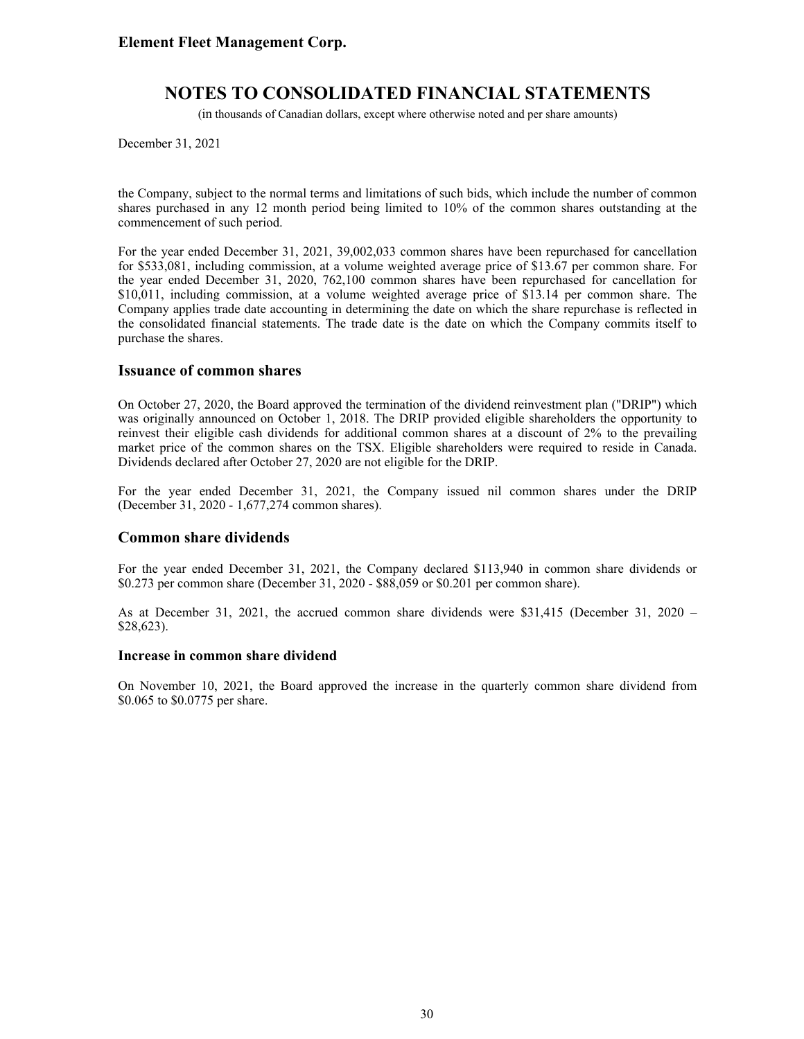the Company, subject to the normal terms and limitations of such bids, which include the number of common shares purchased in any 12 month period being limited to 10% of the common shares outstanding at the commencement of such period.

For the year ended December 31, 2021, 39,002,033 common shares have been repurchased for cancellation for $533,081, including commission, at a volume weighted average price of $13.67 per common share. For the year ended December 31, 2020, 762,100 common shares have been repurchased for cancellation for $10,011, including commission, at a volume weighted average price of $13.14 per common share. The Company applies trade date accounting in determining the date on which the share repurchase is reflected in the consolidated financial statements. The trade date is the date on which the Company commits itself to purchase the shares.

## Issuance of common shares

On October 27, 2020, the Board approved the termination of the dividend reinvestment plan ("DRIP") which was originally announced on October 1, 2018. The DRIP provided eligible shareholders the opportunity to reinvest their eligible cash dividends for additional common shares at a discount of 2% to the prevailing market price of the common shares on the TSX. Eligible shareholders were required to reside in Canada. Dividends declared after October 27, 2020 are not eligible for the DRIP.

For the year ended December 31, 2021, the Company issued nil common shares under the DRIP (December 31, 2020 - 1,677,274 common shares).

## Common share dividends

For the year ended December 31, 2021, the Company declared $113,940 in common share dividends or $0.273 per common share (December 31, 2020 - $88,059 or $0.201 per common share).

As at December 31, 2021, the accrued common share dividends were $31,415 (December 31, 2020 – $28,623).

### Increase in common share dividend

On November 10, 2021, the Board approved the increase in the quarterly common share dividend from $0.065 to $0.0775 per share.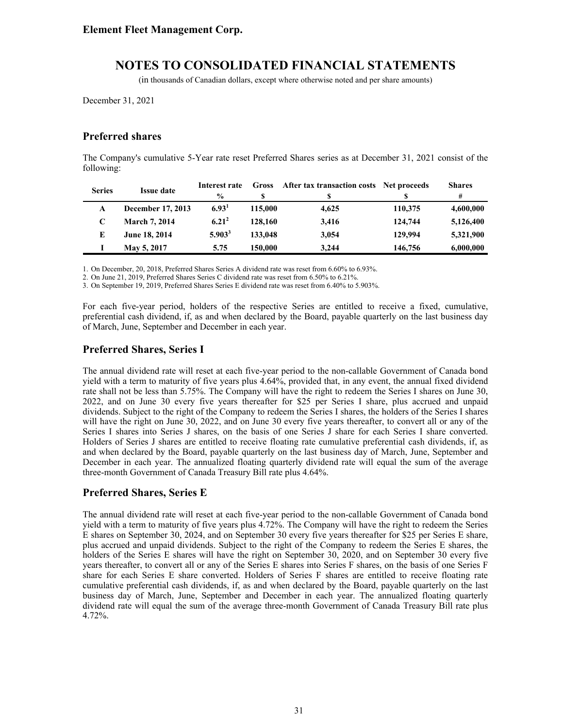## Preferred shares

The Company's cumulative 5-Year rate reset Preferred Shares series as at December 31, 2021 consist of the following:

| Series | Issue date | Interest rate % | Gross $ | After tax transaction costs $ | Net proceeds $ | Shares # |
|---|---|---|---|---|---|---|
| **A** | **December 17, 2013** | **6.93**[1] | **115,000** | **4,625** | **110,375** | **4,600,000** |
| **C** | **March 7, 2014** | **6.21**[2] | **128,160** | **3,416** | **124,744** | **5,126,400** |
| **E** | **June 18, 2014** | **5.903**[3] | **133,048** | **3,054** | **129,994** | **5,321,900** |
| **I** | **May 5, 2017** | **5.75** | **150,000** | **3,244** | **146,756** | **6,000,000** |

1. On December, 20, 2018, Preferred Shares Series A dividend rate was reset from 6.60% to 6.93%.
2. On June 21, 2019, Preferred Shares Series C dividend rate was reset from 6.50% to 6.21%.
3. On September 19, 2019, Preferred Shares Series E dividend rate was reset from 6.40% to 5.903%.

For each five-year period, holders of the respective Series are entitled to receive a fixed, cumulative, preferential cash dividend, if, as and when declared by the Board, payable quarterly on the last business day of March, June, September and December in each year.

## Preferred Shares, Series I

The annual dividend rate will reset at each five-year period to the non-callable Government of Canada bond yield with a term to maturity of five years plus 4.64%, provided that, in any event, the annual fixed dividend rate shall not be less than 5.75%. The Company will have the right to redeem the Series I shares on June 30, 2022, and on June 30 every five years thereafter for $25 per Series I share, plus accrued and unpaid dividends. Subject to the right of the Company to redeem the Series I shares, the holders of the Series I shares will have the right on June 30, 2022, and on June 30 every five years thereafter, to convert all or any of the Series I shares into Series J shares, on the basis of one Series J share for each Series I share converted. Holders of Series J shares are entitled to receive floating rate cumulative preferential cash dividends, if, as and when declared by the Board, payable quarterly on the last business day of March, June, September and December in each year. The annualized floating quarterly dividend rate will equal the sum of the average three-month Government of Canada Treasury Bill rate plus 4.64%.

## Preferred Shares, Series E

The annual dividend rate will reset at each five-year period to the non-callable Government of Canada bond yield with a term to maturity of five years plus 4.72%. The Company will have the right to redeem the Series E shares on September 30, 2024, and on September 30 every five years thereafter for $25 per Series E share, plus accrued and unpaid dividends. Subject to the right of the Company to redeem the Series E shares, the holders of the Series E shares will have the right on September 30, 2020, and on September 30 every five years thereafter, to convert all or any of the Series E shares into Series F shares, on the basis of one Series F share for each Series E share converted. Holders of Series F shares are entitled to receive floating rate cumulative preferential cash dividends, if, as and when declared by the Board, payable quarterly on the last business day of March, June, September and December in each year. The annualized floating quarterly dividend rate will equal the sum of the average three-month Government of Canada Treasury Bill rate plus 4.72%.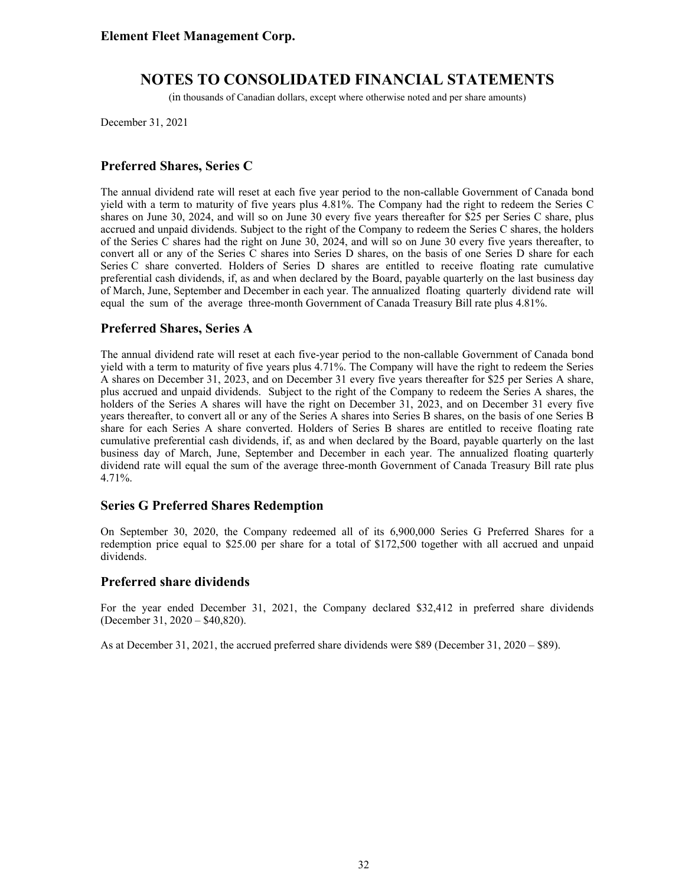# NOTES TO CONSOLIDATED FINANCIAL STATEMENTS

(in thousands of Canadian dollars, except where otherwise noted and per share amounts)

December 31, 2021

## Preferred Shares, Series C

The annual dividend rate will reset at each five year period to the non-callable Government of Canada bond yield with a term to maturity of five years plus 4.81%. The Company had the right to redeem the Series C shares on June 30, 2024, and will so on June 30 every five years thereafter for $25 per Series C share, plus accrued and unpaid dividends. Subject to the right of the Company to redeem the Series C shares, the holders of the Series C shares had the right on June 30, 2024, and will so on June 30 every five years thereafter, to convert all or any of the Series C shares into Series D shares, on the basis of one Series D share for each Series C share converted. Holders of Series D shares are entitled to receive floating rate cumulative preferential cash dividends, if, as and when declared by the Board, payable quarterly on the last business day of March, June, September and December in each year. The annualized floating quarterly dividend rate will equal the sum of the average three-month Government of Canada Treasury Bill rate plus 4.81%.

## Preferred Shares, Series A

The annual dividend rate will reset at each five-year period to the non-callable Government of Canada bond yield with a term to maturity of five years plus 4.71%. The Company will have the right to redeem the Series A shares on December 31, 2023, and on December 31 every five years thereafter for $25 per Series A share, plus accrued and unpaid dividends. Subject to the right of the Company to redeem the Series A shares, the holders of the Series A shares will have the right on December 31, 2023, and on December 31 every five years thereafter, to convert all or any of the Series A shares into Series B shares, on the basis of one Series B share for each Series A share converted. Holders of Series B shares are entitled to receive floating rate cumulative preferential cash dividends, if, as and when declared by the Board, payable quarterly on the last business day of March, June, September and December in each year. The annualized floating quarterly dividend rate will equal the sum of the average three-month Government of Canada Treasury Bill rate plus 4.71%.

## Series G Preferred Shares Redemption

On September 30, 2020, the Company redeemed all of its 6,900,000 Series G Preferred Shares for a redemption price equal to $25.00 per share for a total of $172,500 together with all accrued and unpaid dividends.

## Preferred share dividends

For the year ended December 31, 2021, the Company declared $32,412 in preferred share dividends (December 31, 2020 – $40,820).

As at December 31, 2021, the accrued preferred share dividends were $89 (December 31, 2020 – $89).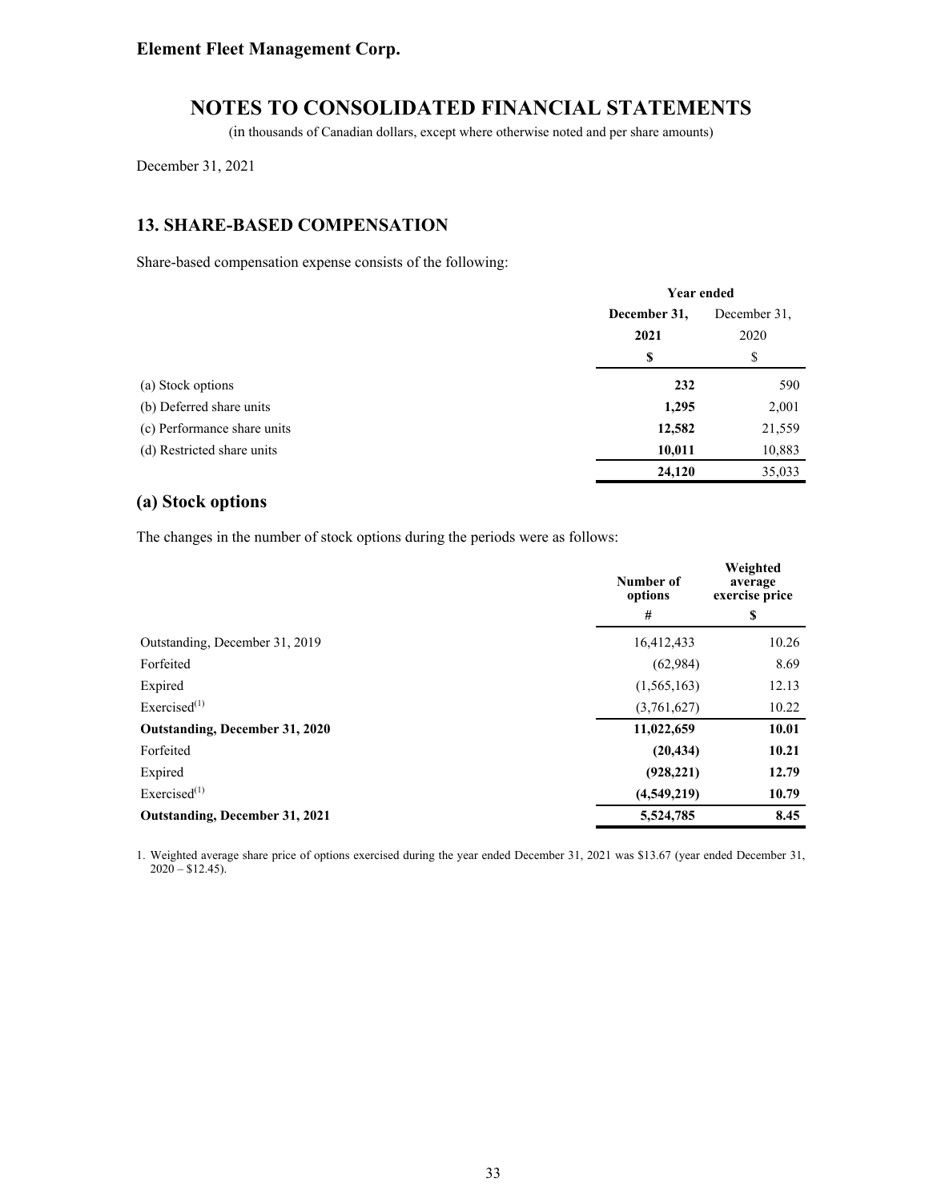Element Fleet Management Corp.

# NOTES TO CONSOLIDATED FINANCIAL STATEMENTS

(in thousands of Canadian dollars, except where otherwise noted and per share amounts)

December 31, 2021

## 13. SHARE-BASED COMPENSATION

Share-based compensation expense consists of the following:

| | Year ended | |
|---|---|---|
| | **December 31, 2021** | December 31, 2020 |
| | **$** | $ |
| (a) Stock options | **232** | 590 |
| (b) Deferred share units | **1,295** | 2,001 |
| (c) Performance share units | **12,582** | 21,559 |
| (d) Restricted share units | **10,011** | 10,883 |
| | **24,120** | 35,033 |

### (a) Stock options

The changes in the number of stock options during the periods were as follows:

| | Number of options | Weighted average exercise price |
|---|---|---|
| | # | $ |
| Outstanding, December 31, 2019 | 16,412,433 | 10.26 |
| Forfeited | (62,984) | 8.69 |
| Expired | (1,565,163) | 12.13 |
| Exercised[(1)] | (3,761,627) | 10.22 |
| **Outstanding, December 31, 2020** | **11,022,659** | **10.01** |
| Forfeited | **(20,434)** | **10.21** |
| Expired | **(928,221)** | **12.79** |
| Exercised[(1)] | **(4,549,219)** | **10.79** |
| **Outstanding, December 31, 2021** | **5,524,785** | **8.45** |

1. Weighted average share price of options exercised during the year ended December 31, 2021 was $13.67 (year ended December 31, 2020 – $12.45).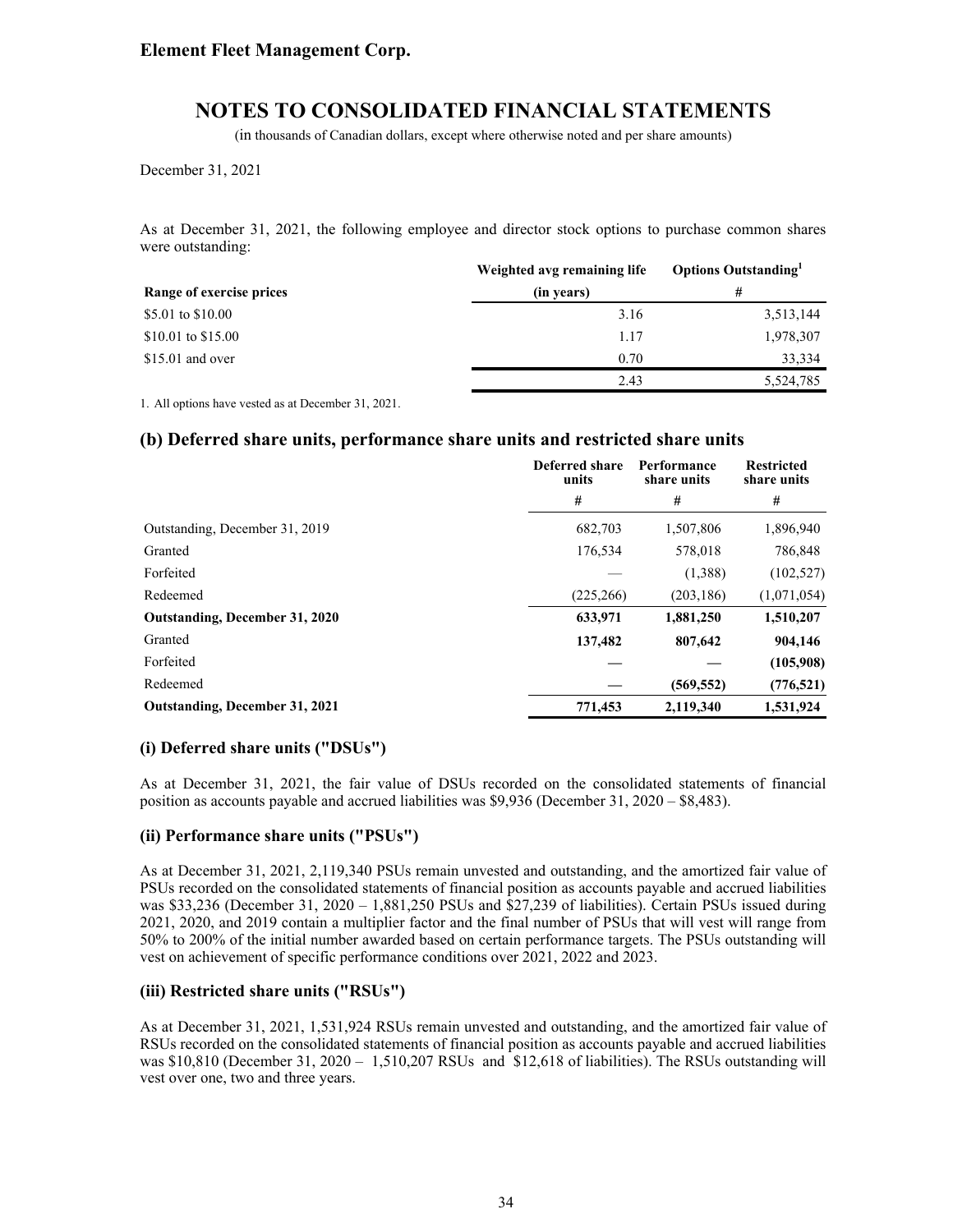# Element Fleet Management Corp.

## NOTES TO CONSOLIDATED FINANCIAL STATEMENTS

(in thousands of Canadian dollars, except where otherwise noted and per share amounts)

December 31, 2021

As at December 31, 2021, the following employee and director stock options to purchase common shares were outstanding:

| Range of exercise prices | Weighted avg remaining life (in years) | Options Outstanding[1] # |
|---|---|---|
| \$5.01 to \$10.00 | 3.16 | 3,513,144 |
| \$10.01 to \$15.00 | 1.17 | 1,978,307 |
| \$15.01 and over | 0.70 | 33,334 |
| | 2.43 | 5,524,785 |

1. All options have vested as at December 31, 2021.

### (b) Deferred share units, performance share units and restricted share units

| | Deferred share units # | Performance share units # | Restricted share units # |
|---|---|---|---|
| Outstanding, December 31, 2019 | 682,703 | 1,507,806 | 1,896,940 |
| Granted | 176,534 | 578,018 | 786,848 |
| Forfeited | — | (1,388) | (102,527) |
| Redeemed | (225,266) | (203,186) | (1,071,054) |
| **Outstanding, December 31, 2020** | **633,971** | **1,881,250** | **1,510,207** |
| Granted | **137,482** | **807,642** | **904,146** |
| Forfeited | **—** | **—** | **(105,908)** |
| Redeemed | **—** | **(569,552)** | **(776,521)** |
| **Outstanding, December 31, 2021** | **771,453** | **2,119,340** | **1,531,924** |

#### (i) Deferred share units ("DSUs")

As at December 31, 2021, the fair value of DSUs recorded on the consolidated statements of financial position as accounts payable and accrued liabilities was \$9,936 (December 31, 2020 – \$8,483).

#### (ii) Performance share units ("PSUs")

As at December 31, 2021, 2,119,340 PSUs remain unvested and outstanding, and the amortized fair value of PSUs recorded on the consolidated statements of financial position as accounts payable and accrued liabilities was \$33,236 (December 31, 2020 – 1,881,250 PSUs and \$27,239 of liabilities). Certain PSUs issued during 2021, 2020, and 2019 contain a multiplier factor and the final number of PSUs that will vest will range from 50% to 200% of the initial number awarded based on certain performance targets. The PSUs outstanding will vest on achievement of specific performance conditions over 2021, 2022 and 2023.

#### (iii) Restricted share units ("RSUs")

As at December 31, 2021, 1,531,924 RSUs remain unvested and outstanding, and the amortized fair value of RSUs recorded on the consolidated statements of financial position as accounts payable and accrued liabilities was \$10,810 (December 31, 2020 – 1,510,207 RSUs and \$12,618 of liabilities). The RSUs outstanding will vest over one, two and three years.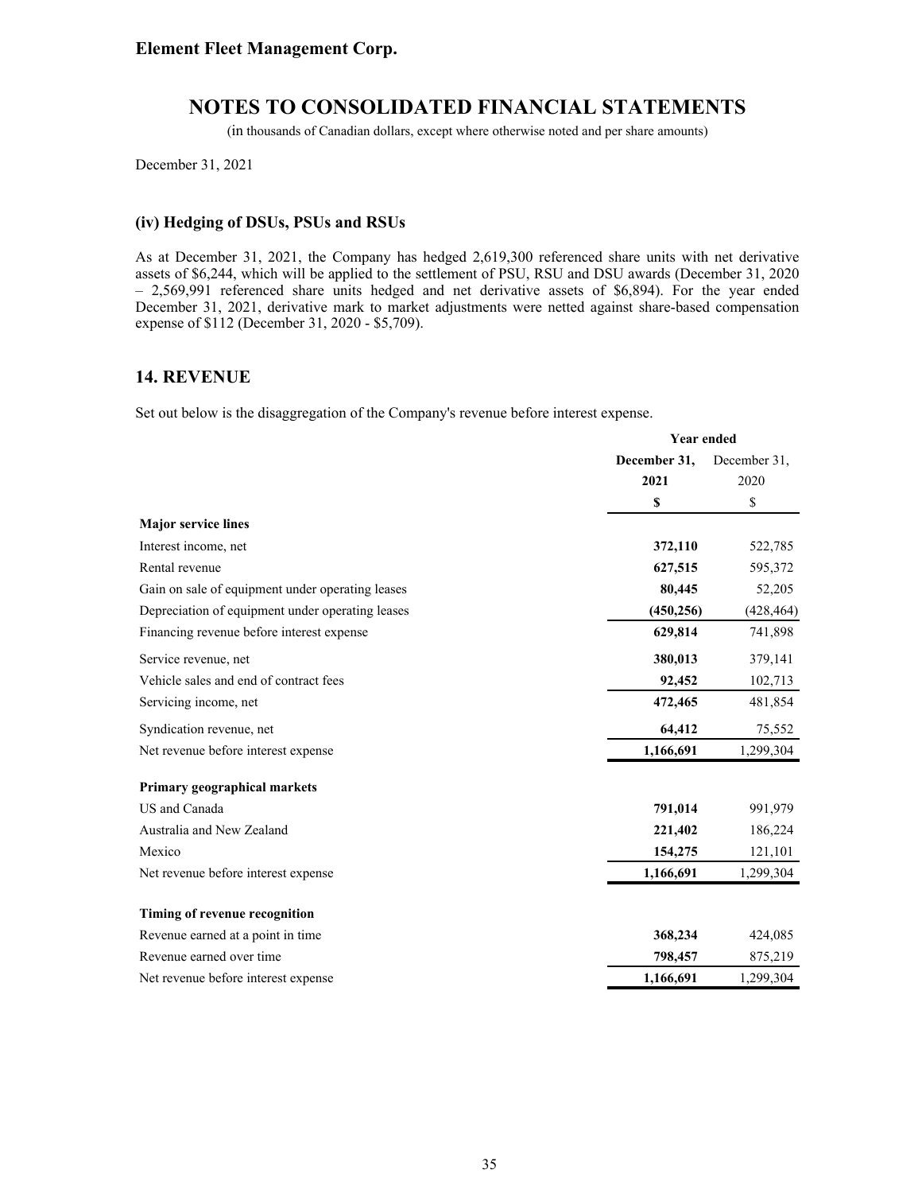Element Fleet Management Corp.

# NOTES TO CONSOLIDATED FINANCIAL STATEMENTS

(in thousands of Canadian dollars, except where otherwise noted and per share amounts)

December 31, 2021

### (iv) Hedging of DSUs, PSUs and RSUs

As at December 31, 2021, the Company has hedged 2,619,300 referenced share units with net derivative assets of $6,244, which will be applied to the settlement of PSU, RSU and DSU awards (December 31, 2020 – 2,569,991 referenced share units hedged and net derivative assets of $6,894). For the year ended December 31, 2021, derivative mark to market adjustments were netted against share-based compensation expense of $112 (December 31, 2020 - $5,709).

## 14. REVENUE

Set out below is the disaggregation of the Company's revenue before interest expense.

| | Year ended | |
|---|---|---|
| | **December 31, 2021** | December 31, 2020 |
| | **$** | $ |
| **Major service lines** | | |
| Interest income, net | **372,110** | 522,785 |
| Rental revenue | **627,515** | 595,372 |
| Gain on sale of equipment under operating leases | **80,445** | 52,205 |
| Depreciation of equipment under operating leases | **(450,256)** | (428,464) |
| Financing revenue before interest expense | **629,814** | 741,898 |
| Service revenue, net | **380,013** | 379,141 |
| Vehicle sales and end of contract fees | **92,452** | 102,713 |
| Servicing income, net | **472,465** | 481,854 |
| Syndication revenue, net | **64,412** | 75,552 |
| Net revenue before interest expense | **1,166,691** | 1,299,304 |
| **Primary geographical markets** | | |
| US and Canada | **791,014** | 991,979 |
| Australia and New Zealand | **221,402** | 186,224 |
| Mexico | **154,275** | 121,101 |
| Net revenue before interest expense | **1,166,691** | 1,299,304 |
| **Timing of revenue recognition** | | |
| Revenue earned at a point in time | **368,234** | 424,085 |
| Revenue earned over time | **798,457** | 875,219 |
| Net revenue before interest expense | **1,166,691** | 1,299,304 |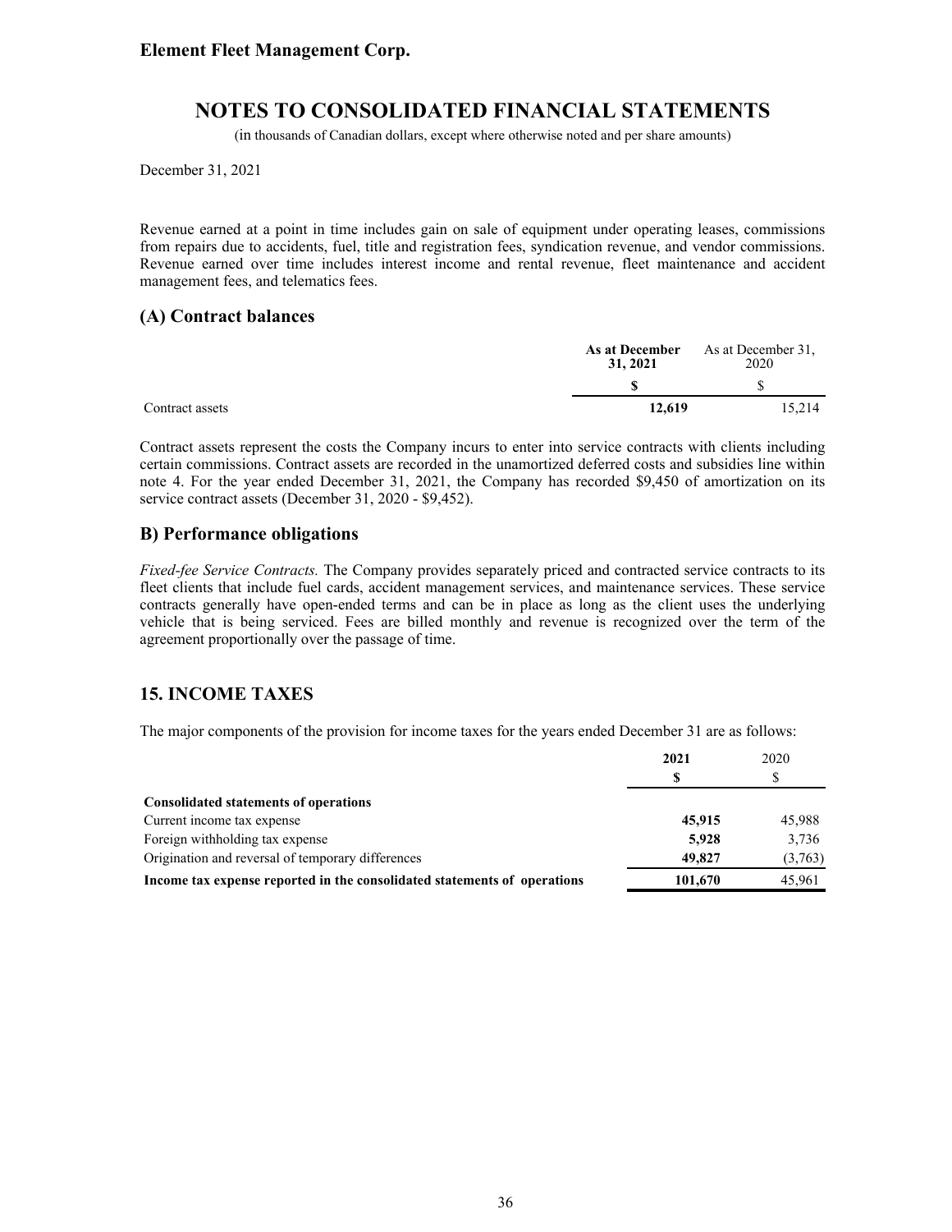Revenue earned at a point in time includes gain on sale of equipment under operating leases, commissions from repairs due to accidents, fuel, title and registration fees, syndication revenue, and vendor commissions. Revenue earned over time includes interest income and rental revenue, fleet maintenance and accident management fees, and telematics fees.

## (A) Contract balances

| | **As at December 31, 2021** | As at December 31, 2020 |
|---|---|---|
| | **$** | $ |
| Contract assets | **12,619** | 15,214 |

Contract assets represent the costs the Company incurs to enter into service contracts with clients including certain commissions. Contract assets are recorded in the unamortized deferred costs and subsidies line within note 4. For the year ended December 31, 2021, the Company has recorded $9,450 of amortization on its service contract assets (December 31, 2020 - $9,452).

## B) Performance obligations

*Fixed-fee Service Contracts.* The Company provides separately priced and contracted service contracts to its fleet clients that include fuel cards, accident management services, and maintenance services. These service contracts generally have open-ended terms and can be in place as long as the client uses the underlying vehicle that is being serviced. Fees are billed monthly and revenue is recognized over the term of the agreement proportionally over the passage of time.

## 15. INCOME TAXES

The major components of the provision for income taxes for the years ended December 31 are as follows:

| | **2021** | 2020 |
|---|---|---|
| | **$** | $ |
| **Consolidated statements of operations** | | |
| Current income tax expense | **45,915** | 45,988 |
| Foreign withholding tax expense | **5,928** | 3,736 |
| Origination and reversal of temporary differences | **49,827** | (3,763) |
| **Income tax expense reported in the consolidated statements of operations** | **101,670** | 45,961 |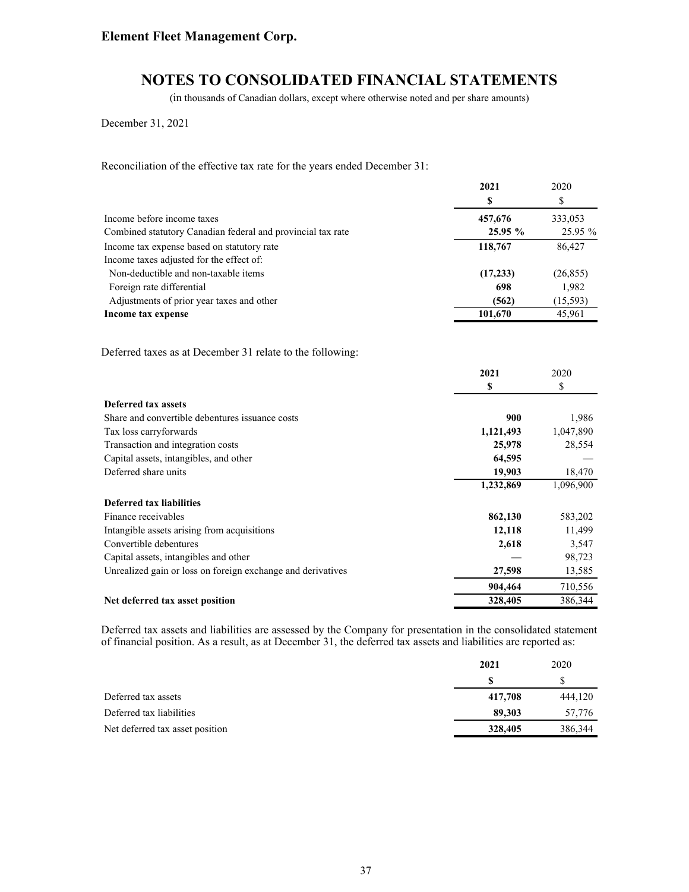**Element Fleet Management Corp.**

# NOTES TO CONSOLIDATED FINANCIAL STATEMENTS

(in thousands of Canadian dollars, except where otherwise noted and per share amounts)

December 31, 2021

Reconciliation of the effective tax rate for the years ended December 31:

| | 2021 | 2020 |
|---|---|---|
| | $ | $ |
| Income before income taxes | 457,676 | 333,053 |
| Combined statutory Canadian federal and provincial tax rate | 25.95 % | 25.95 % |
| Income tax expense based on statutory rate | 118,767 | 86,427 |
| Income taxes adjusted for the effect of: | | |
| Non-deductible and non-taxable items | (17,233) | (26,855) |
| Foreign rate differential | 698 | 1,982 |
| Adjustments of prior year taxes and other | (562) | (15,593) |
| **Income tax expense** | 101,670 | 45,961 |

Deferred taxes as at December 31 relate to the following:

| | 2021 | 2020 |
|---|---|---|
| | $ | $ |
| **Deferred tax assets** | | |
| Share and convertible debentures issuance costs | 900 | 1,986 |
| Tax loss carryforwards | 1,121,493 | 1,047,890 |
| Transaction and integration costs | 25,978 | 28,554 |
| Capital assets, intangibles, and other | 64,595 | — |
| Deferred share units | 19,903 | 18,470 |
| | 1,232,869 | 1,096,900 |
| **Deferred tax liabilities** | | |
| Finance receivables | 862,130 | 583,202 |
| Intangible assets arising from acquisitions | 12,118 | 11,499 |
| Convertible debentures | 2,618 | 3,547 |
| Capital assets, intangibles and other | — | 98,723 |
| Unrealized gain or loss on foreign exchange and derivatives | 27,598 | 13,585 |
| | 904,464 | 710,556 |
| **Net deferred tax asset position** | 328,405 | 386,344 |

Deferred tax assets and liabilities are assessed by the Company for presentation in the consolidated statement of financial position. As a result, as at December 31, the deferred tax assets and liabilities are reported as:

| | 2021 | 2020 |
|---|---|---|
| | $ | $ |
| Deferred tax assets | 417,708 | 444,120 |
| Deferred tax liabilities | 89,303 | 57,776 |
| Net deferred tax asset position | 328,405 | 386,344 |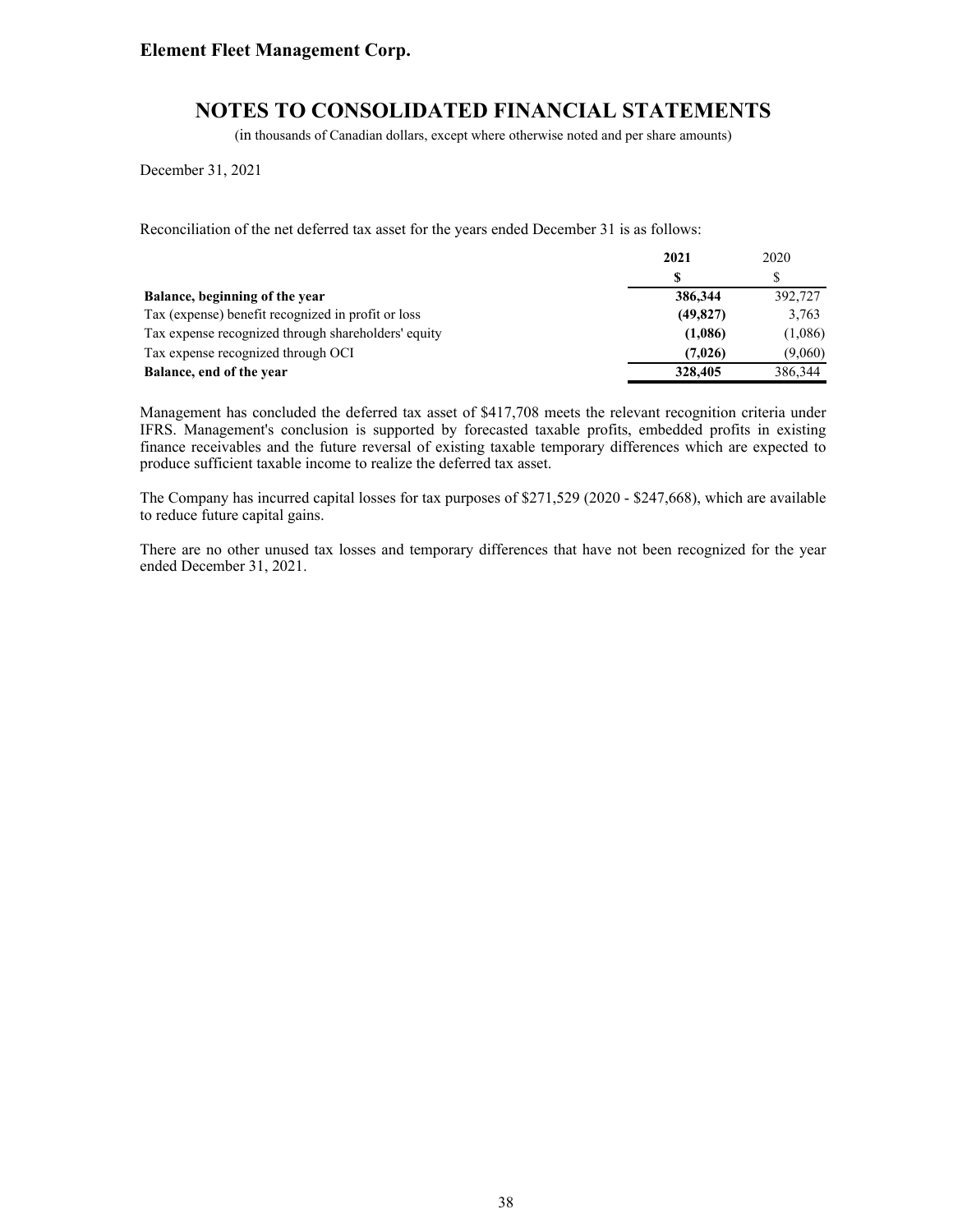Reconciliation of the net deferred tax asset for the years ended December 31 is as follows:

| | **2021** | 2020 |
|---|---|---|
| | **$** | $ |
| **Balance, beginning of the year** | **386,344** | 392,727 |
| Tax (expense) benefit recognized in profit or loss | **(49,827)** | 3,763 |
| Tax expense recognized through shareholders' equity | **(1,086)** | (1,086) |
| Tax expense recognized through OCI | **(7,026)** | (9,060) |
| **Balance, end of the year** | **328,405** | 386,344 |

Management has concluded the deferred tax asset of $417,708 meets the relevant recognition criteria under IFRS. Management's conclusion is supported by forecasted taxable profits, embedded profits in existing finance receivables and the future reversal of existing taxable temporary differences which are expected to produce sufficient taxable income to realize the deferred tax asset.

The Company has incurred capital losses for tax purposes of $271,529 (2020 - $247,668), which are available to reduce future capital gains.

There are no other unused tax losses and temporary differences that have not been recognized for the year ended December 31, 2021.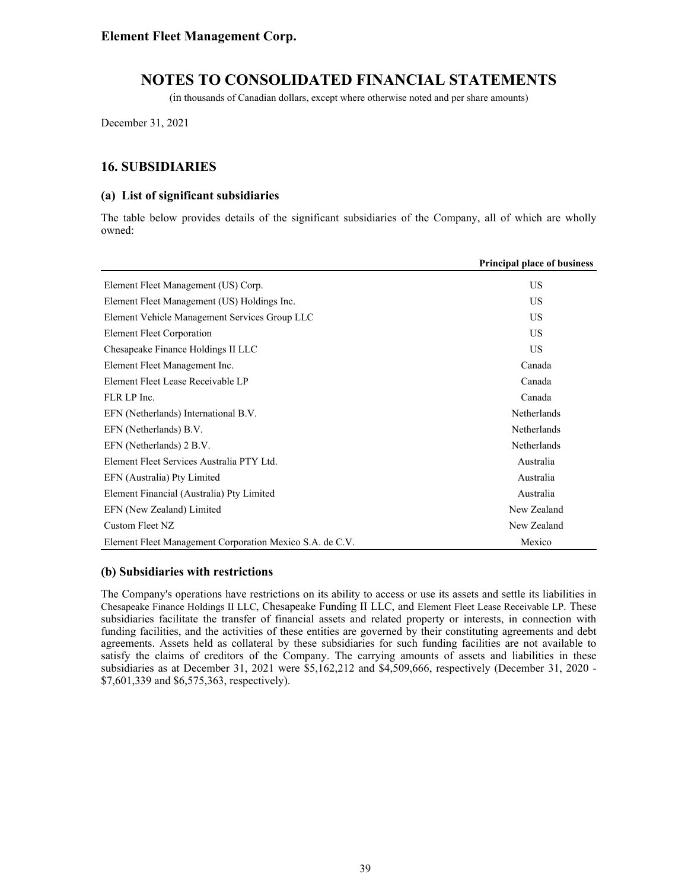Element Fleet Management Corp.

# NOTES TO CONSOLIDATED FINANCIAL STATEMENTS

(in thousands of Canadian dollars, except where otherwise noted and per share amounts)

December 31, 2021

## 16. SUBSIDIARIES

### (a) List of significant subsidiaries

The table below provides details of the significant subsidiaries of the Company, all of which are wholly owned:

| | Principal place of business |
|---|---|
| Element Fleet Management (US) Corp. | US |
| Element Fleet Management (US) Holdings Inc. | US |
| Element Vehicle Management Services Group LLC | US |
| Element Fleet Corporation | US |
| Chesapeake Finance Holdings II LLC | US |
| Element Fleet Management Inc. | Canada |
| Element Fleet Lease Receivable LP | Canada |
| FLR LP Inc. | Canada |
| EFN (Netherlands) International B.V. | Netherlands |
| EFN (Netherlands) B.V. | Netherlands |
| EFN (Netherlands) 2 B.V. | Netherlands |
| Element Fleet Services Australia PTY Ltd. | Australia |
| EFN (Australia) Pty Limited | Australia |
| Element Financial (Australia) Pty Limited | Australia |
| EFN (New Zealand) Limited | New Zealand |
| Custom Fleet NZ | New Zealand |
| Element Fleet Management Corporation Mexico S.A. de C.V. | Mexico |

### (b) Subsidiaries with restrictions

The Company's operations have restrictions on its ability to access or use its assets and settle its liabilities in Chesapeake Finance Holdings II LLC, Chesapeake Funding II LLC, and Element Fleet Lease Receivable LP. These subsidiaries facilitate the transfer of financial assets and related property or interests, in connection with funding facilities, and the activities of these entities are governed by their constituting agreements and debt agreements. Assets held as collateral by these subsidiaries for such funding facilities are not available to satisfy the claims of creditors of the Company. The carrying amounts of assets and liabilities in these subsidiaries as at December 31, 2021 were $5,162,212 and $4,509,666, respectively (December 31, 2020 - $7,601,339 and $6,575,363, respectively).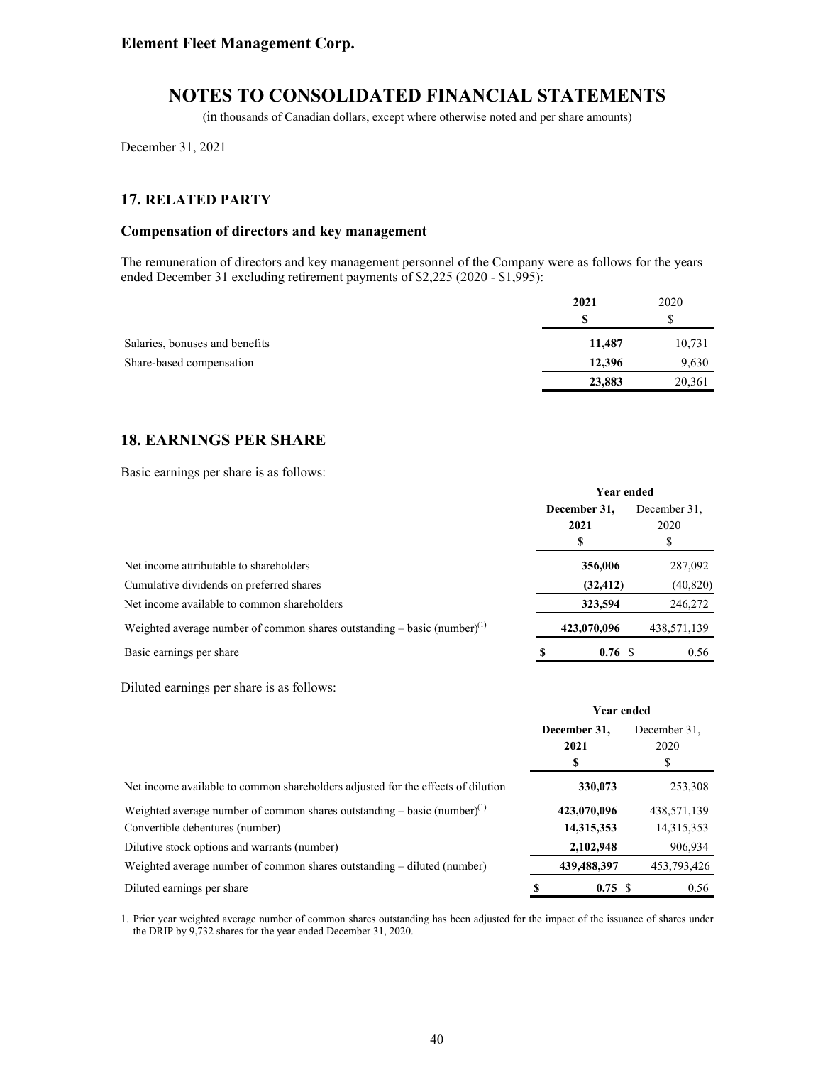# NOTES TO CONSOLIDATED FINANCIAL STATEMENTS

(in thousands of Canadian dollars, except where otherwise noted and per share amounts)

December 31, 2021

## 17. RELATED PARTY

### Compensation of directors and key management

The remuneration of directors and key management personnel of the Company were as follows for the years ended December 31 excluding retirement payments of $2,225 (2020 - $1,995):

| | **2021** | 2020 |
|---|---|---|
| | **$** | $ |
| Salaries, bonuses and benefits | **11,487** | 10,731 |
| Share-based compensation | **12,396** | 9,630 |
| | **23,883** | 20,361 |

## 18. EARNINGS PER SHARE

Basic earnings per share is as follows:

| | **Year ended** | |
|---|---|---|
| | **December 31, 2021** | December 31, 2020 |
| | **$** | $ |
| Net income attributable to shareholders | **356,006** | 287,092 |
| Cumulative dividends on preferred shares | **(32,412)** | (40,820) |
| Net income available to common shareholders | **323,594** | 246,272 |
| Weighted average number of common shares outstanding – basic (number)[1] | **423,070,096** | 438,571,139 |
| Basic earnings per share | **$ 0.76** | $ 0.56 |

Diluted earnings per share is as follows:

| | **Year ended** | |
|---|---|---|
| | **December 31, 2021** | December 31, 2020 |
| | **$** | $ |
| Net income available to common shareholders adjusted for the effects of dilution | **330,073** | 253,308 |
| Weighted average number of common shares outstanding – basic (number)[1] | **423,070,096** | 438,571,139 |
| Convertible debentures (number) | **14,315,353** | 14,315,353 |
| Dilutive stock options and warrants (number) | **2,102,948** | 906,934 |
| Weighted average number of common shares outstanding – diluted (number) | **439,488,397** | 453,793,426 |
| Diluted earnings per share | **$ 0.75** | $ 0.56 |

1. Prior year weighted average number of common shares outstanding has been adjusted for the impact of the issuance of shares under the DRIP by 9,732 shares for the year ended December 31, 2020.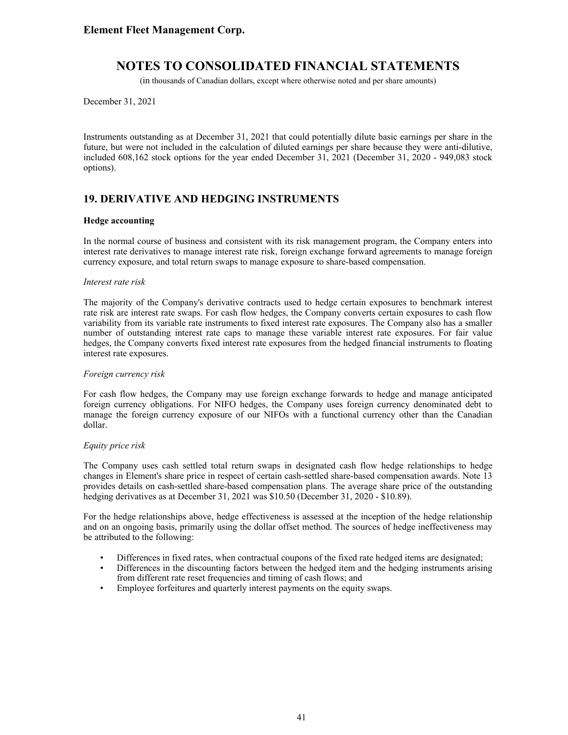Instruments outstanding as at December 31, 2021 that could potentially dilute basic earnings per share in the future, but were not included in the calculation of diluted earnings per share because they were anti-dilutive, included 608,162 stock options for the year ended December 31, 2021 (December 31, 2020 - 949,083 stock options).

## 19. DERIVATIVE AND HEDGING INSTRUMENTS

**Hedge accounting**

In the normal course of business and consistent with its risk management program, the Company enters into interest rate derivatives to manage interest rate risk, foreign exchange forward agreements to manage foreign currency exposure, and total return swaps to manage exposure to share-based compensation.

*Interest rate risk*

The majority of the Company's derivative contracts used to hedge certain exposures to benchmark interest rate risk are interest rate swaps. For cash flow hedges, the Company converts certain exposures to cash flow variability from its variable rate instruments to fixed interest rate exposures. The Company also has a smaller number of outstanding interest rate caps to manage these variable interest rate exposures. For fair value hedges, the Company converts fixed interest rate exposures from the hedged financial instruments to floating interest rate exposures.

*Foreign currency risk*

For cash flow hedges, the Company may use foreign exchange forwards to hedge and manage anticipated foreign currency obligations. For NIFO hedges, the Company uses foreign currency denominated debt to manage the foreign currency exposure of our NIFOs with a functional currency other than the Canadian dollar.

*Equity price risk*

The Company uses cash settled total return swaps in designated cash flow hedge relationships to hedge changes in Element's share price in respect of certain cash-settled share-based compensation awards. Note 13 provides details on cash-settled share-based compensation plans. The average share price of the outstanding hedging derivatives as at December 31, 2021 was $10.50 (December 31, 2020 - $10.89).

For the hedge relationships above, hedge effectiveness is assessed at the inception of the hedge relationship and on an ongoing basis, primarily using the dollar offset method. The sources of hedge ineffectiveness may be attributed to the following:

- Differences in fixed rates, when contractual coupons of the fixed rate hedged items are designated;
- Differences in the discounting factors between the hedged item and the hedging instruments arising from different rate reset frequencies and timing of cash flows; and
- Employee forfeitures and quarterly interest payments on the equity swaps.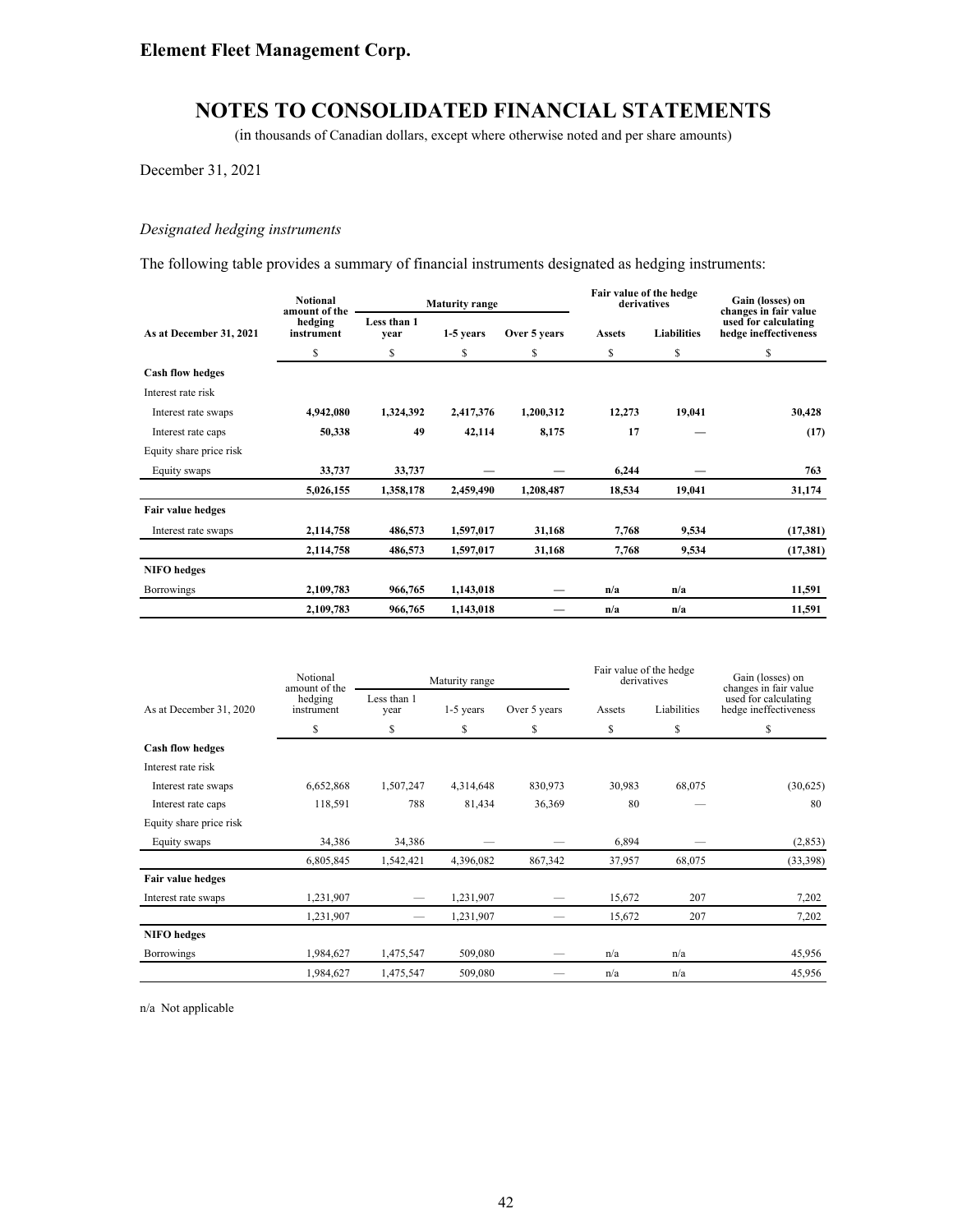# Element Fleet Management Corp.

## NOTES TO CONSOLIDATED FINANCIAL STATEMENTS

(in thousands of Canadian dollars, except where otherwise noted and per share amounts)

December 31, 2021

*Designated hedging instruments*

The following table provides a summary of financial instruments designated as hedging instruments:

| As at December 31, 2021 | Notional amount of the hedging instrument | Maturity range | | | Fair value of the hedge derivatives | | Gain (losses) on changes in fair value used for calculating hedge ineffectiveness |
|---|---|---|---|---|---|---|---|
| | | Less than 1 year | 1-5 years | Over 5 years | Assets | Liabilities | |
| | $ | $ | $ | $ | $ | $ | $ |
| **Cash flow hedges** | | | | | | | |
| Interest rate risk | | | | | | | |
| Interest rate swaps | **4,942,080** | **1,324,392** | **2,417,376** | **1,200,312** | **12,273** | **19,041** | **30,428** |
| Interest rate caps | **50,338** | **49** | **42,114** | **8,175** | **17** | **—** | **(17)** |
| Equity share price risk | | | | | | | |
| Equity swaps | **33,737** | **33,737** | **—** | **—** | **6,244** | **—** | **763** |
| | **5,026,155** | **1,358,178** | **2,459,490** | **1,208,487** | **18,534** | **19,041** | **31,174** |
| **Fair value hedges** | | | | | | | |
| Interest rate swaps | **2,114,758** | **486,573** | **1,597,017** | **31,168** | **7,768** | **9,534** | **(17,381)** |
| | **2,114,758** | **486,573** | **1,597,017** | **31,168** | **7,768** | **9,534** | **(17,381)** |
| **NIFO hedges** | | | | | | | |
| Borrowings | **2,109,783** | **966,765** | **1,143,018** | **—** | **n/a** | **n/a** | **11,591** |
| | **2,109,783** | **966,765** | **1,143,018** | **—** | **n/a** | **n/a** | **11,591** |

| As at December 31, 2020 | Notional amount of the hedging instrument | Maturity range | | | Fair value of the hedge derivatives | | Gain (losses) on changes in fair value used for calculating hedge ineffectiveness |
|---|---|---|---|---|---|---|---|
| | | Less than 1 year | 1-5 years | Over 5 years | Assets | Liabilities | |
| | $ | $ | $ | $ | $ | $ | $ |
| **Cash flow hedges** | | | | | | | |
| Interest rate risk | | | | | | | |
| Interest rate swaps | 6,652,868 | 1,507,247 | 4,314,648 | 830,973 | 30,983 | 68,075 | (30,625) |
| Interest rate caps | 118,591 | 788 | 81,434 | 36,369 | 80 | — | 80 |
| Equity share price risk | | | | | | | |
| Equity swaps | 34,386 | 34,386 | — | — | 6,894 | — | (2,853) |
| | 6,805,845 | 1,542,421 | 4,396,082 | 867,342 | 37,957 | 68,075 | (33,398) |
| **Fair value hedges** | | | | | | | |
| Interest rate swaps | 1,231,907 | — | 1,231,907 | — | 15,672 | 207 | 7,202 |
| | 1,231,907 | — | 1,231,907 | — | 15,672 | 207 | 7,202 |
| **NIFO hedges** | | | | | | | |
| Borrowings | 1,984,627 | 1,475,547 | 509,080 | — | n/a | n/a | 45,956 |
| | 1,984,627 | 1,475,547 | 509,080 | — | n/a | n/a | 45,956 |

n/a Not applicable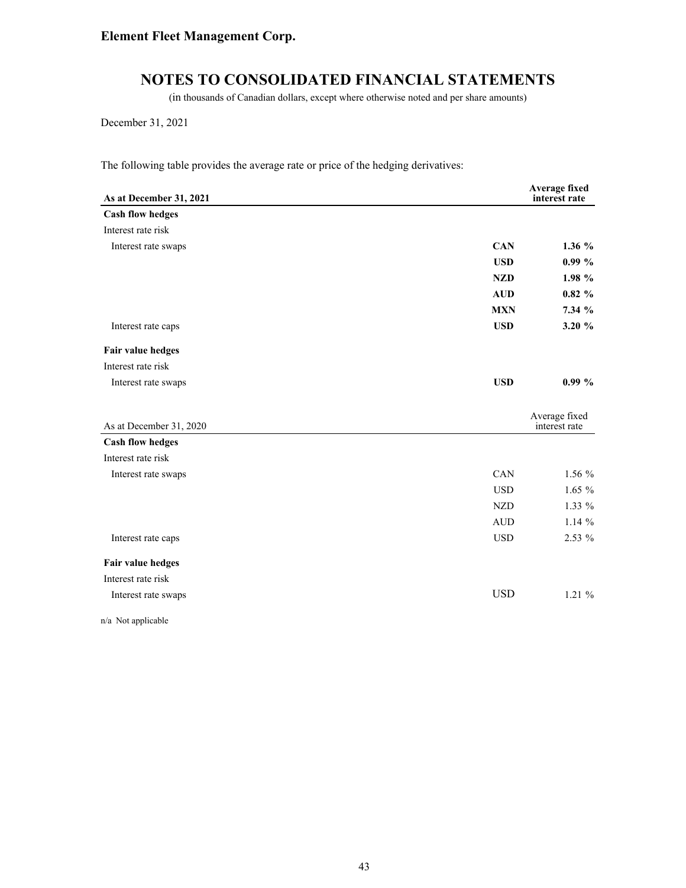**Element Fleet Management Corp.**

# NOTES TO CONSOLIDATED FINANCIAL STATEMENTS

(in thousands of Canadian dollars, except where otherwise noted and per share amounts)

December 31, 2021

The following table provides the average rate or price of the hedging derivatives:

| **As at December 31, 2021** | | **Average fixed interest rate** |
|---|---|---|
| **Cash flow hedges** | | |
| Interest rate risk | | |
| Interest rate swaps | **CAN** | **1.36 %** |
| | **USD** | **0.99 %** |
| | **NZD** | **1.98 %** |
| | **AUD** | **0.82 %** |
| | **MXN** | **7.34 %** |
| Interest rate caps | **USD** | **3.20 %** |
| **Fair value hedges** | | |
| Interest rate risk | | |
| Interest rate swaps | **USD** | **0.99 %** |

| As at December 31, 2020 | | Average fixed interest rate |
|---|---|---|
| **Cash flow hedges** | | |
| Interest rate risk | | |
| Interest rate swaps | CAN | 1.56 % |
| | USD | 1.65 % |
| | NZD | 1.33 % |
| | AUD | 1.14 % |
| Interest rate caps | USD | 2.53 % |
| **Fair value hedges** | | |
| Interest rate risk | | |
| Interest rate swaps | USD | 1.21 % |

n/a Not applicable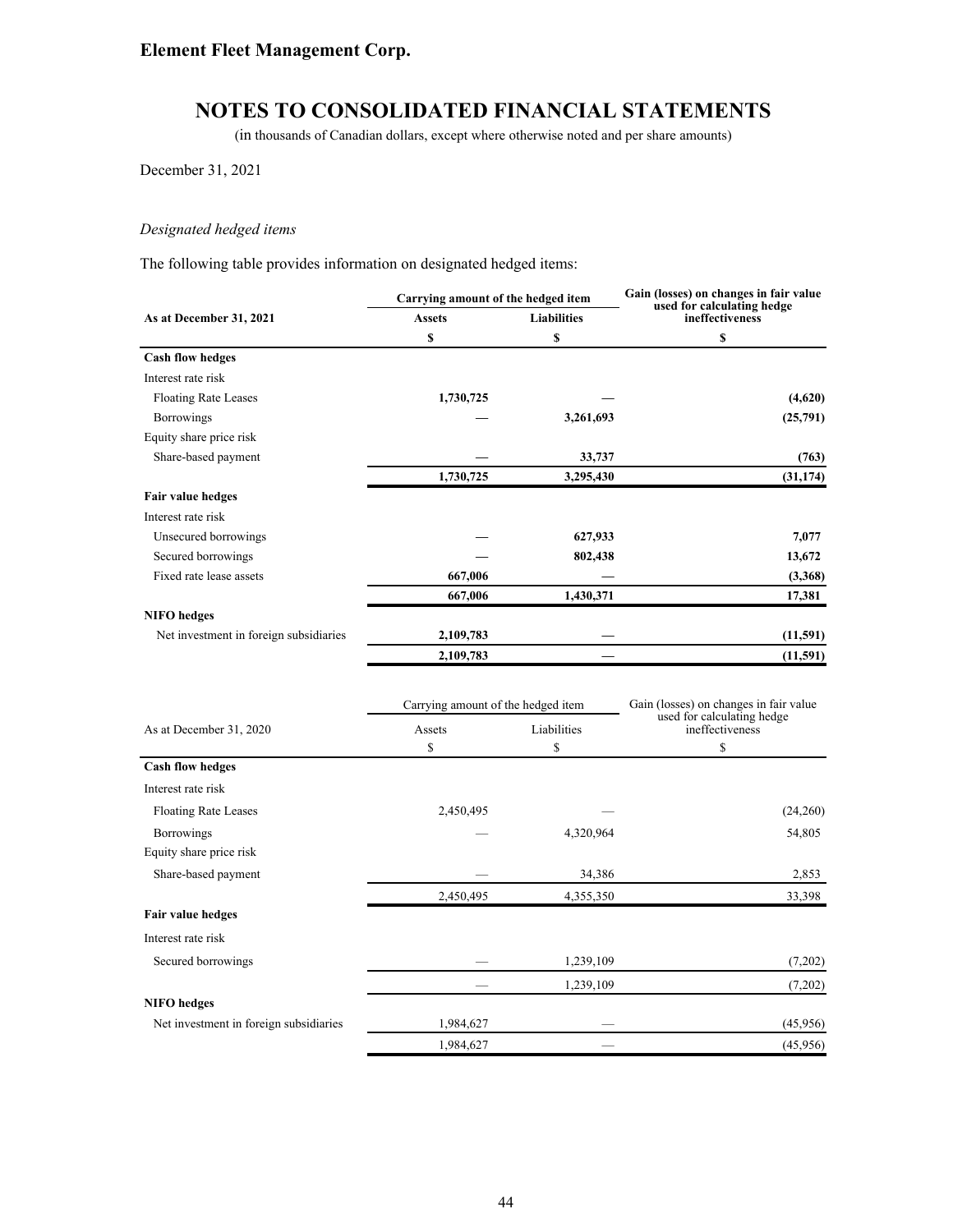# Element Fleet Management Corp.

## NOTES TO CONSOLIDATED FINANCIAL STATEMENTS

(in thousands of Canadian dollars, except where otherwise noted and per share amounts)

December 31, 2021

*Designated hedged items*

The following table provides information on designated hedged items:

| | Carrying amount of the hedged item | | Gain (losses) on changes in fair value used for calculating hedge ineffectiveness |
|---|---|---|---|
| **As at December 31, 2021** | **Assets** | **Liabilities** | |
| | **$** | **$** | **$** |
| **Cash flow hedges** | | | |
| Interest rate risk | | | |
| Floating Rate Leases | **1,730,725** | **—** | **(4,620)** |
| Borrowings | **—** | **3,261,693** | **(25,791)** |
| Equity share price risk | | | |
| Share-based payment | **—** | **33,737** | **(763)** |
| | **1,730,725** | **3,295,430** | **(31,174)** |
| **Fair value hedges** | | | |
| Interest rate risk | | | |
| Unsecured borrowings | **—** | **627,933** | **7,077** |
| Secured borrowings | **—** | **802,438** | **13,672** |
| Fixed rate lease assets | **667,006** | **—** | **(3,368)** |
| | **667,006** | **1,430,371** | **17,381** |
| **NIFO hedges** | | | |
| Net investment in foreign subsidiaries | **2,109,783** | **—** | **(11,591)** |
| | **2,109,783** | **—** | **(11,591)** |

| | Carrying amount of the hedged item | | Gain (losses) on changes in fair value used for calculating hedge ineffectiveness |
|---|---|---|---|
| As at December 31, 2020 | Assets | Liabilities | |
| | $ | $ | $ |
| **Cash flow hedges** | | | |
| Interest rate risk | | | |
| Floating Rate Leases | 2,450,495 | — | (24,260) |
| Borrowings | — | 4,320,964 | 54,805 |
| Equity share price risk | | | |
| Share-based payment | — | 34,386 | 2,853 |
| | 2,450,495 | 4,355,350 | 33,398 |
| **Fair value hedges** | | | |
| Interest rate risk | | | |
| Secured borrowings | — | 1,239,109 | (7,202) |
| | — | 1,239,109 | (7,202) |
| **NIFO hedges** | | | |
| Net investment in foreign subsidiaries | 1,984,627 | — | (45,956) |
| | 1,984,627 | — | (45,956) |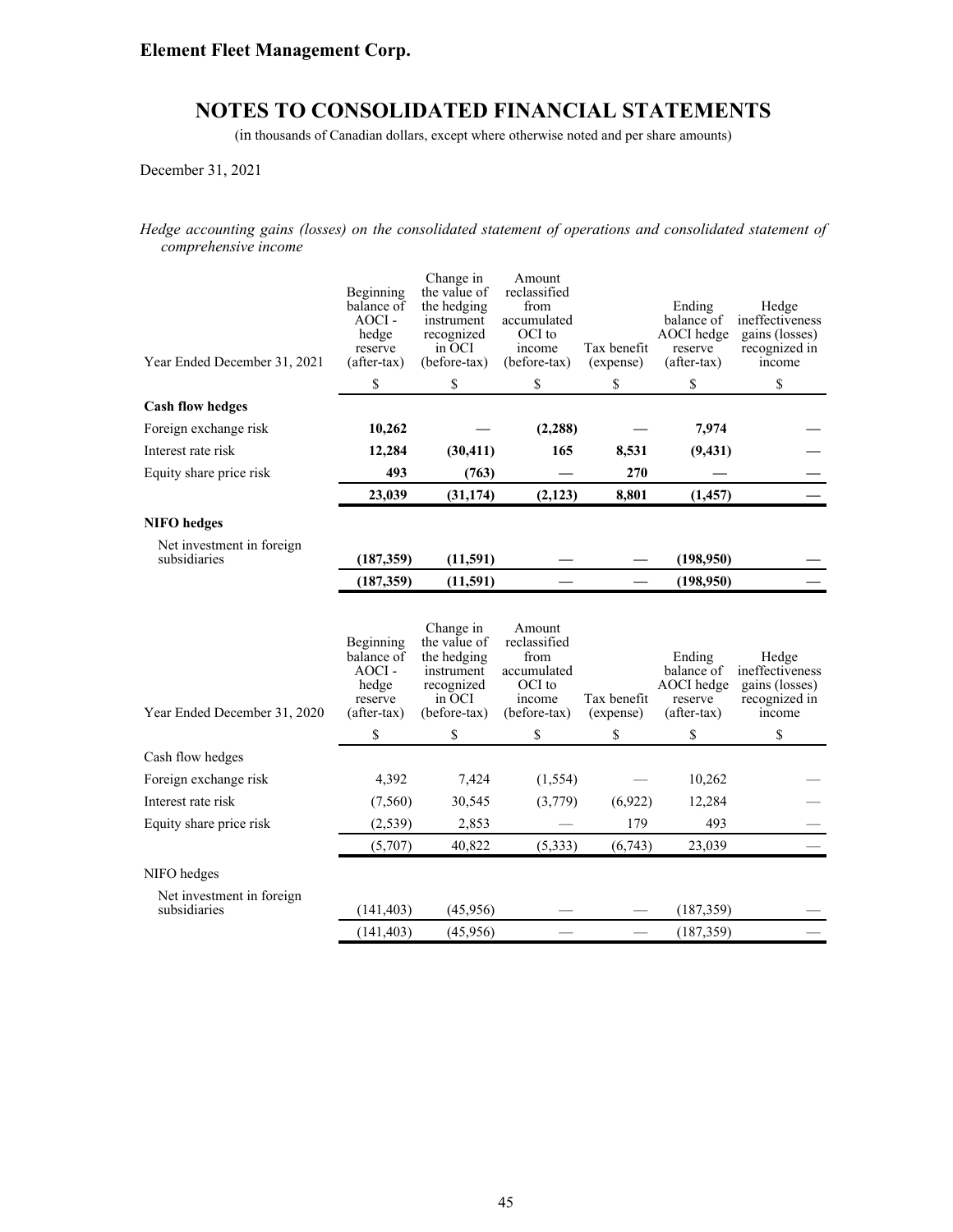# Element Fleet Management Corp.

## NOTES TO CONSOLIDATED FINANCIAL STATEMENTS

(in thousands of Canadian dollars, except where otherwise noted and per share amounts)

December 31, 2021

*Hedge accounting gains (losses) on the consolidated statement of operations and consolidated statement of comprehensive income*

| Year Ended December 31, 2021 | Beginning balance of AOCI - hedge reserve (after-tax) | Change in the value of the hedging instrument recognized in OCI (before-tax) | Amount reclassified from accumulated OCI to income (before-tax) | Tax benefit (expense) | Ending balance of AOCI hedge reserve (after-tax) | Hedge ineffectiveness gains (losses) recognized in income |
|---|---|---|---|---|---|---|
| | $ | $ | $ | $ | $ | $ |
| **Cash flow hedges** | | | | | | |
| Foreign exchange risk | **10,262** | **—** | **(2,288)** | **—** | **7,974** | **—** |
| Interest rate risk | **12,284** | **(30,411)** | **165** | **8,531** | **(9,431)** | **—** |
| Equity share price risk | **493** | **(763)** | **—** | **270** | **—** | **—** |
| | **23,039** | **(31,174)** | **(2,123)** | **8,801** | **(1,457)** | **—** |
| **NIFO hedges** | | | | | | |
| Net investment in foreign subsidiaries | **(187,359)** | **(11,591)** | **—** | **—** | **(198,950)** | **—** |
| | **(187,359)** | **(11,591)** | **—** | **—** | **(198,950)** | **—** |

| Year Ended December 31, 2020 | Beginning balance of AOCI - hedge reserve (after-tax) | Change in the value of the hedging instrument recognized in OCI (before-tax) | Amount reclassified from accumulated OCI to income (before-tax) | Tax benefit (expense) | Ending balance of AOCI hedge reserve (after-tax) | Hedge ineffectiveness gains (losses) recognized in income |
|---|---|---|---|---|---|---|
| | $ | $ | $ | $ | $ | $ |
| Cash flow hedges | | | | | | |
| Foreign exchange risk | 4,392 | 7,424 | (1,554) | — | 10,262 | — |
| Interest rate risk | (7,560) | 30,545 | (3,779) | (6,922) | 12,284 | — |
| Equity share price risk | (2,539) | 2,853 | — | 179 | 493 | — |
| | (5,707) | 40,822 | (5,333) | (6,743) | 23,039 | — |
| NIFO hedges | | | | | | |
| Net investment in foreign subsidiaries | (141,403) | (45,956) | — | — | (187,359) | — |
| | (141,403) | (45,956) | — | — | (187,359) | — |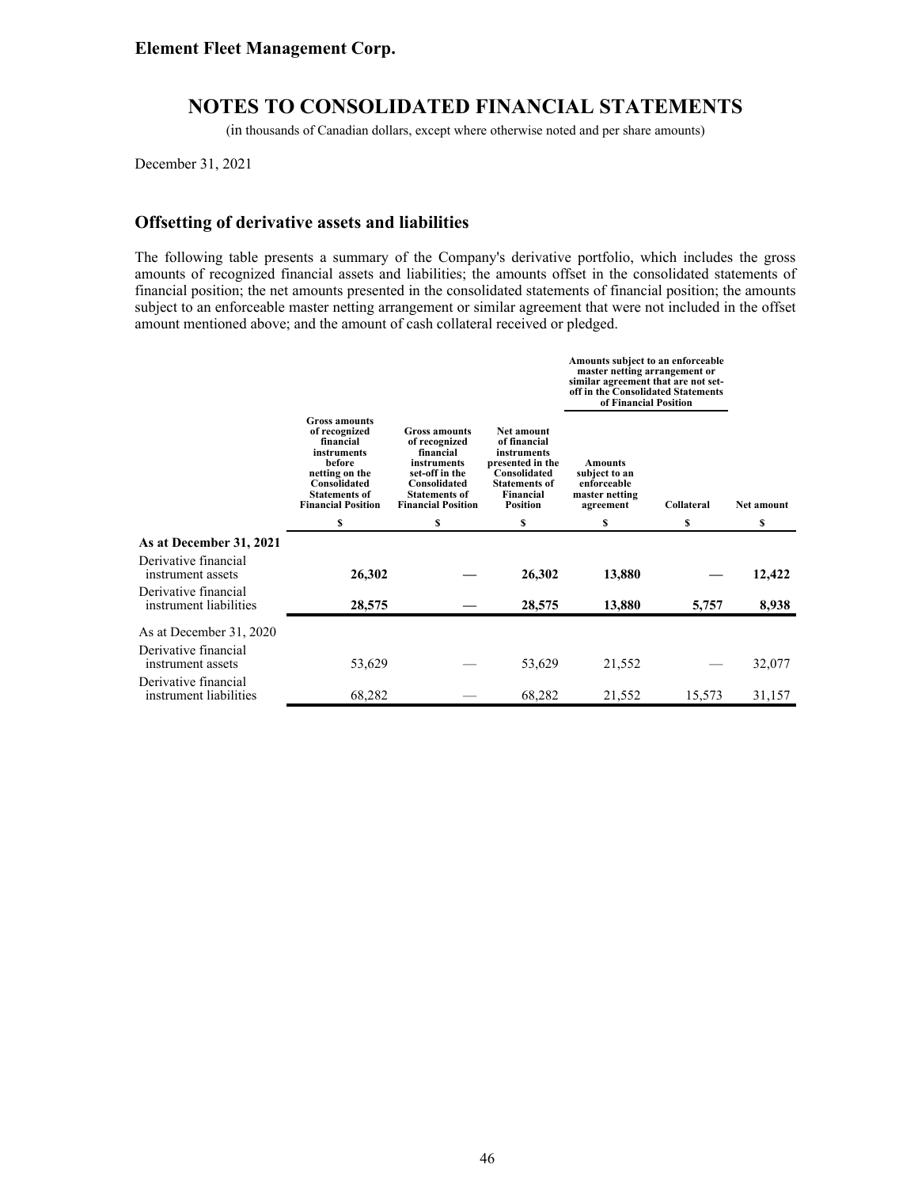**Element Fleet Management Corp.**

# NOTES TO CONSOLIDATED FINANCIAL STATEMENTS

(in thousands of Canadian dollars, except where otherwise noted and per share amounts)

December 31, 2021

## Offsetting of derivative assets and liabilities

The following table presents a summary of the Company's derivative portfolio, which includes the gross amounts of recognized financial assets and liabilities; the amounts offset in the consolidated statements of financial position; the net amounts presented in the consolidated statements of financial position; the amounts subject to an enforceable master netting arrangement or similar agreement that were not included in the offset amount mentioned above; and the amount of cash collateral received or pledged.

| | | | | Amounts subject to an enforceable master netting arrangement or similar agreement that are not set-off in the Consolidated Statements of Financial Position | | |
|---|---|---|---|---|---|---|
| | Gross amounts of recognized financial instruments before netting on the Consolidated Statements of Financial Position | Gross amounts of recognized financial instruments set-off in the Consolidated Statements of Financial Position | Net amount of financial instruments presented in the Consolidated Statements of Financial Position | Amounts subject to an enforceable master netting agreement | Collateral | Net amount |
| | $ | $ | $ | $ | $ | $ |
| **As at December 31, 2021** | | | | | | |
| Derivative financial instrument assets | **26,302** | **—** | **26,302** | **13,880** | **—** | **12,422** |
| Derivative financial instrument liabilities | **28,575** | **—** | **28,575** | **13,880** | **5,757** | **8,938** |
| As at December 31, 2020 | | | | | | |
| Derivative financial instrument assets | 53,629 | — | 53,629 | 21,552 | — | 32,077 |
| Derivative financial instrument liabilities | 68,282 | — | 68,282 | 21,552 | 15,573 | 31,157 |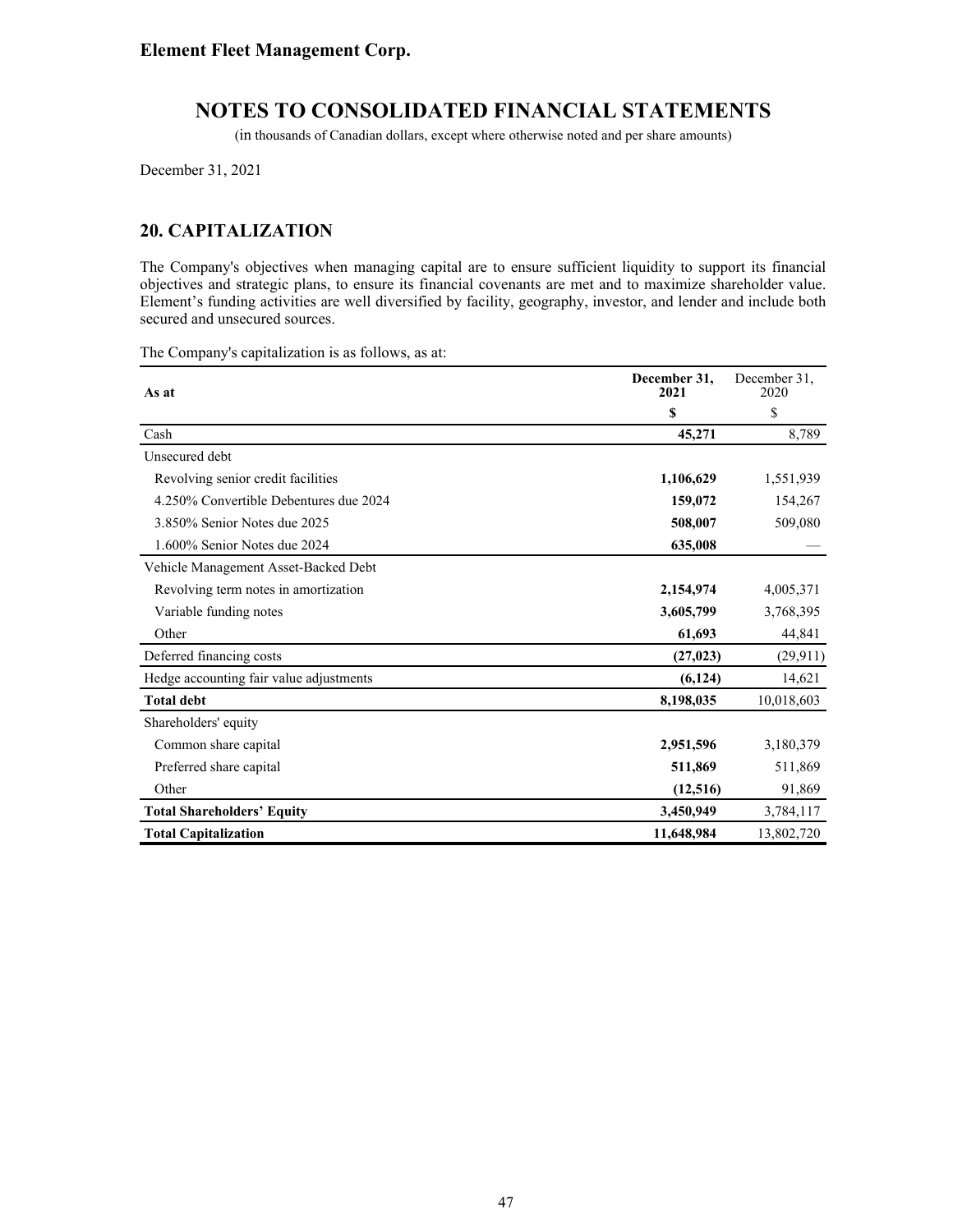# Element Fleet Management Corp.

# NOTES TO CONSOLIDATED FINANCIAL STATEMENTS

(in thousands of Canadian dollars, except where otherwise noted and per share amounts)

December 31, 2021

## 20. CAPITALIZATION

The Company's objectives when managing capital are to ensure sufficient liquidity to support its financial objectives and strategic plans, to ensure its financial covenants are met and to maximize shareholder value. Element's funding activities are well diversified by facility, geography, investor, and lender and include both secured and unsecured sources.

The Company's capitalization is as follows, as at:

| As at | December 31, 2021 | December 31, 2020 |
|---|---|---|
| | **$** | $ |
| Cash | **45,271** | 8,789 |
| Unsecured debt | | |
| Revolving senior credit facilities | **1,106,629** | 1,551,939 |
| 4.250% Convertible Debentures due 2024 | **159,072** | 154,267 |
| 3.850% Senior Notes due 2025 | **508,007** | 509,080 |
| 1.600% Senior Notes due 2024 | **635,008** | — |
| Vehicle Management Asset-Backed Debt | | |
| Revolving term notes in amortization | **2,154,974** | 4,005,371 |
| Variable funding notes | **3,605,799** | 3,768,395 |
| Other | **61,693** | 44,841 |
| Deferred financing costs | **(27,023)** | (29,911) |
| Hedge accounting fair value adjustments | **(6,124)** | 14,621 |
| **Total debt** | **8,198,035** | 10,018,603 |
| Shareholders' equity | | |
| Common share capital | **2,951,596** | 3,180,379 |
| Preferred share capital | **511,869** | 511,869 |
| Other | **(12,516)** | 91,869 |
| **Total Shareholders' Equity** | **3,450,949** | 3,784,117 |
| **Total Capitalization** | **11,648,984** | 13,802,720 |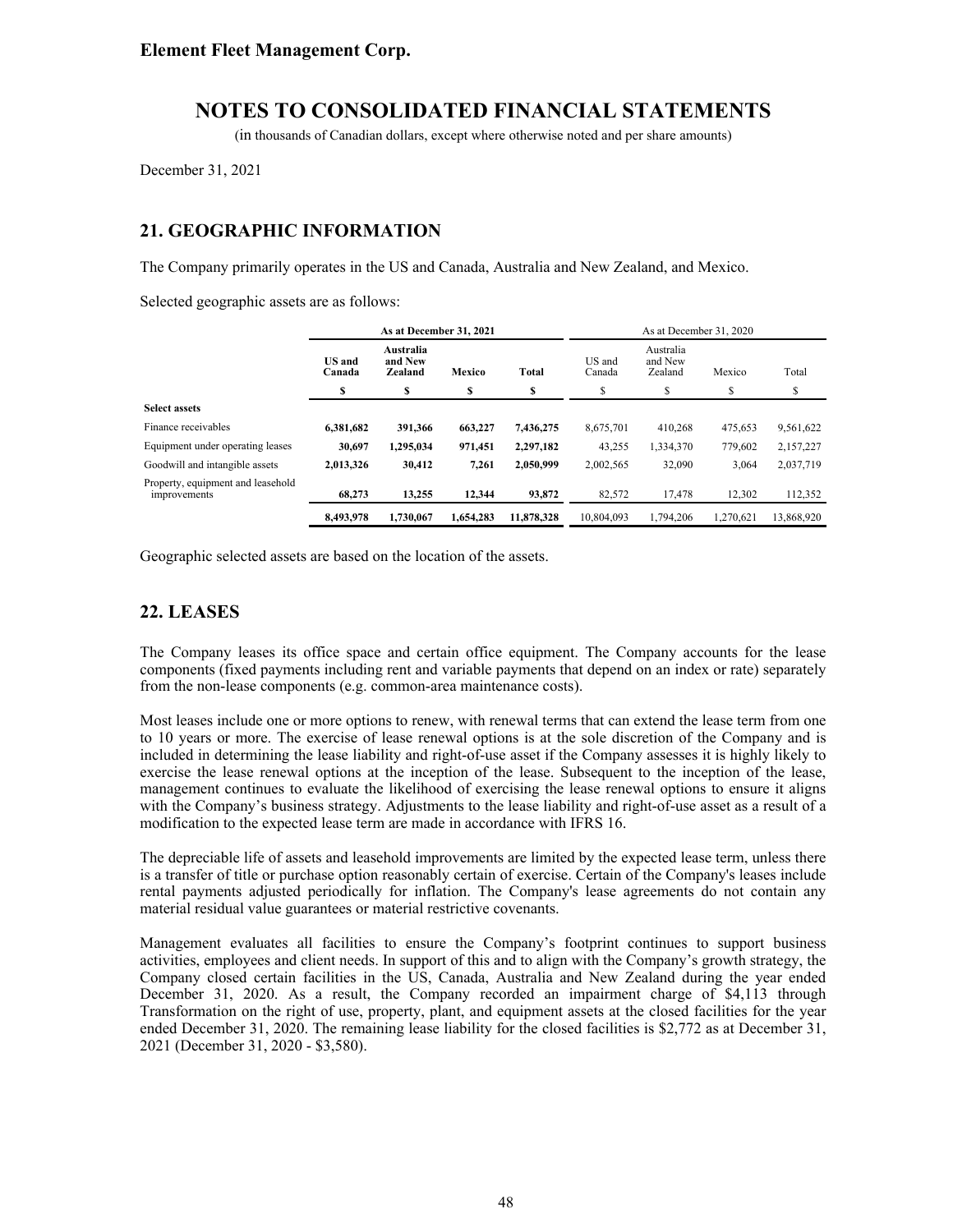# NOTES TO CONSOLIDATED FINANCIAL STATEMENTS

(in thousands of Canadian dollars, except where otherwise noted and per share amounts)

December 31, 2021

## 21. GEOGRAPHIC INFORMATION

The Company primarily operates in the US and Canada, Australia and New Zealand, and Mexico.

Selected geographic assets are as follows:

| | As at December 31, 2021 | | | | As at December 31, 2020 | | | |
|---|---|---|---|---|---|---|---|---|
| | **US and Canada** | **Australia and New Zealand** | **Mexico** | **Total** | US and Canada | Australia and New Zealand | Mexico | Total |
| | **$** | **$** | **$** | **$** | $ | $ | $ | $ |
| **Select assets** | | | | | | | | |
| Finance receivables | **6,381,682** | **391,366** | **663,227** | **7,436,275** | 8,675,701 | 410,268 | 475,653 | 9,561,622 |
| Equipment under operating leases | **30,697** | **1,295,034** | **971,451** | **2,297,182** | 43,255 | 1,334,370 | 779,602 | 2,157,227 |
| Goodwill and intangible assets | **2,013,326** | **30,412** | **7,261** | **2,050,999** | 2,002,565 | 32,090 | 3,064 | 2,037,719 |
| Property, equipment and leasehold improvements | **68,273** | **13,255** | **12,344** | **93,872** | 82,572 | 17,478 | 12,302 | 112,352 |
| | **8,493,978** | **1,730,067** | **1,654,283** | **11,878,328** | 10,804,093 | 1,794,206 | 1,270,621 | 13,868,920 |

Geographic selected assets are based on the location of the assets.

## 22. LEASES

The Company leases its office space and certain office equipment. The Company accounts for the lease components (fixed payments including rent and variable payments that depend on an index or rate) separately from the non-lease components (e.g. common-area maintenance costs).

Most leases include one or more options to renew, with renewal terms that can extend the lease term from one to 10 years or more. The exercise of lease renewal options is at the sole discretion of the Company and is included in determining the lease liability and right-of-use asset if the Company assesses it is highly likely to exercise the lease renewal options at the inception of the lease. Subsequent to the inception of the lease, management continues to evaluate the likelihood of exercising the lease renewal options to ensure it aligns with the Company's business strategy. Adjustments to the lease liability and right-of-use asset as a result of a modification to the expected lease term are made in accordance with IFRS 16.

The depreciable life of assets and leasehold improvements are limited by the expected lease term, unless there is a transfer of title or purchase option reasonably certain of exercise. Certain of the Company's leases include rental payments adjusted periodically for inflation. The Company's lease agreements do not contain any material residual value guarantees or material restrictive covenants.

Management evaluates all facilities to ensure the Company's footprint continues to support business activities, employees and client needs. In support of this and to align with the Company's growth strategy, the Company closed certain facilities in the US, Canada, Australia and New Zealand during the year ended December 31, 2020. As a result, the Company recorded an impairment charge of $4,113 through Transformation on the right of use, property, plant, and equipment assets at the closed facilities for the year ended December 31, 2020. The remaining lease liability for the closed facilities is $2,772 as at December 31, 2021 (December 31, 2020 - $3,580).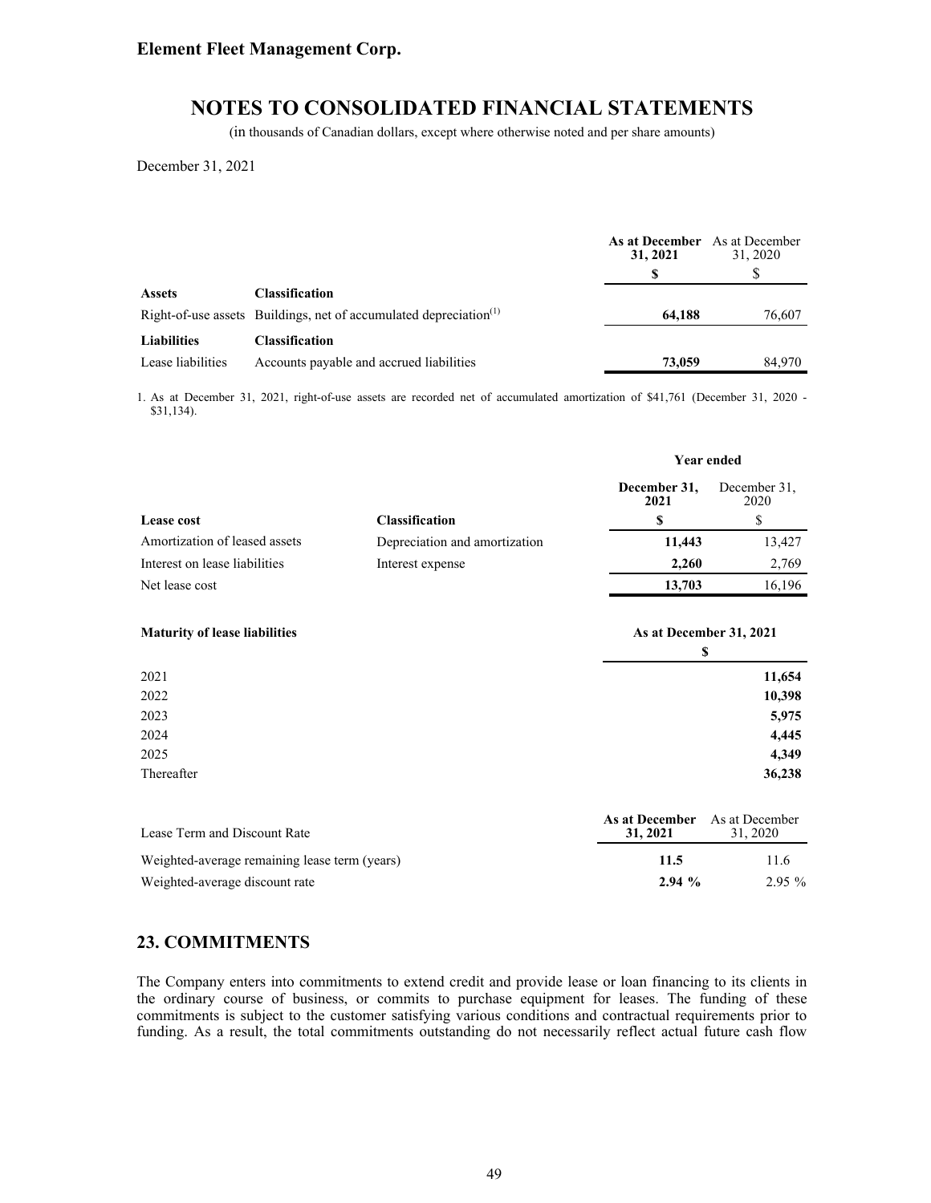Element Fleet Management Corp.

# NOTES TO CONSOLIDATED FINANCIAL STATEMENTS

(in thousands of Canadian dollars, except where otherwise noted and per share amounts)

December 31, 2021

| | | As at December 31, 2021 | As at December 31, 2020 |
|---|---|---|---|
| | | **$** | $ |
| **Assets** | **Classification** | | |
| Right-of-use assets | Buildings, net of accumulated depreciation[1] | **64,188** | 76,607 |
| **Liabilities** | **Classification** | | |
| Lease liabilities | Accounts payable and accrued liabilities | **73,059** | 84,970 |

1. As at December 31, 2021, right-of-use assets are recorded net of accumulated amortization of $41,761 (December 31, 2020 - $31,134).

| | | Year ended | |
|---|---|---|---|
| | | **December 31, 2021** | December 31, 2020 |
| **Lease cost** | **Classification** | **$** | $ |
| Amortization of leased assets | Depreciation and amortization | **11,443** | 13,427 |
| Interest on lease liabilities | Interest expense | **2,260** | 2,769 |
| Net lease cost | | **13,703** | 16,196 |

| **Maturity of lease liabilities** | **As at December 31, 2021** |
|---|---|
| | **$** |
| 2021 | **11,654** |
| 2022 | **10,398** |
| 2023 | **5,975** |
| 2024 | **4,445** |
| 2025 | **4,349** |
| Thereafter | **36,238** |

| Lease Term and Discount Rate | **As at December 31, 2021** | As at December 31, 2020 |
|---|---|---|
| Weighted-average remaining lease term (years) | **11.5** | 11.6 |
| Weighted-average discount rate | **2.94 %** | 2.95 % |

## 23. COMMITMENTS

The Company enters into commitments to extend credit and provide lease or loan financing to its clients in the ordinary course of business, or commits to purchase equipment for leases. The funding of these commitments is subject to the customer satisfying various conditions and contractual requirements prior to funding. As a result, the total commitments outstanding do not necessarily reflect actual future cash flow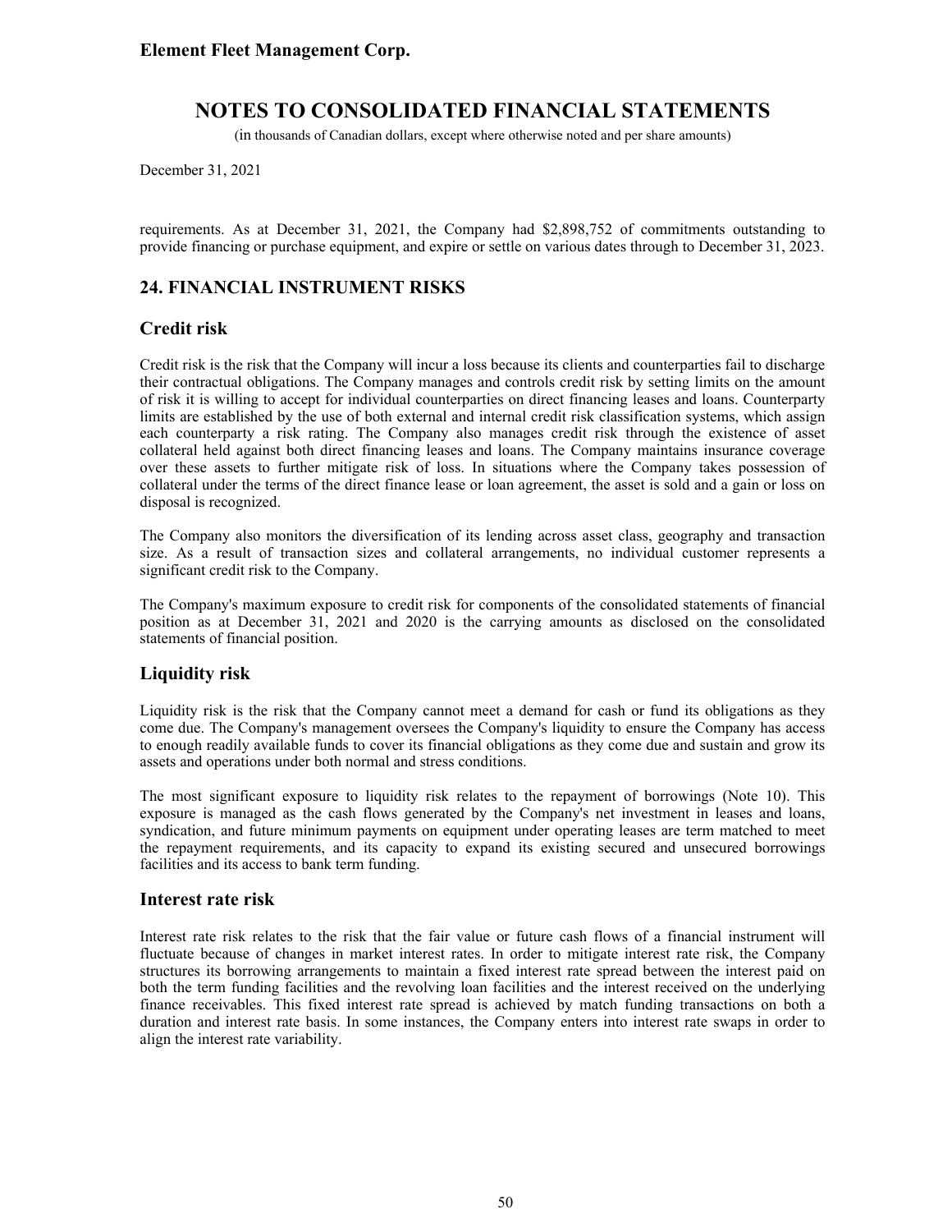requirements. As at December 31, 2021, the Company had $2,898,752 of commitments outstanding to provide financing or purchase equipment, and expire or settle on various dates through to December 31, 2023.

## 24. FINANCIAL INSTRUMENT RISKS

### Credit risk

Credit risk is the risk that the Company will incur a loss because its clients and counterparties fail to discharge their contractual obligations. The Company manages and controls credit risk by setting limits on the amount of risk it is willing to accept for individual counterparties on direct financing leases and loans. Counterparty limits are established by the use of both external and internal credit risk classification systems, which assign each counterparty a risk rating. The Company also manages credit risk through the existence of asset collateral held against both direct financing leases and loans. The Company maintains insurance coverage over these assets to further mitigate risk of loss. In situations where the Company takes possession of collateral under the terms of the direct finance lease or loan agreement, the asset is sold and a gain or loss on disposal is recognized.

The Company also monitors the diversification of its lending across asset class, geography and transaction size. As a result of transaction sizes and collateral arrangements, no individual customer represents a significant credit risk to the Company.

The Company's maximum exposure to credit risk for components of the consolidated statements of financial position as at December 31, 2021 and 2020 is the carrying amounts as disclosed on the consolidated statements of financial position.

### Liquidity risk

Liquidity risk is the risk that the Company cannot meet a demand for cash or fund its obligations as they come due. The Company's management oversees the Company's liquidity to ensure the Company has access to enough readily available funds to cover its financial obligations as they come due and sustain and grow its assets and operations under both normal and stress conditions.

The most significant exposure to liquidity risk relates to the repayment of borrowings (Note 10). This exposure is managed as the cash flows generated by the Company's net investment in leases and loans, syndication, and future minimum payments on equipment under operating leases are term matched to meet the repayment requirements, and its capacity to expand its existing secured and unsecured borrowings facilities and its access to bank term funding.

### Interest rate risk

Interest rate risk relates to the risk that the fair value or future cash flows of a financial instrument will fluctuate because of changes in market interest rates. In order to mitigate interest rate risk, the Company structures its borrowing arrangements to maintain a fixed interest rate spread between the interest paid on both the term funding facilities and the revolving loan facilities and the interest received on the underlying finance receivables. This fixed interest rate spread is achieved by match funding transactions on both a duration and interest rate basis. In some instances, the Company enters into interest rate swaps in order to align the interest rate variability.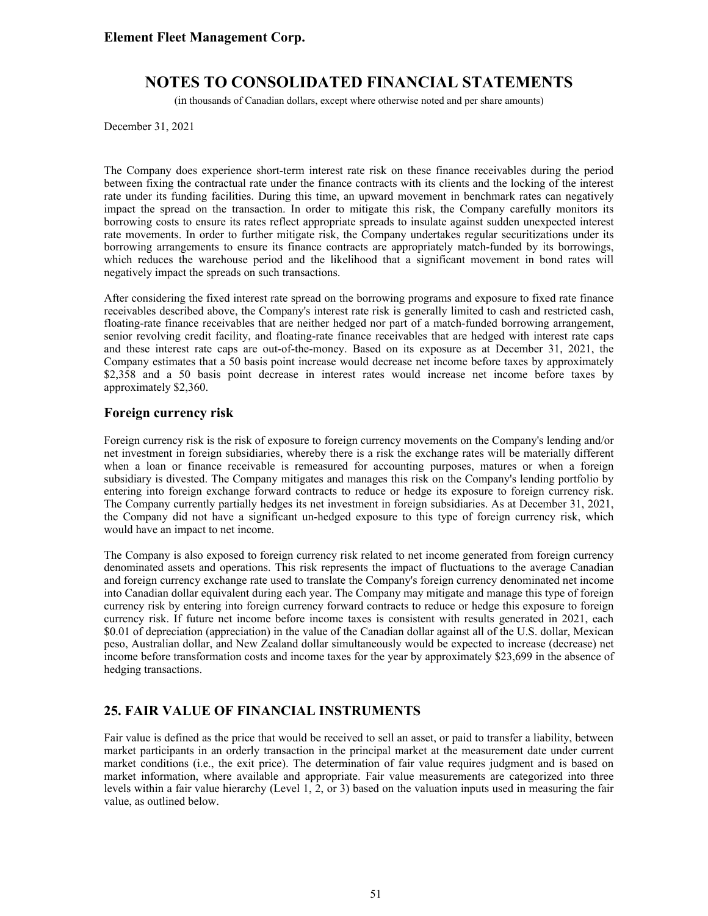The Company does experience short-term interest rate risk on these finance receivables during the period between fixing the contractual rate under the finance contracts with its clients and the locking of the interest rate under its funding facilities. During this time, an upward movement in benchmark rates can negatively impact the spread on the transaction. In order to mitigate this risk, the Company carefully monitors its borrowing costs to ensure its rates reflect appropriate spreads to insulate against sudden unexpected interest rate movements. In order to further mitigate risk, the Company undertakes regular securitizations under its borrowing arrangements to ensure its finance contracts are appropriately match-funded by its borrowings, which reduces the warehouse period and the likelihood that a significant movement in bond rates will negatively impact the spreads on such transactions.

After considering the fixed interest rate spread on the borrowing programs and exposure to fixed rate finance receivables described above, the Company's interest rate risk is generally limited to cash and restricted cash, floating-rate finance receivables that are neither hedged nor part of a match-funded borrowing arrangement, senior revolving credit facility, and floating-rate finance receivables that are hedged with interest rate caps and these interest rate caps are out-of-the-money. Based on its exposure as at December 31, 2021, the Company estimates that a 50 basis point increase would decrease net income before taxes by approximately $2,358 and a 50 basis point decrease in interest rates would increase net income before taxes by approximately $2,360.

## Foreign currency risk

Foreign currency risk is the risk of exposure to foreign currency movements on the Company's lending and/or net investment in foreign subsidiaries, whereby there is a risk the exchange rates will be materially different when a loan or finance receivable is remeasured for accounting purposes, matures or when a foreign subsidiary is divested. The Company mitigates and manages this risk on the Company's lending portfolio by entering into foreign exchange forward contracts to reduce or hedge its exposure to foreign currency risk. The Company currently partially hedges its net investment in foreign subsidiaries. As at December 31, 2021, the Company did not have a significant un-hedged exposure to this type of foreign currency risk, which would have an impact to net income.

The Company is also exposed to foreign currency risk related to net income generated from foreign currency denominated assets and operations. This risk represents the impact of fluctuations to the average Canadian and foreign currency exchange rate used to translate the Company's foreign currency denominated net income into Canadian dollar equivalent during each year. The Company may mitigate and manage this type of foreign currency risk by entering into foreign currency forward contracts to reduce or hedge this exposure to foreign currency risk. If future net income before income taxes is consistent with results generated in 2021, each $0.01 of depreciation (appreciation) in the value of the Canadian dollar against all of the U.S. dollar, Mexican peso, Australian dollar, and New Zealand dollar simultaneously would be expected to increase (decrease) net income before transformation costs and income taxes for the year by approximately $23,699 in the absence of hedging transactions.

## 25. FAIR VALUE OF FINANCIAL INSTRUMENTS

Fair value is defined as the price that would be received to sell an asset, or paid to transfer a liability, between market participants in an orderly transaction in the principal market at the measurement date under current market conditions (i.e., the exit price). The determination of fair value requires judgment and is based on market information, where available and appropriate. Fair value measurements are categorized into three levels within a fair value hierarchy (Level 1, 2, or 3) based on the valuation inputs used in measuring the fair value, as outlined below.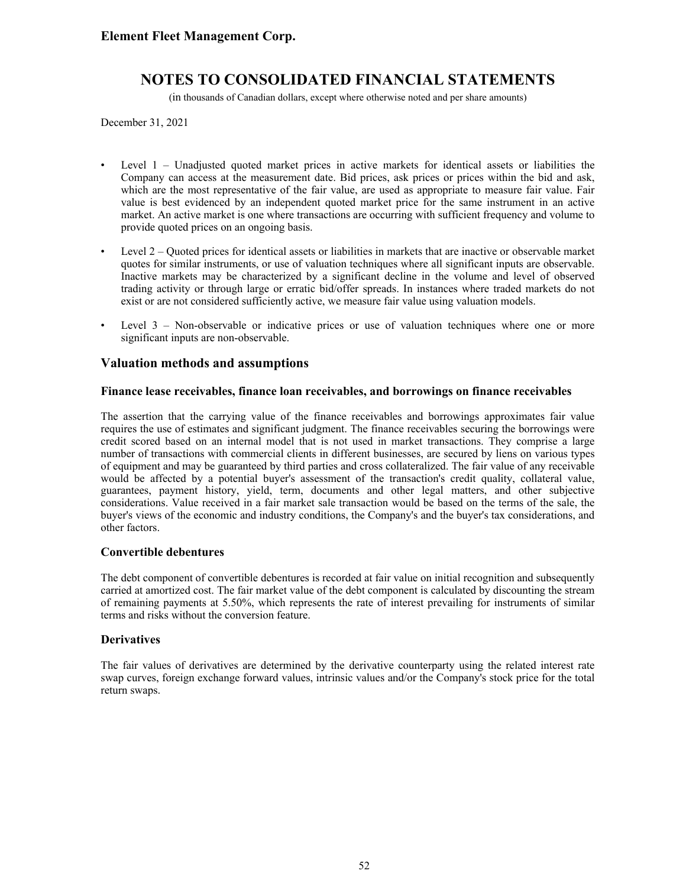- Level 1 – Unadjusted quoted market prices in active markets for identical assets or liabilities the Company can access at the measurement date. Bid prices, ask prices or prices within the bid and ask, which are the most representative of the fair value, are used as appropriate to measure fair value. Fair value is best evidenced by an independent quoted market price for the same instrument in an active market. An active market is one where transactions are occurring with sufficient frequency and volume to provide quoted prices on an ongoing basis.

- Level 2 – Quoted prices for identical assets or liabilities in markets that are inactive or observable market quotes for similar instruments, or use of valuation techniques where all significant inputs are observable. Inactive markets may be characterized by a significant decline in the volume and level of observed trading activity or through large or erratic bid/offer spreads. In instances where traded markets do not exist or are not considered sufficiently active, we measure fair value using valuation models.

- Level 3 – Non-observable or indicative prices or use of valuation techniques where one or more significant inputs are non-observable.

## Valuation methods and assumptions

### Finance lease receivables, finance loan receivables, and borrowings on finance receivables

The assertion that the carrying value of the finance receivables and borrowings approximates fair value requires the use of estimates and significant judgment. The finance receivables securing the borrowings were credit scored based on an internal model that is not used in market transactions. They comprise a large number of transactions with commercial clients in different businesses, are secured by liens on various types of equipment and may be guaranteed by third parties and cross collateralized. The fair value of any receivable would be affected by a potential buyer's assessment of the transaction's credit quality, collateral value, guarantees, payment history, yield, term, documents and other legal matters, and other subjective considerations. Value received in a fair market sale transaction would be based on the terms of the sale, the buyer's views of the economic and industry conditions, the Company's and the buyer's tax considerations, and other factors.

### Convertible debentures

The debt component of convertible debentures is recorded at fair value on initial recognition and subsequently carried at amortized cost. The fair market value of the debt component is calculated by discounting the stream of remaining payments at 5.50%, which represents the rate of interest prevailing for instruments of similar terms and risks without the conversion feature.

### Derivatives

The fair values of derivatives are determined by the derivative counterparty using the related interest rate swap curves, foreign exchange forward values, intrinsic values and/or the Company's stock price for the total return swaps.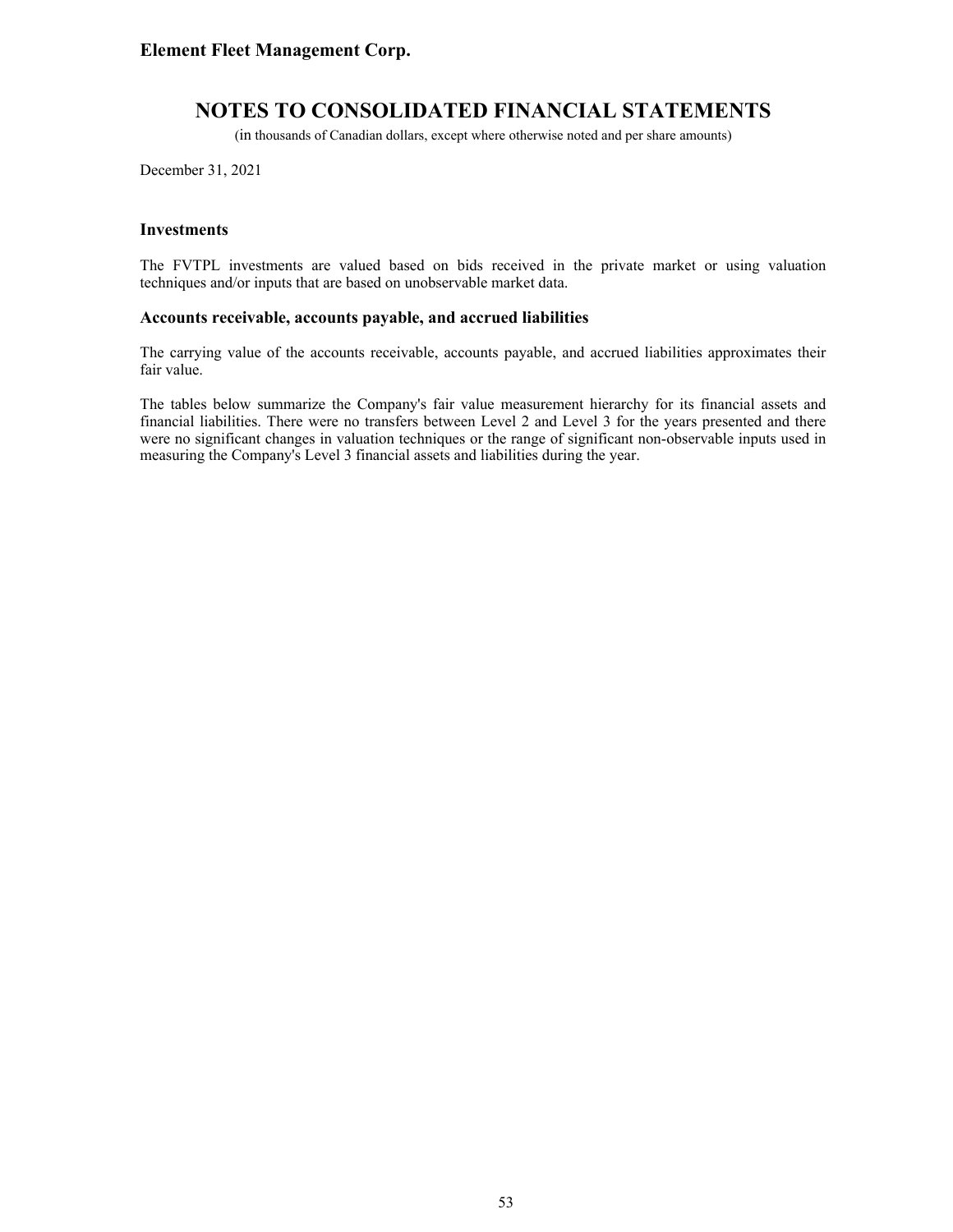### Investments

The FVTPL investments are valued based on bids received in the private market or using valuation techniques and/or inputs that are based on unobservable market data.

### Accounts receivable, accounts payable, and accrued liabilities

The carrying value of the accounts receivable, accounts payable, and accrued liabilities approximates their fair value.

The tables below summarize the Company's fair value measurement hierarchy for its financial assets and financial liabilities. There were no transfers between Level 2 and Level 3 for the years presented and there were no significant changes in valuation techniques or the range of significant non-observable inputs used in measuring the Company's Level 3 financial assets and liabilities during the year.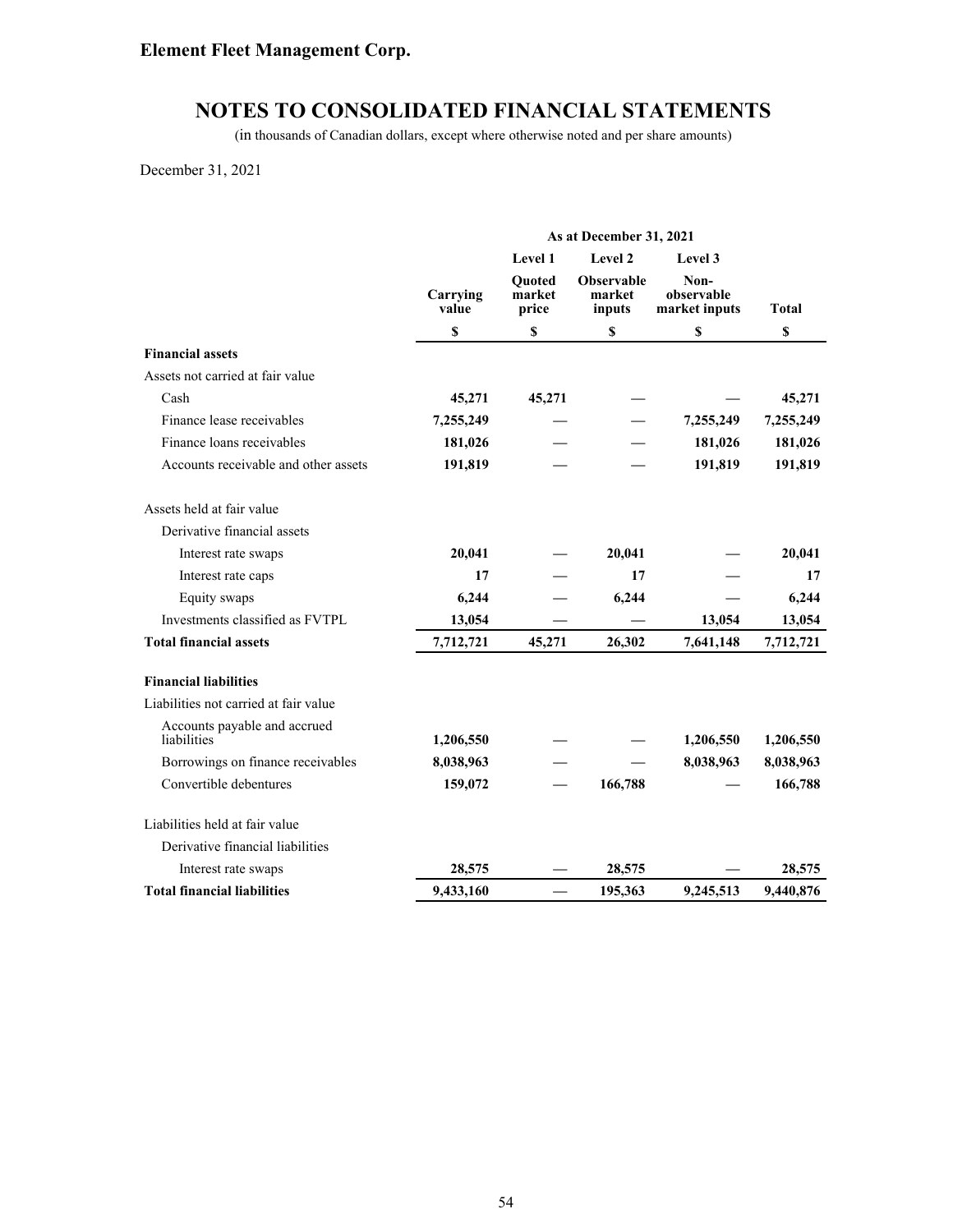# Element Fleet Management Corp.

## NOTES TO CONSOLIDATED FINANCIAL STATEMENTS

(in thousands of Canadian dollars, except where otherwise noted and per share amounts)

December 31, 2021

| | As at December 31, 2021 | | | | |
|---|---|---|---|---|---|
| | | Level 1 | Level 2 | Level 3 | |
| | Carrying value | Quoted market price | Observable market inputs | Non-observable market inputs | Total |
| | $ | $ | $ | $ | $ |
| **Financial assets** | | | | | |
| Assets not carried at fair value | | | | | |
| Cash | **45,271** | **45,271** | **—** | **—** | **45,271** |
| Finance lease receivables | **7,255,249** | **—** | **—** | **7,255,249** | **7,255,249** |
| Finance loans receivables | **181,026** | **—** | **—** | **181,026** | **181,026** |
| Accounts receivable and other assets | **191,819** | **—** | **—** | **191,819** | **191,819** |
| Assets held at fair value | | | | | |
| Derivative financial assets | | | | | |
| Interest rate swaps | **20,041** | **—** | **20,041** | **—** | **20,041** |
| Interest rate caps | **17** | **—** | **17** | **—** | **17** |
| Equity swaps | **6,244** | **—** | **6,244** | **—** | **6,244** |
| Investments classified as FVTPL | **13,054** | **—** | **—** | **13,054** | **13,054** |
| **Total financial assets** | **7,712,721** | **45,271** | **26,302** | **7,641,148** | **7,712,721** |
| **Financial liabilities** | | | | | |
| Liabilities not carried at fair value | | | | | |
| Accounts payable and accrued liabilities | **1,206,550** | **—** | **—** | **1,206,550** | **1,206,550** |
| Borrowings on finance receivables | **8,038,963** | **—** | **—** | **8,038,963** | **8,038,963** |
| Convertible debentures | **159,072** | **—** | **166,788** | **—** | **166,788** |
| Liabilities held at fair value | | | | | |
| Derivative financial liabilities | | | | | |
| Interest rate swaps | **28,575** | **—** | **28,575** | **—** | **28,575** |
| **Total financial liabilities** | **9,433,160** | **—** | **195,363** | **9,245,513** | **9,440,876** |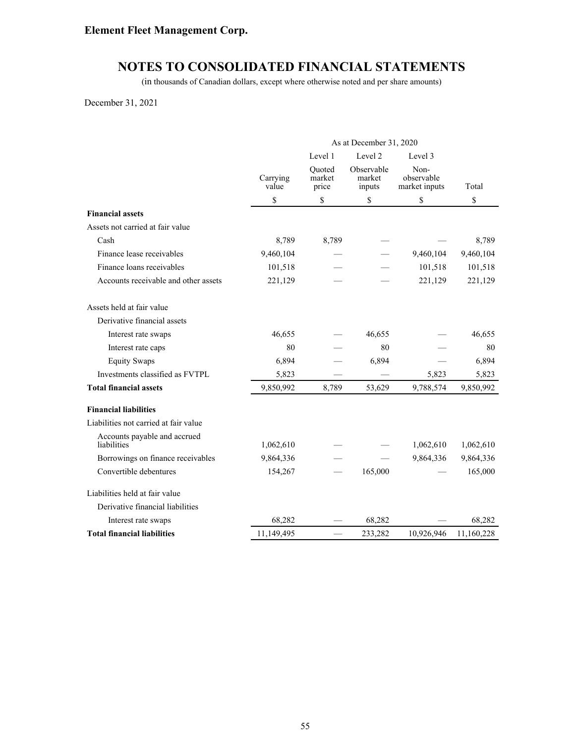**Element Fleet Management Corp.**

# NOTES TO CONSOLIDATED FINANCIAL STATEMENTS

(in thousands of Canadian dollars, except where otherwise noted and per share amounts)

December 31, 2021

| | As at December 31, 2020 | | | | |
|---|---|---|---|---|---|
| | | Level 1 | Level 2 | Level 3 | |
| | Carrying value | Quoted market price | Observable market inputs | Non-observable market inputs | Total |
| | $ | $ | $ | $ | $ |
| **Financial assets** | | | | | |
| Assets not carried at fair value | | | | | |
| Cash | 8,789 | 8,789 | — | — | 8,789 |
| Finance lease receivables | 9,460,104 | — | — | 9,460,104 | 9,460,104 |
| Finance loans receivables | 101,518 | — | — | 101,518 | 101,518 |
| Accounts receivable and other assets | 221,129 | — | — | 221,129 | 221,129 |
| Assets held at fair value | | | | | |
| Derivative financial assets | | | | | |
| Interest rate swaps | 46,655 | — | 46,655 | — | 46,655 |
| Interest rate caps | 80 | — | 80 | — | 80 |
| Equity Swaps | 6,894 | — | 6,894 | — | 6,894 |
| Investments classified as FVTPL | 5,823 | — | — | 5,823 | 5,823 |
| **Total financial assets** | 9,850,992 | 8,789 | 53,629 | 9,788,574 | 9,850,992 |
| **Financial liabilities** | | | | | |
| Liabilities not carried at fair value | | | | | |
| Accounts payable and accrued liabilities | 1,062,610 | — | — | 1,062,610 | 1,062,610 |
| Borrowings on finance receivables | 9,864,336 | — | — | 9,864,336 | 9,864,336 |
| Convertible debentures | 154,267 | — | 165,000 | — | 165,000 |
| Liabilities held at fair value | | | | | |
| Derivative financial liabilities | | | | | |
| Interest rate swaps | 68,282 | — | 68,282 | — | 68,282 |
| **Total financial liabilities** | 11,149,495 | — | 233,282 | 10,926,946 | 11,160,228 |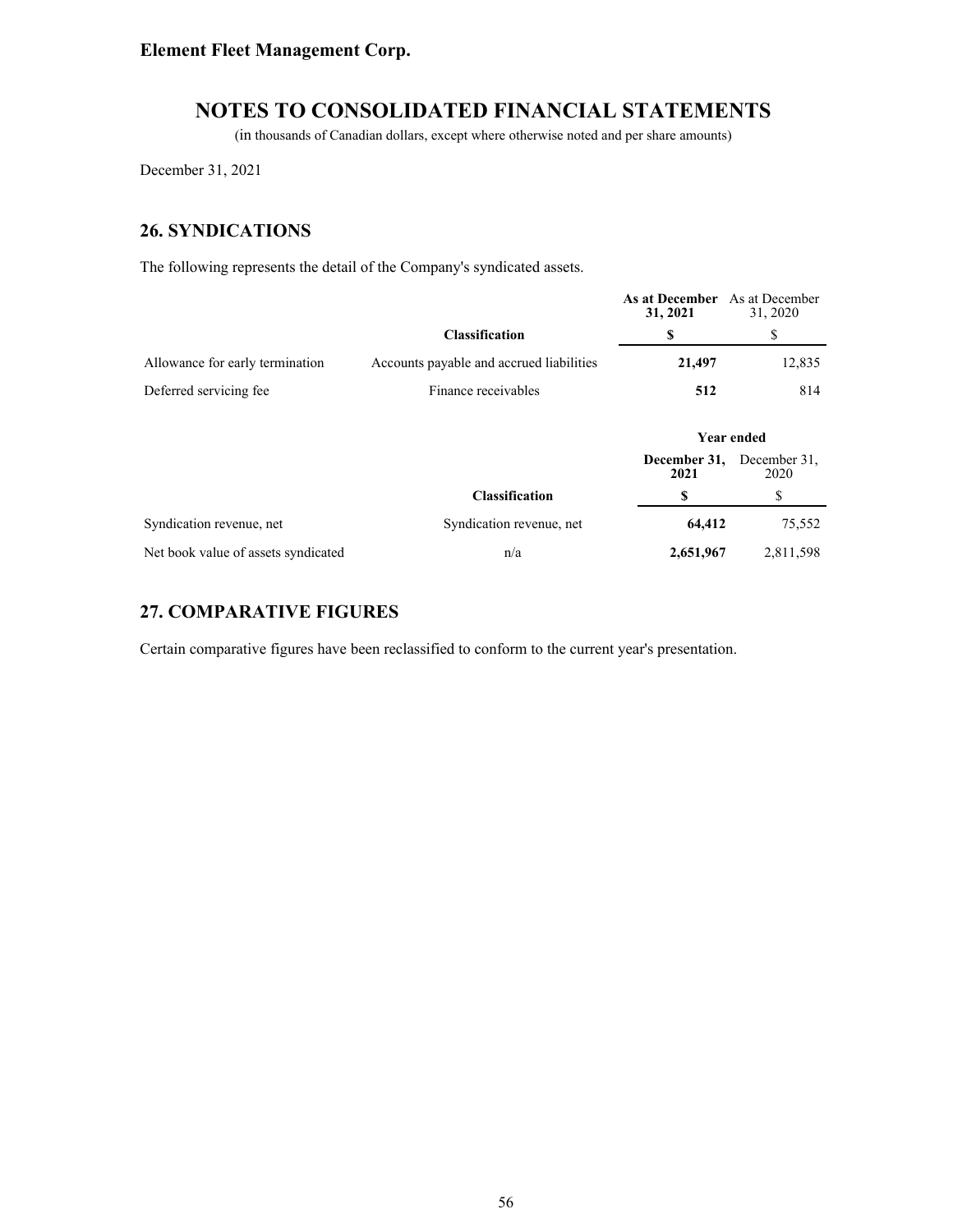**Element Fleet Management Corp.**

# NOTES TO CONSOLIDATED FINANCIAL STATEMENTS

(in thousands of Canadian dollars, except where otherwise noted and per share amounts)

December 31, 2021

## 26. SYNDICATIONS

The following represents the detail of the Company's syndicated assets.

| | Classification | **As at December 31, 2021** | As at December 31, 2020 |
|---|---|---|---|
| | | **\$** | \$ |
| Allowance for early termination | Accounts payable and accrued liabilities | **21,497** | 12,835 |
| Deferred servicing fee | Finance receivables | **512** | 814 |

| | | Year ended | |
|---|---|---|---|
| | Classification | **December 31, 2021** | December 31, 2020 |
| | | **\$** | \$ |
| Syndication revenue, net | Syndication revenue, net | **64,412** | 75,552 |
| Net book value of assets syndicated | n/a | **2,651,967** | 2,811,598 |

## 27. COMPARATIVE FIGURES

Certain comparative figures have been reclassified to conform to the current year's presentation.